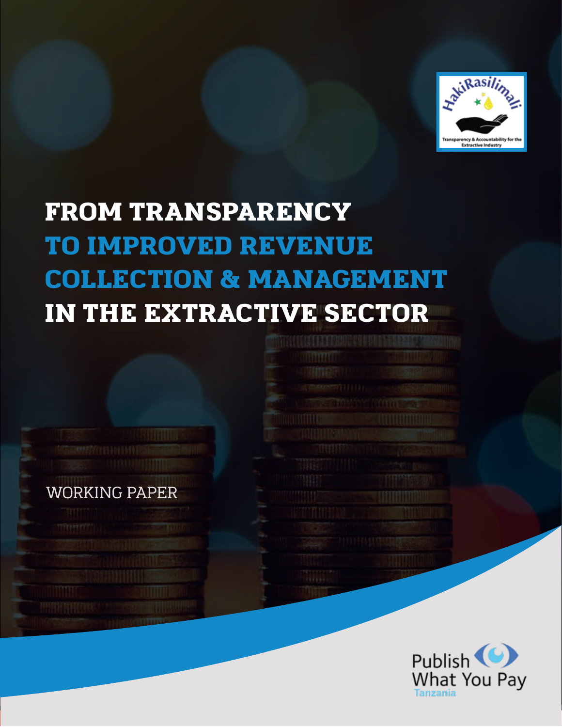HakiRasilimali

Transparency & Accountability for the Extractive Industry

# FROM TRANSPARENCY TO IMPROVED REVENUE COLLECTION & MANAGEMENT IN THE EXTRACTIVE SECTOR

WORKING PAPER

Publish What You Pay Tanzania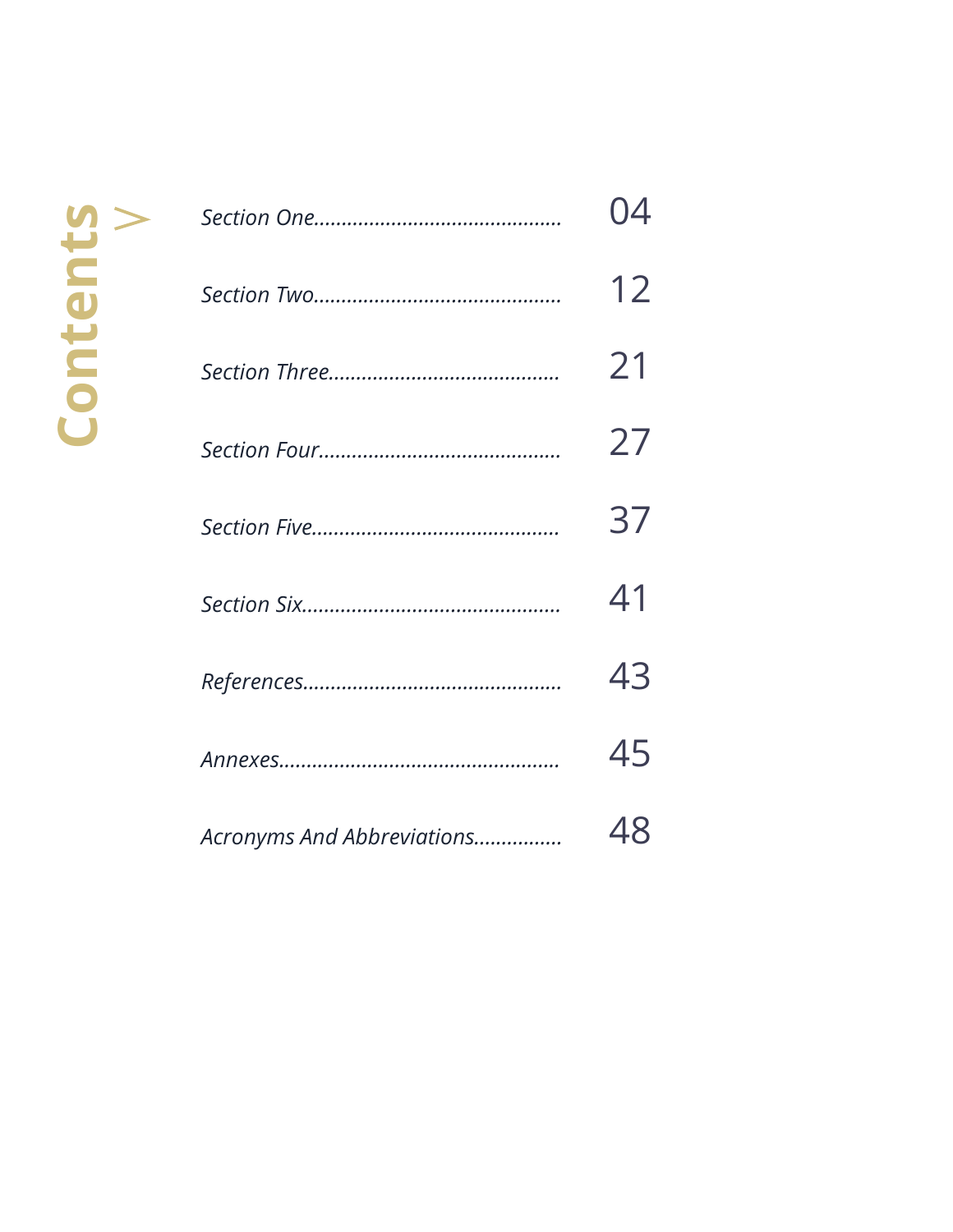# Contents

| | |
|---|---|
| *Section One* | 04 |
| *Section Two* | 12 |
| *Section Three* | 21 |
| *Section Four* | 27 |
| *Section Five* | 37 |
| *Section Six* | 41 |
| *References* | 43 |
| *Annexes* | 45 |
| *Acronyms And Abbreviations* | 48 |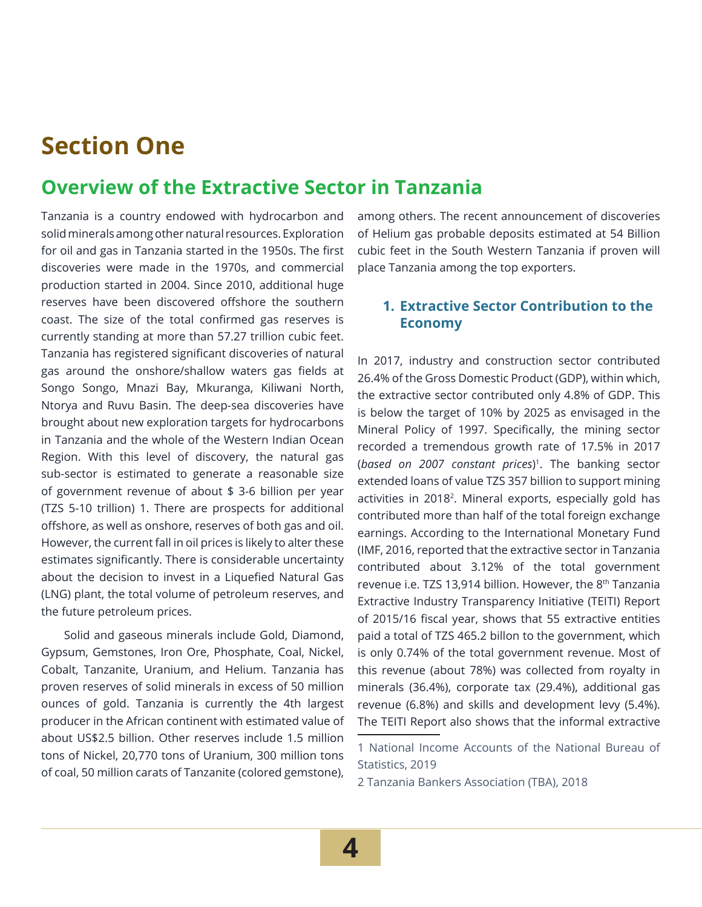# Section One

## Overview of the Extractive Sector in Tanzania

Tanzania is a country endowed with hydrocarbon and solid minerals among other natural resources. Exploration for oil and gas in Tanzania started in the 1950s. The first discoveries were made in the 1970s, and commercial production started in 2004. Since 2010, additional huge reserves have been discovered offshore the southern coast. The size of the total confirmed gas reserves is currently standing at more than 57.27 trillion cubic feet. Tanzania has registered significant discoveries of natural gas around the onshore/shallow waters gas fields at Songo Songo, Mnazi Bay, Mkuranga, Kiliwani North, Ntorya and Ruvu Basin. The deep-sea discoveries have brought about new exploration targets for hydrocarbons in Tanzania and the whole of the Western Indian Ocean Region. With this level of discovery, the natural gas sub-sector is estimated to generate a reasonable size of government revenue of about $ 3-6 billion per year (TZS 5-10 trillion) 1. There are prospects for additional offshore, as well as onshore, reserves of both gas and oil. However, the current fall in oil prices is likely to alter these estimates significantly. There is considerable uncertainty about the decision to invest in a Liquefied Natural Gas (LNG) plant, the total volume of petroleum reserves, and the future petroleum prices.

Solid and gaseous minerals include Gold, Diamond, Gypsum, Gemstones, Iron Ore, Phosphate, Coal, Nickel, Cobalt, Tanzanite, Uranium, and Helium. Tanzania has proven reserves of solid minerals in excess of 50 million ounces of gold. Tanzania is currently the 4th largest producer in the African continent with estimated value of about US$2.5 billion. Other reserves include 1.5 million tons of Nickel, 20,770 tons of Uranium, 300 million tons of coal, 50 million carats of Tanzanite (colored gemstone), among others. The recent announcement of discoveries of Helium gas probable deposits estimated at 54 Billion cubic feet in the South Western Tanzania if proven will place Tanzania among the top exporters.

### 1. Extractive Sector Contribution to the Economy

In 2017, industry and construction sector contributed 26.4% of the Gross Domestic Product (GDP), within which, the extractive sector contributed only 4.8% of GDP. This is below the target of 10% by 2025 as envisaged in the Mineral Policy of 1997. Specifically, the mining sector recorded a tremendous growth rate of 17.5% in 2017 (*based on 2007 constant prices*)[1]. The banking sector extended loans of value TZS 357 billion to support mining activities in 2018[2]. Mineral exports, especially gold has contributed more than half of the total foreign exchange earnings. According to the International Monetary Fund (IMF, 2016, reported that the extractive sector in Tanzania contributed about 3.12% of the total government revenue i.e. TZS 13,914 billion. However, the 8th Tanzania Extractive Industry Transparency Initiative (TEITI) Report of 2015/16 fiscal year, shows that 55 extractive entities paid a total of TZS 465.2 billon to the government, which is only 0.74% of the total government revenue. Most of this revenue (about 78%) was collected from royalty in minerals (36.4%), corporate tax (29.4%), additional gas revenue (6.8%) and skills and development levy (5.4%). The TEITI Report also shows that the informal extractive

1 National Income Accounts of the National Bureau of Statistics, 2019

2 Tanzania Bankers Association (TBA), 2018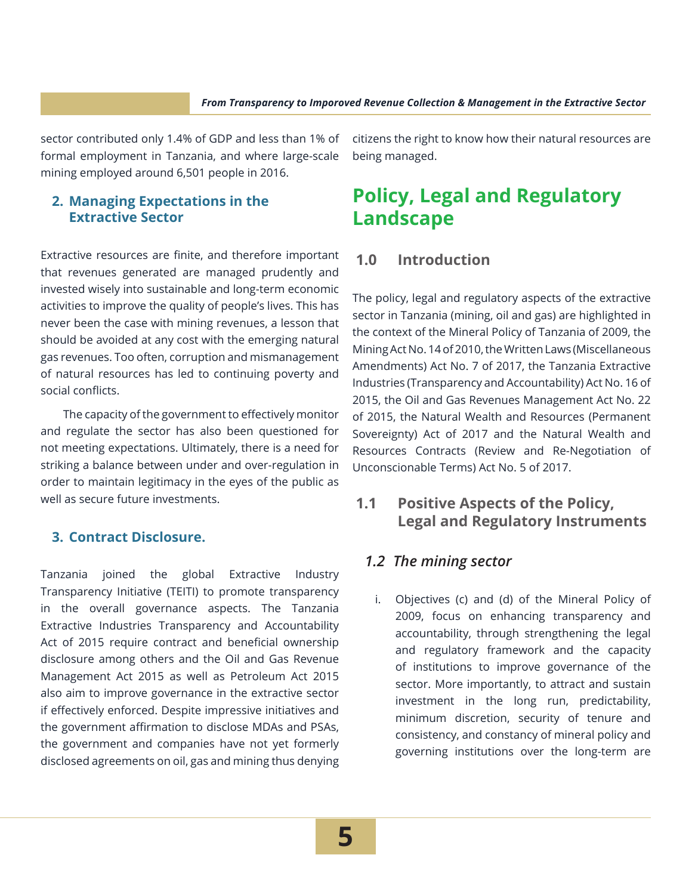sector contributed only 1.4% of GDP and less than 1% of formal employment in Tanzania, and where large-scale mining employed around 6,501 people in 2016.

### 2. Managing Expectations in the Extractive Sector

Extractive resources are finite, and therefore important that revenues generated are managed prudently and invested wisely into sustainable and long-term economic activities to improve the quality of people's lives. This has never been the case with mining revenues, a lesson that should be avoided at any cost with the emerging natural gas revenues. Too often, corruption and mismanagement of natural resources has led to continuing poverty and social conflicts.

The capacity of the government to effectively monitor and regulate the sector has also been questioned for not meeting expectations. Ultimately, there is a need for striking a balance between under and over-regulation in order to maintain legitimacy in the eyes of the public as well as secure future investments.

### 3. Contract Disclosure.

Tanzania joined the global Extractive Industry Transparency Initiative (TEITI) to promote transparency in the overall governance aspects. The Tanzania Extractive Industries Transparency and Accountability Act of 2015 require contract and beneficial ownership disclosure among others and the Oil and Gas Revenue Management Act 2015 as well as Petroleum Act 2015 also aim to improve governance in the extractive sector if effectively enforced. Despite impressive initiatives and the government affirmation to disclose MDAs and PSAs, the government and companies have not yet formerly disclosed agreements on oil, gas and mining thus denying citizens the right to know how their natural resources are being managed.

# Policy, Legal and Regulatory Landscape

## 1.0 Introduction

The policy, legal and regulatory aspects of the extractive sector in Tanzania (mining, oil and gas) are highlighted in the context of the Mineral Policy of Tanzania of 2009, the Mining Act No. 14 of 2010, the Written Laws (Miscellaneous Amendments) Act No. 7 of 2017, the Tanzania Extractive Industries (Transparency and Accountability) Act No. 16 of 2015, the Oil and Gas Revenues Management Act No. 22 of 2015, the Natural Wealth and Resources (Permanent Sovereignty) Act of 2017 and the Natural Wealth and Resources Contracts (Review and Re-Negotiation of Unconscionable Terms) Act No. 5 of 2017.

## 1.1 Positive Aspects of the Policy, Legal and Regulatory Instruments

### *1.2 The mining sector*

i. Objectives (c) and (d) of the Mineral Policy of 2009, focus on enhancing transparency and accountability, through strengthening the legal and regulatory framework and the capacity of institutions to improve governance of the sector. More importantly, to attract and sustain investment in the long run, predictability, minimum discretion, security of tenure and consistency, and constancy of mineral policy and governing institutions over the long-term are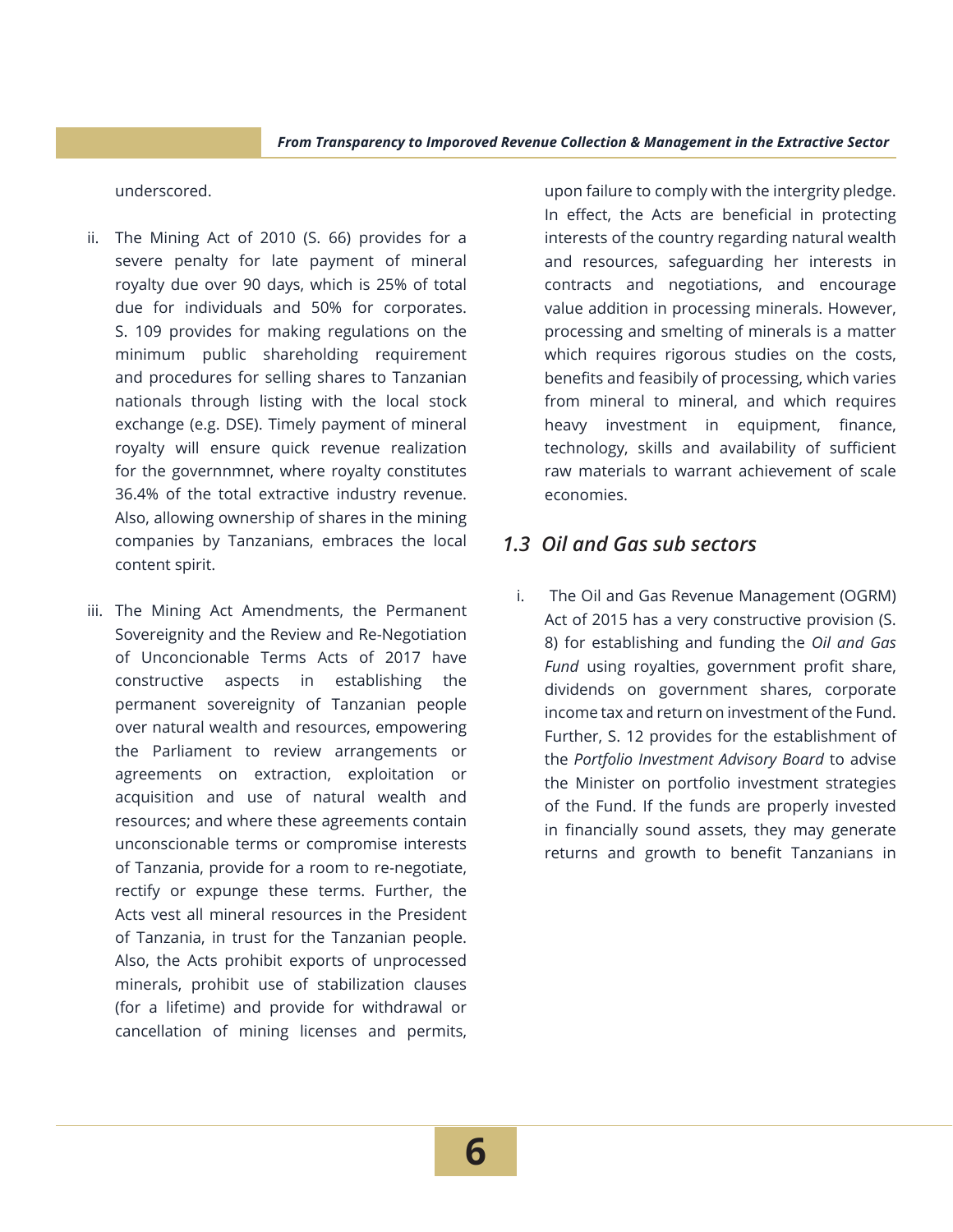underscored.

ii. The Mining Act of 2010 (S. 66) provides for a severe penalty for late payment of mineral royalty due over 90 days, which is 25% of total due for individuals and 50% for corporates. S. 109 provides for making regulations on the minimum public shareholding requirement and procedures for selling shares to Tanzanian nationals through listing with the local stock exchange (e.g. DSE). Timely payment of mineral royalty will ensure quick revenue realization for the governnmnet, where royalty constitutes 36.4% of the total extractive industry revenue. Also, allowing ownership of shares in the mining companies by Tanzanians, embraces the local content spirit.

iii. The Mining Act Amendments, the Permanent Sovereignity and the Review and Re-Negotiation of Unconcionable Terms Acts of 2017 have constructive aspects in establishing the permanent sovereignity of Tanzanian people over natural wealth and resources, empowering the Parliament to review arrangements or agreements on extraction, exploitation or acquisition and use of natural wealth and resources; and where these agreements contain unconscionable terms or compromise interests of Tanzania, provide for a room to re-negotiate, rectify or expunge these terms. Further, the Acts vest all mineral resources in the President of Tanzania, in trust for the Tanzanian people. Also, the Acts prohibit exports of unprocessed minerals, prohibit use of stabilization clauses (for a lifetime) and provide for withdrawal or cancellation of mining licenses and permits, upon failure to comply with the intergrity pledge. In effect, the Acts are beneficial in protecting interests of the country regarding natural wealth and resources, safeguarding her interests in contracts and negotiations, and encourage value addition in processing minerals. However, processing and smelting of minerals is a matter which requires rigorous studies on the costs, benefits and feasibily of processing, which varies from mineral to mineral, and which requires heavy investment in equipment, finance, technology, skills and availability of sufficient raw materials to warrant achievement of scale economies.

### *1.3 Oil and Gas sub sectors*

i. The Oil and Gas Revenue Management (OGRM) Act of 2015 has a very constructive provision (S. 8) for establishing and funding the *Oil and Gas Fund* using royalties, government profit share, dividends on government shares, corporate income tax and return on investment of the Fund. Further, S. 12 provides for the establishment of the *Portfolio Investment Advisory Board* to advise the Minister on portfolio investment strategies of the Fund. If the funds are properly invested in financially sound assets, they may generate returns and growth to benefit Tanzanians in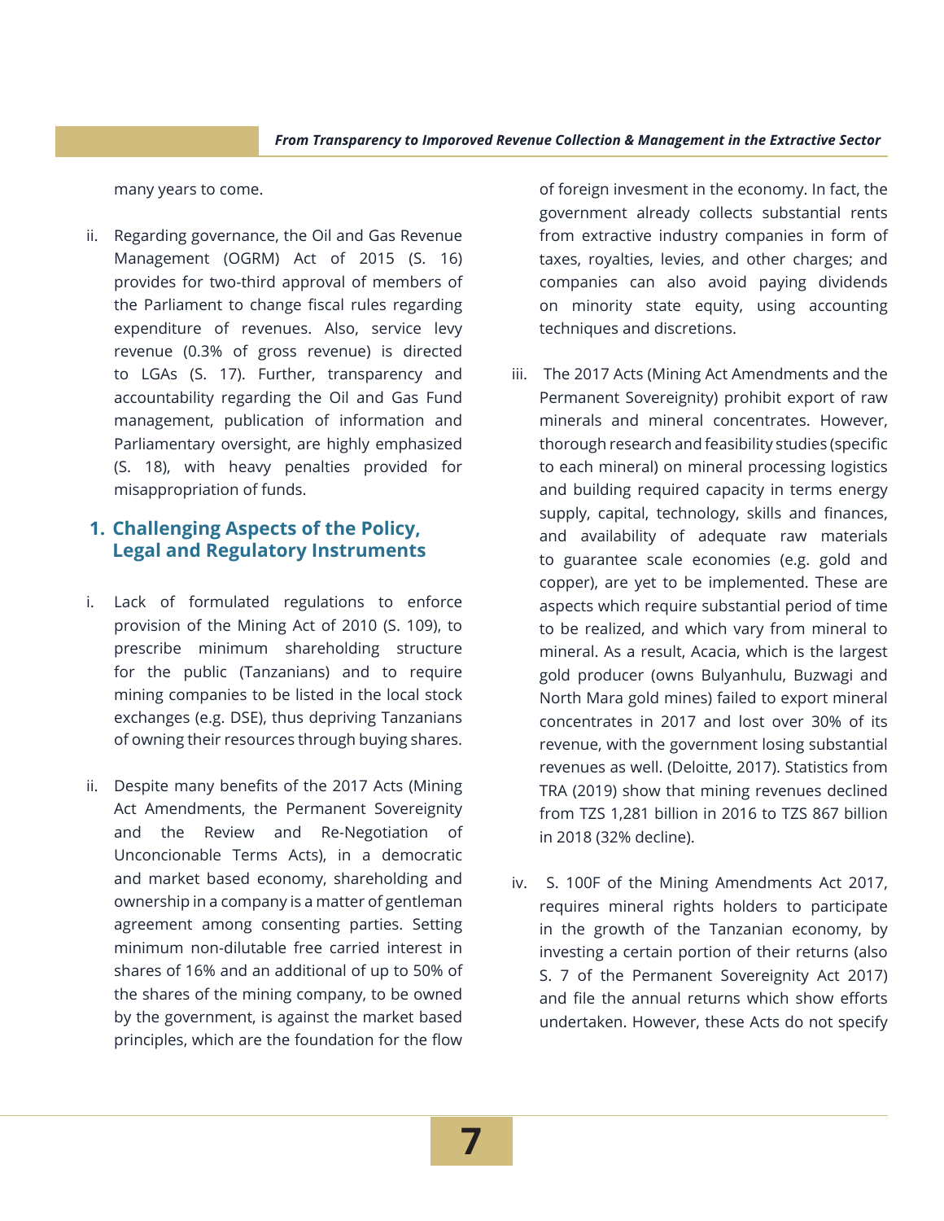many years to come.

ii. Regarding governance, the Oil and Gas Revenue Management (OGRM) Act of 2015 (S. 16) provides for two-third approval of members of the Parliament to change fiscal rules regarding expenditure of revenues. Also, service levy revenue (0.3% of gross revenue) is directed to LGAs (S. 17). Further, transparency and accountability regarding the Oil and Gas Fund management, publication of information and Parliamentary oversight, are highly emphasized (S. 18), with heavy penalties provided for misappropriation of funds.

## 1. Challenging Aspects of the Policy, Legal and Regulatory Instruments

i. Lack of formulated regulations to enforce provision of the Mining Act of 2010 (S. 109), to prescribe minimum shareholding structure for the public (Tanzanians) and to require mining companies to be listed in the local stock exchanges (e.g. DSE), thus depriving Tanzanians of owning their resources through buying shares.

ii. Despite many benefits of the 2017 Acts (Mining Act Amendments, the Permanent Sovereignity and the Review and Re-Negotiation of Unconcionable Terms Acts), in a democratic and market based economy, shareholding and ownership in a company is a matter of gentleman agreement among consenting parties. Setting minimum non-dilutable free carried interest in shares of 16% and an additional of up to 50% of the shares of the mining company, to be owned by the government, is against the market based principles, which are the foundation for the flow of foreign invesment in the economy. In fact, the government already collects substantial rents from extractive industry companies in form of taxes, royalties, levies, and other charges; and companies can also avoid paying dividends on minority state equity, using accounting techniques and discretions.

iii. The 2017 Acts (Mining Act Amendments and the Permanent Sovereignity) prohibit export of raw minerals and mineral concentrates. However, thorough research and feasibility studies (specific to each mineral) on mineral processing logistics and building required capacity in terms energy supply, capital, technology, skills and finances, and availability of adequate raw materials to guarantee scale economies (e.g. gold and copper), are yet to be implemented. These are aspects which require substantial period of time to be realized, and which vary from mineral to mineral. As a result, Acacia, which is the largest gold producer (owns Bulyanhulu, Buzwagi and North Mara gold mines) failed to export mineral concentrates in 2017 and lost over 30% of its revenue, with the government losing substantial revenues as well. (Deloitte, 2017). Statistics from TRA (2019) show that mining revenues declined from TZS 1,281 billion in 2016 to TZS 867 billion in 2018 (32% decline).

iv. S. 100F of the Mining Amendments Act 2017, requires mineral rights holders to participate in the growth of the Tanzanian economy, by investing a certain portion of their returns (also S. 7 of the Permanent Sovereignity Act 2017) and file the annual returns which show efforts undertaken. However, these Acts do not specify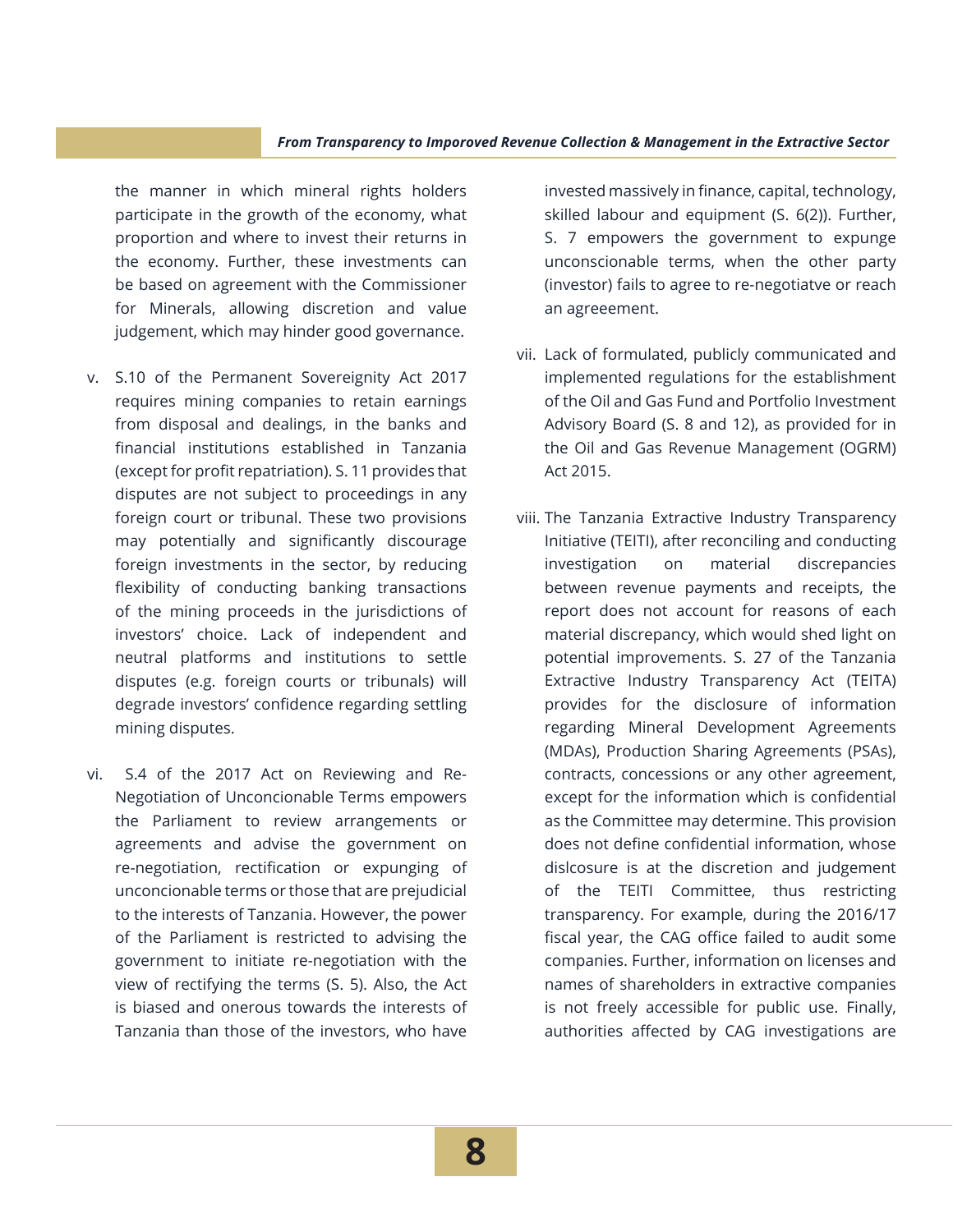the manner in which mineral rights holders participate in the growth of the economy, what proportion and where to invest their returns in the economy. Further, these investments can be based on agreement with the Commissioner for Minerals, allowing discretion and value judgement, which may hinder good governance.

v. S.10 of the Permanent Sovereignity Act 2017 requires mining companies to retain earnings from disposal and dealings, in the banks and financial institutions established in Tanzania (except for profit repatriation). S. 11 provides that disputes are not subject to proceedings in any foreign court or tribunal. These two provisions may potentially and significantly discourage foreign investments in the sector, by reducing flexibility of conducting banking transactions of the mining proceeds in the jurisdictions of investors' choice. Lack of independent and neutral platforms and institutions to settle disputes (e.g. foreign courts or tribunals) will degrade investors' confidence regarding settling mining disputes.

vi. S.4 of the 2017 Act on Reviewing and Re-Negotiation of Unconcionable Terms empowers the Parliament to review arrangements or agreements and advise the government on re-negotiation, rectification or expunging of unconcionable terms or those that are prejudicial to the interests of Tanzania. However, the power of the Parliament is restricted to advising the government to initiate re-negotiation with the view of rectifying the terms (S. 5). Also, the Act is biased and onerous towards the interests of Tanzania than those of the investors, who have invested massively in finance, capital, technology, skilled labour and equipment (S. 6(2)). Further, S. 7 empowers the government to expunge unconscionable terms, when the other party (investor) fails to agree to re-negotiatve or reach an agreeement.

vii. Lack of formulated, publicly communicated and implemented regulations for the establishment of the Oil and Gas Fund and Portfolio Investment Advisory Board (S. 8 and 12), as provided for in the Oil and Gas Revenue Management (OGRM) Act 2015.

viii. The Tanzania Extractive Industry Transparency Initiative (TEITI), after reconciling and conducting investigation on material discrepancies between revenue payments and receipts, the report does not account for reasons of each material discrepancy, which would shed light on potential improvements. S. 27 of the Tanzania Extractive Industry Transparency Act (TEITA) provides for the disclosure of information regarding Mineral Development Agreements (MDAs), Production Sharing Agreements (PSAs), contracts, concessions or any other agreement, except for the information which is confidential as the Committee may determine. This provision does not define confidential information, whose dislcosure is at the discretion and judgement of the TEITI Committee, thus restricting transparency. For example, during the 2016/17 fiscal year, the CAG office failed to audit some companies. Further, information on licenses and names of shareholders in extractive companies is not freely accessible for public use. Finally, authorities affected by CAG investigations are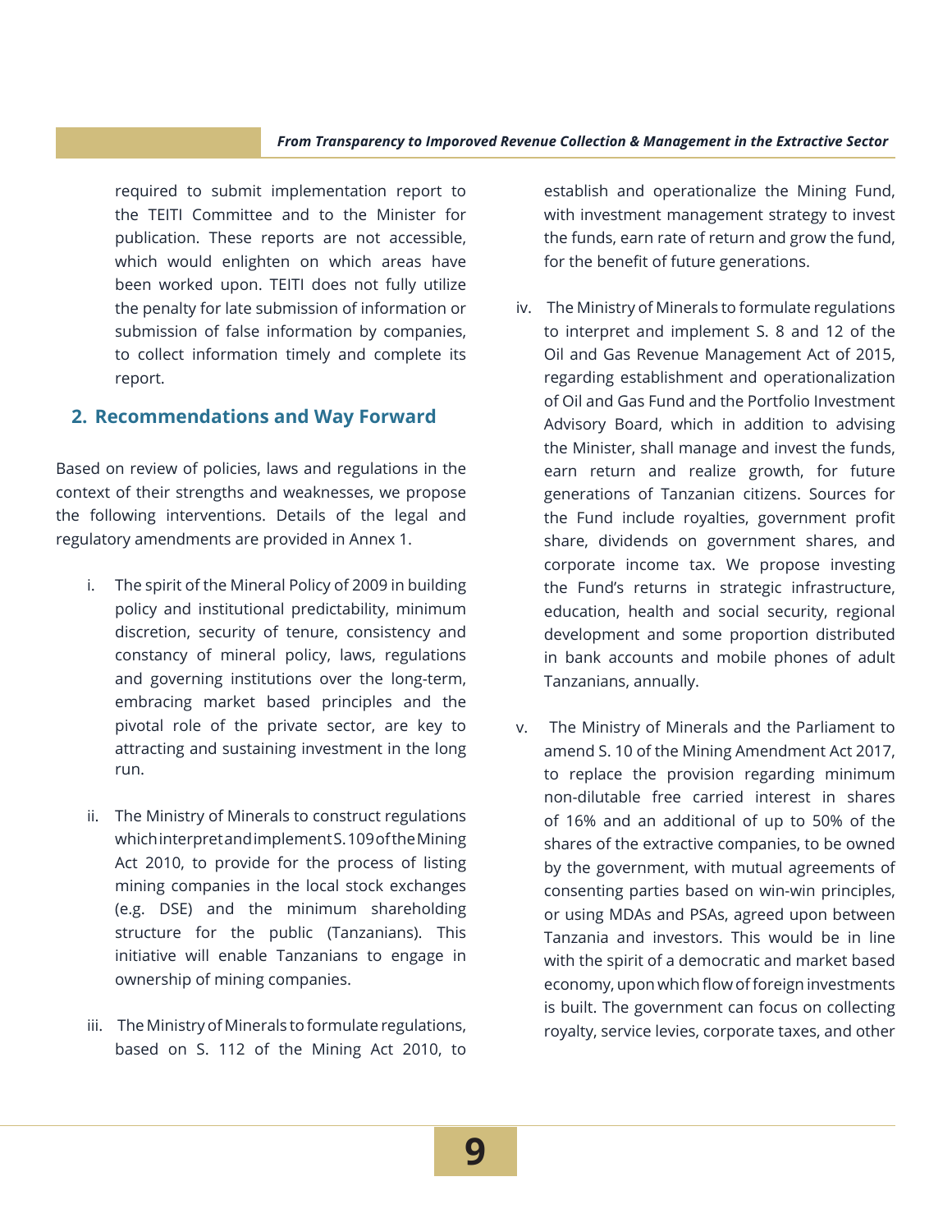required to submit implementation report to the TEITI Committee and to the Minister for publication. These reports are not accessible, which would enlighten on which areas have been worked upon. TEITI does not fully utilize the penalty for late submission of information or submission of false information by companies, to collect information timely and complete its report.

## 2. Recommendations and Way Forward

Based on review of policies, laws and regulations in the context of their strengths and weaknesses, we propose the following interventions. Details of the legal and regulatory amendments are provided in Annex 1.

i. The spirit of the Mineral Policy of 2009 in building policy and institutional predictability, minimum discretion, security of tenure, consistency and constancy of mineral policy, laws, regulations and governing institutions over the long-term, embracing market based principles and the pivotal role of the private sector, are key to attracting and sustaining investment in the long run.

ii. The Ministry of Minerals to construct regulations which interpret and implement S. 109 of the Mining Act 2010, to provide for the process of listing mining companies in the local stock exchanges (e.g. DSE) and the minimum shareholding structure for the public (Tanzanians). This initiative will enable Tanzanians to engage in ownership of mining companies.

iii. The Ministry of Minerals to formulate regulations, based on S. 112 of the Mining Act 2010, to establish and operationalize the Mining Fund, with investment management strategy to invest the funds, earn rate of return and grow the fund, for the benefit of future generations.

iv. The Ministry of Minerals to formulate regulations to interpret and implement S. 8 and 12 of the Oil and Gas Revenue Management Act of 2015, regarding establishment and operationalization of Oil and Gas Fund and the Portfolio Investment Advisory Board, which in addition to advising the Minister, shall manage and invest the funds, earn return and realize growth, for future generations of Tanzanian citizens. Sources for the Fund include royalties, government profit share, dividends on government shares, and corporate income tax. We propose investing the Fund's returns in strategic infrastructure, education, health and social security, regional development and some proportion distributed in bank accounts and mobile phones of adult Tanzanians, annually.

v. The Ministry of Minerals and the Parliament to amend S. 10 of the Mining Amendment Act 2017, to replace the provision regarding minimum non-dilutable free carried interest in shares of 16% and an additional of up to 50% of the shares of the extractive companies, to be owned by the government, with mutual agreements of consenting parties based on win-win principles, or using MDAs and PSAs, agreed upon between Tanzania and investors. This would be in line with the spirit of a democratic and market based economy, upon which flow of foreign investments is built. The government can focus on collecting royalty, service levies, corporate taxes, and other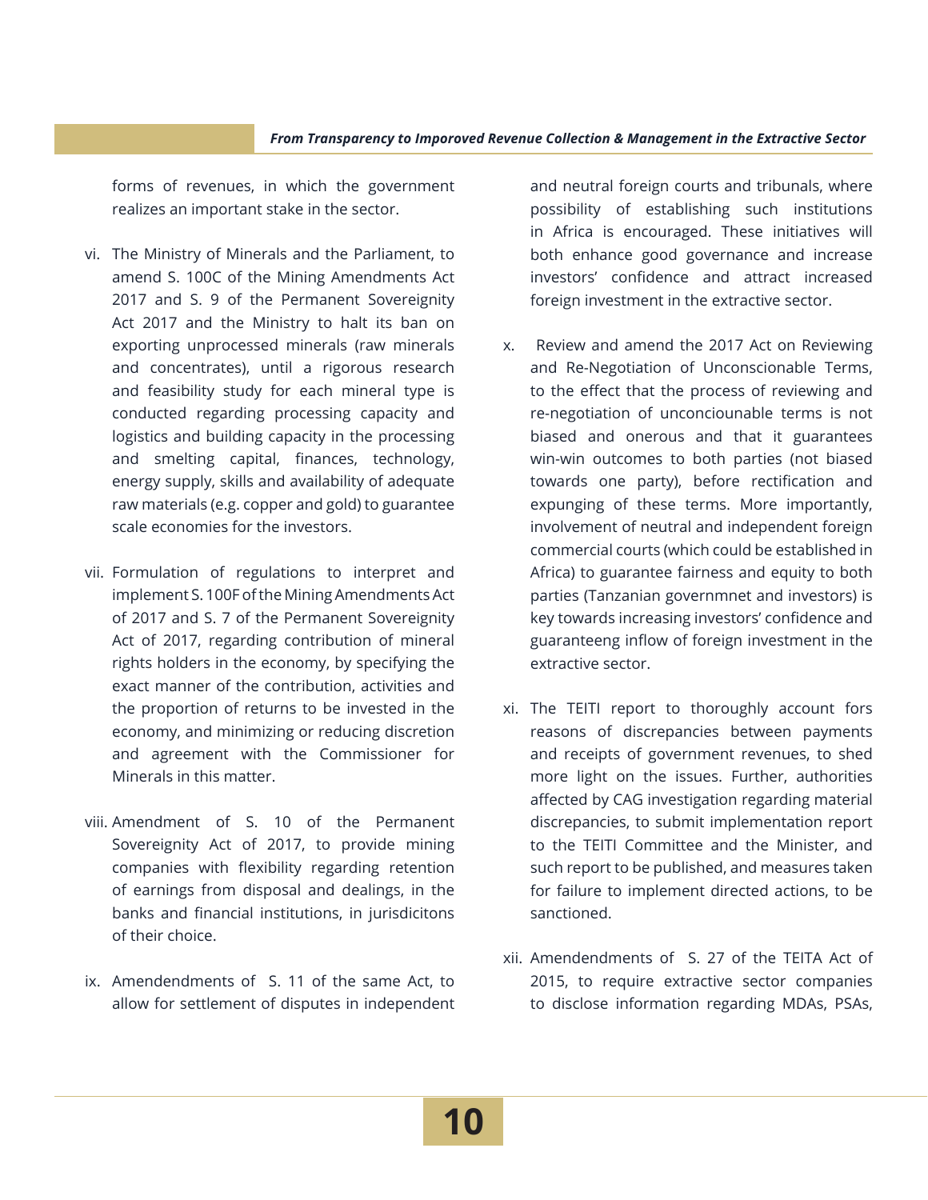forms of revenues, in which the government realizes an important stake in the sector.

vi. The Ministry of Minerals and the Parliament, to amend S. 100C of the Mining Amendments Act 2017 and S. 9 of the Permanent Sovereignty Act 2017 and the Ministry to halt its ban on exporting unprocessed minerals (raw minerals and concentrates), until a rigorous research and feasibility study for each mineral type is conducted regarding processing capacity and logistics and building capacity in the processing and smelting capital, finances, technology, energy supply, skills and availability of adequate raw materials (e.g. copper and gold) to guarantee scale economies for the investors.

vii. Formulation of regulations to interpret and implement S. 100F of the Mining Amendments Act of 2017 and S. 7 of the Permanent Sovereignty Act of 2017, regarding contribution of mineral rights holders in the economy, by specifying the exact manner of the contribution, activities and the proportion of returns to be invested in the economy, and minimizing or reducing discretion and agreement with the Commissioner for Minerals in this matter.

viii. Amendment of S. 10 of the Permanent Sovereignty Act of 2017, to provide mining companies with flexibility regarding retention of earnings from disposal and dealings, in the banks and financial institutions, in jurisdicitons of their choice.

ix. Amendendments of S. 11 of the same Act, to allow for settlement of disputes in independent and neutral foreign courts and tribunals, where possibility of establishing such institutions in Africa is encouraged. These initiatives will both enhance good governance and increase investors' confidence and attract increased foreign investment in the extractive sector.

x. Review and amend the 2017 Act on Reviewing and Re-Negotiation of Unconscionable Terms, to the effect that the process of reviewing and re-negotiation of unconciounable terms is not biased and onerous and that it guarantees win-win outcomes to both parties (not biased towards one party), before rectification and expunging of these terms. More importantly, involvement of neutral and independent foreign commercial courts (which could be established in Africa) to guarantee fairness and equity to both parties (Tanzanian governmnet and investors) is key towards increasing investors' confidence and guaranteeng inflow of foreign investment in the extractive sector.

xi. The TEITI report to thoroughly account fors reasons of discrepancies between payments and receipts of government revenues, to shed more light on the issues. Further, authorities affected by CAG investigation regarding material discrepancies, to submit implementation report to the TEITI Committee and the Minister, and such report to be published, and measures taken for failure to implement directed actions, to be sanctioned.

xii. Amendendments of S. 27 of the TEITA Act of 2015, to require extractive sector companies to disclose information regarding MDAs, PSAs,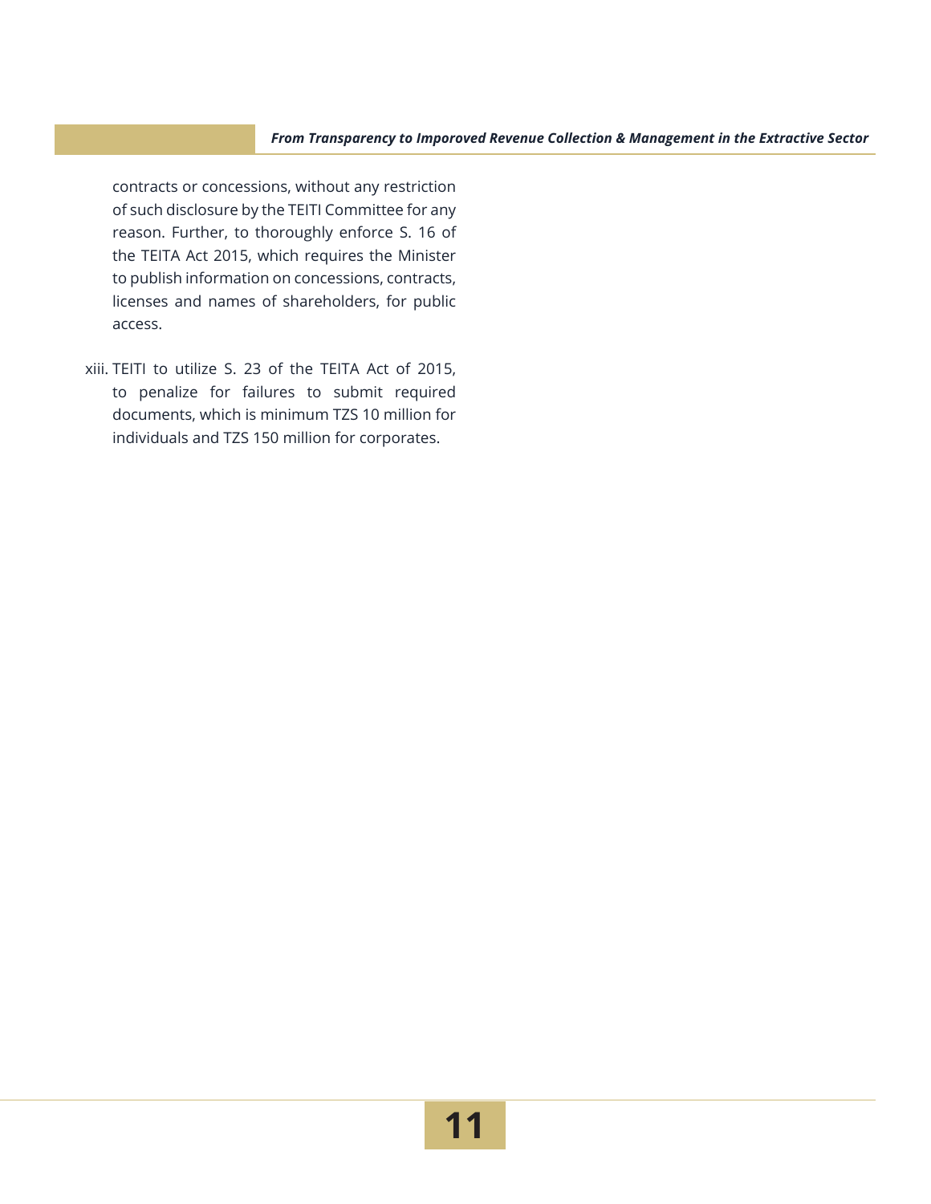contracts or concessions, without any restriction of such disclosure by the TEITI Committee for any reason. Further, to thoroughly enforce S. 16 of the TEITA Act 2015, which requires the Minister to publish information on concessions, contracts, licenses and names of shareholders, for public access.

xiii. TEITI to utilize S. 23 of the TEITA Act of 2015, to penalize for failures to submit required documents, which is minimum TZS 10 million for individuals and TZS 150 million for corporates.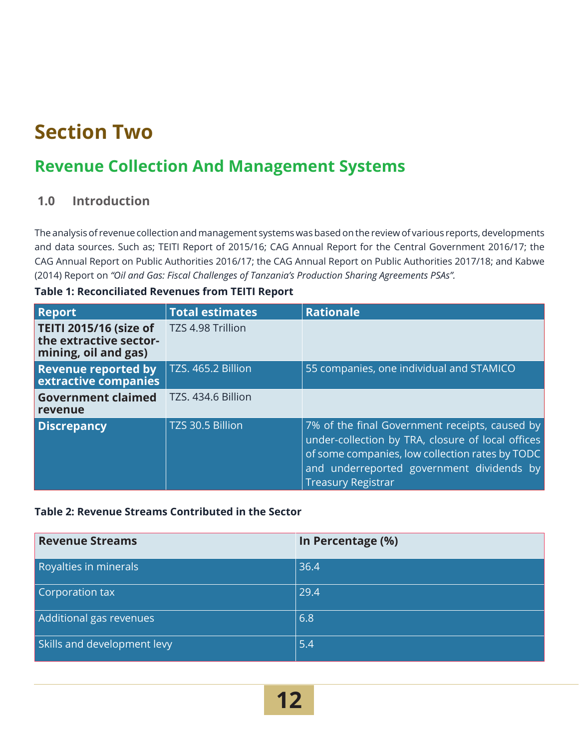# Section Two

## Revenue Collection And Management Systems

### 1.0 Introduction

The analysis of revenue collection and management systems was based on the review of various reports, developments and data sources. Such as; TEITI Report of 2015/16; CAG Annual Report for the Central Government 2016/17; the CAG Annual Report on Public Authorities 2016/17; the CAG Annual Report on Public Authorities 2017/18; and Kabwe (2014) Report on *"Oil and Gas: Fiscal Challenges of Tanzania's Production Sharing Agreements PSAs".*

**Table 1: Reconciliated Revenues from TEITI Report**

| Report | Total estimates | Rationale |
|---|---|---|
| **TEITI 2015/16 (size of the extractive sector- mining, oil and gas)** | TZS 4.98 Trillion | |
| **Revenue reported by extractive companies** | TZS. 465.2 Billion | 55 companies, one individual and STAMICO |
| **Government claimed revenue** | TZS. 434.6 Billion | |
| **Discrepancy** | TZS 30.5 Billion | 7% of the final Government receipts, caused by under-collection by TRA, closure of local offices of some companies, low collection rates by TODC and underreported government dividends by Treasury Registrar |

**Table 2: Revenue Streams Contributed in the Sector**

| Revenue Streams | In Percentage (%) |
|---|---|
| Royalties in minerals | 36.4 |
| Corporation tax | 29.4 |
| Additional gas revenues | 6.8 |
| Skills and development levy | 5.4 |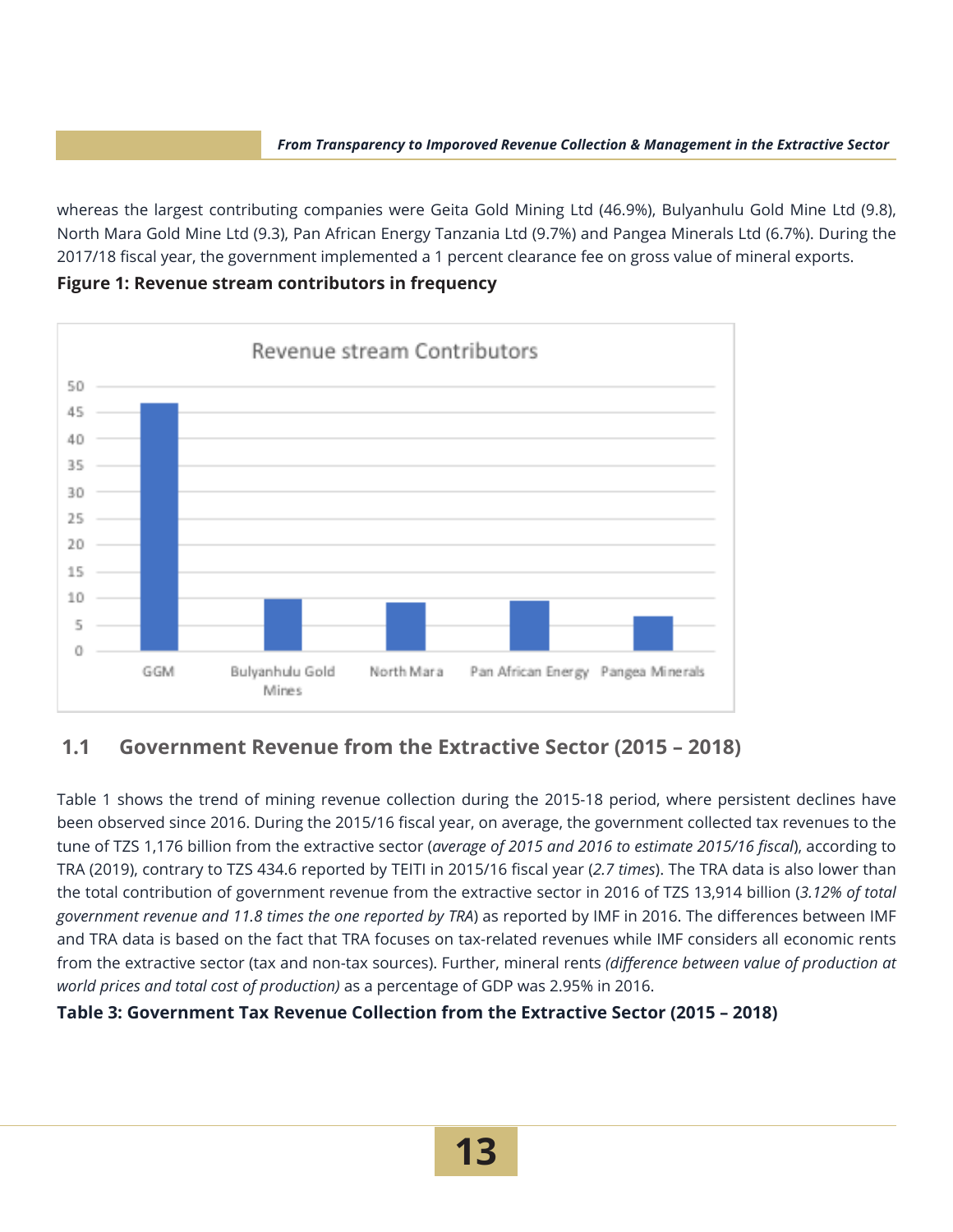whereas the largest contributing companies were Geita Gold Mining Ltd (46.9%), Bulyanhulu Gold Mine Ltd (9.8), North Mara Gold Mine Ltd (9.3), Pan African Energy Tanzania Ltd (9.7%) and Pangea Minerals Ltd (6.7%). During the 2017/18 fiscal year, the government implemented a 1 percent clearance fee on gross value of mineral exports.

**Figure 1: Revenue stream contributors in frequency**

## 1.1 Government Revenue from the Extractive Sector (2015 – 2018)

Table 1 shows the trend of mining revenue collection during the 2015-18 period, where persistent declines have been observed since 2016. During the 2015/16 fiscal year, on average, the government collected tax revenues to the tune of TZS 1,176 billion from the extractive sector (*average of 2015 and 2016 to estimate 2015/16 fiscal*), according to TRA (2019), contrary to TZS 434.6 reported by TEITI in 2015/16 fiscal year (*2.7 times*). The TRA data is also lower than the total contribution of government revenue from the extractive sector in 2016 of TZS 13,914 billion (*3.12% of total government revenue and 11.8 times the one reported by TRA*) as reported by IMF in 2016. The differences between IMF and TRA data is based on the fact that TRA focuses on tax-related revenues while IMF considers all economic rents from the extractive sector (tax and non-tax sources). Further, mineral rents *(difference between value of production at world prices and total cost of production)* as a percentage of GDP was 2.95% in 2016.

**Table 3: Government Tax Revenue Collection from the Extractive Sector (2015 – 2018)**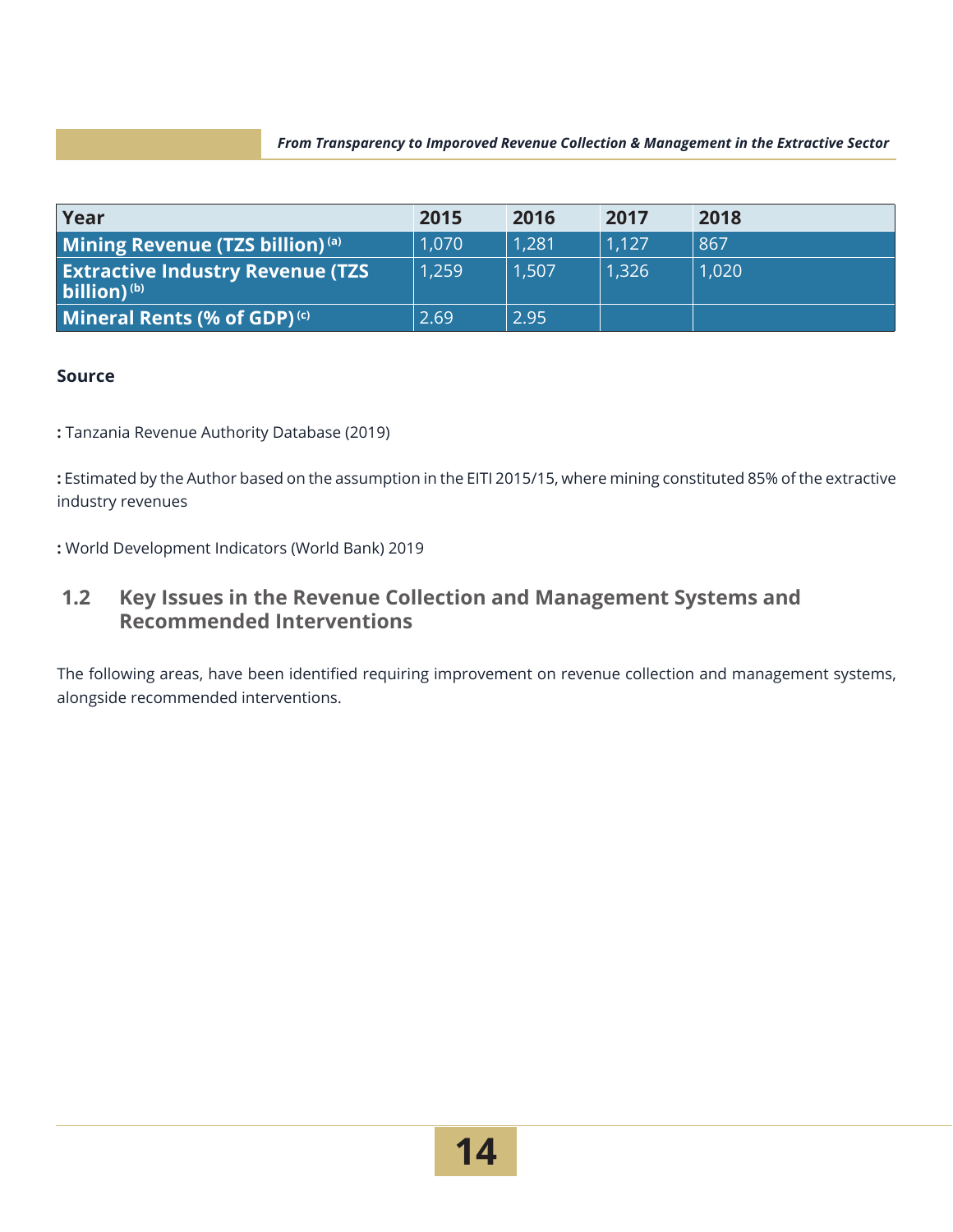| Year | 2015 | 2016 | 2017 | 2018 |
|---|---|---|---|---|
| **Mining Revenue (TZS billion)** [(a)] | 1,070 | 1,281 | 1,127 | 867 |
| **Extractive Industry Revenue (TZS billion)** [(b)] | 1,259 | 1,507 | 1,326 | 1,020 |
| **Mineral Rents (% of GDP)** [(c)] | 2.69 | 2.95 | | |

**Source**

**:** Tanzania Revenue Authority Database (2019)

**:** Estimated by the Author based on the assumption in the EITI 2015/15, where mining constituted 85% of the extractive industry revenues

**:** World Development Indicators (World Bank) 2019

## 1.2 Key Issues in the Revenue Collection and Management Systems and Recommended Interventions

The following areas, have been identified requiring improvement on revenue collection and management systems, alongside recommended interventions.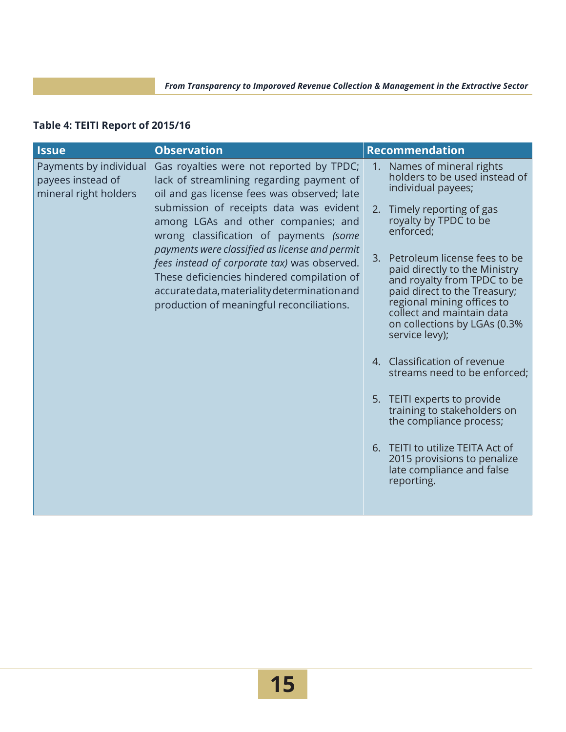**Table 4: TEITI Report of 2015/16**

| Issue | Observation | Recommendation |
|---|---|---|
| Payments by individual payees instead of mineral right holders | Gas royalties were not reported by TPDC; lack of streamlining regarding payment of oil and gas license fees was observed; late submission of receipts data was evident among LGAs and other companies; and wrong classification of payments *(some payments were classified as license and permit fees instead of corporate tax)* was observed. These deficiencies hindered compilation of accurate data, materiality determination and production of meaningful reconciliations. | 1. Names of mineral rights holders to be used instead of individual payees;<br>2. Timely reporting of gas royalty by TPDC to be enforced;<br>3. Petroleum license fees to be paid directly to the Ministry and royalty from TPDC to be paid direct to the Treasury; regional mining offices to collect and maintain data on collections by LGAs (0.3% service levy);<br>4. Classification of revenue streams need to be enforced;<br>5. TEITI experts to provide training to stakeholders on the compliance process;<br>6. TEITI to utilize TEITA Act of 2015 provisions to penalize late compliance and false reporting. |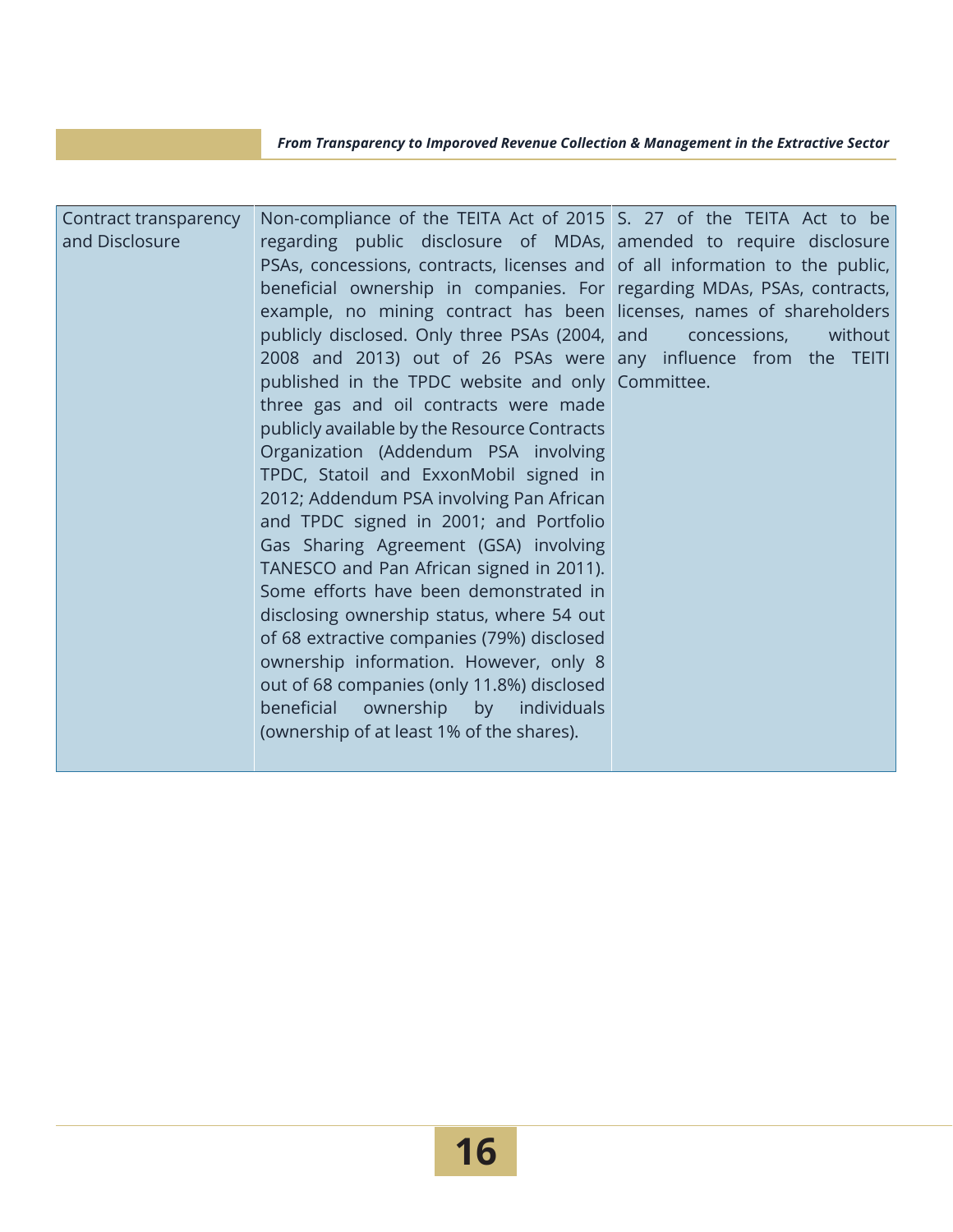| Contract transparency and Disclosure | Non-compliance of the TEITA Act of 2015 regarding public disclosure of MDAs, PSAs, concessions, contracts, licenses and beneficial ownership in companies. For example, no mining contract has been publicly disclosed. Only three PSAs (2004, 2008 and 2013) out of 26 PSAs were published in the TPDC website and only three gas and oil contracts were made publicly available by the Resource Contracts Organization (Addendum PSA involving TPDC, Statoil and ExxonMobil signed in 2012; Addendum PSA involving Pan African and TPDC signed in 2001; and Portfolio Gas Sharing Agreement (GSA) involving TANESCO and Pan African signed in 2011). Some efforts have been demonstrated in disclosing ownership status, where 54 out of 68 extractive companies (79%) disclosed ownership information. However, only 8 out of 68 companies (only 11.8%) disclosed beneficial ownership by individuals (ownership of at least 1% of the shares). | S. 27 of the TEITA Act to be amended to require disclosure of all information to the public, regarding MDAs, PSAs, contracts, licenses, names of shareholders and concessions, without any influence from the TEITI Committee. |
|---|---|---|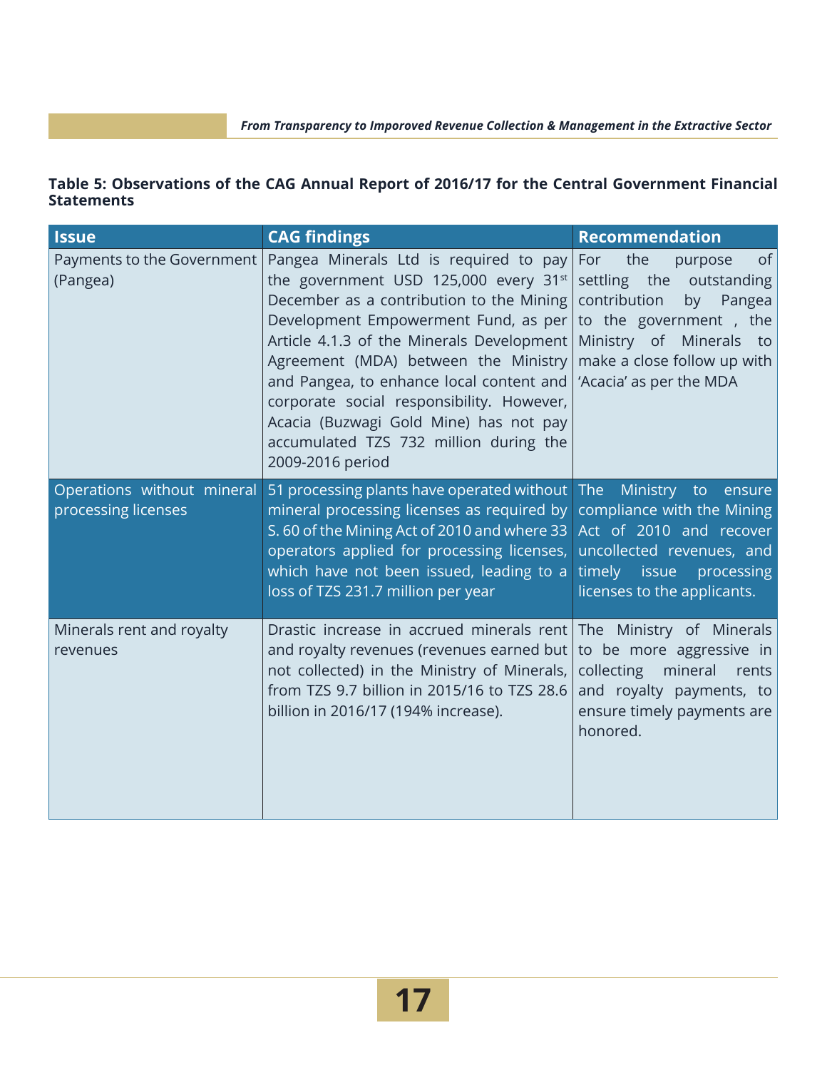**Table 5: Observations of the CAG Annual Report of 2016/17 for the Central Government Financial Statements**

| Issue | CAG findings | Recommendation |
|---|---|---|
| Payments to the Government (Pangea) | Pangea Minerals Ltd is required to pay the government USD 125,000 every 31st December as a contribution to the Mining Development Empowerment Fund, as per Article 4.1.3 of the Minerals Development Agreement (MDA) between the Ministry and Pangea, to enhance local content and corporate social responsibility. However, Acacia (Buzwagi Gold Mine) has not pay accumulated TZS 732 million during the 2009-2016 period | For the purpose of settling the outstanding contribution by Pangea to the government , the Ministry of Minerals to make a close follow up with 'Acacia' as per the MDA |
| Operations without mineral processing licenses | 51 processing plants have operated without mineral processing licenses as required by S. 60 of the Mining Act of 2010 and where 33 operators applied for processing licenses, which have not been issued, leading to a loss of TZS 231.7 million per year | The Ministry to ensure compliance with the Mining Act of 2010 and recover uncollected revenues, and timely issue processing licenses to the applicants. |
| Minerals rent and royalty revenues | Drastic increase in accrued minerals rent and royalty revenues (revenues earned but not collected) in the Ministry of Minerals, from TZS 9.7 billion in 2015/16 to TZS 28.6 billion in 2016/17 (194% increase). | The Ministry of Minerals to be more aggressive in collecting mineral rents and royalty payments, to ensure timely payments are honored. |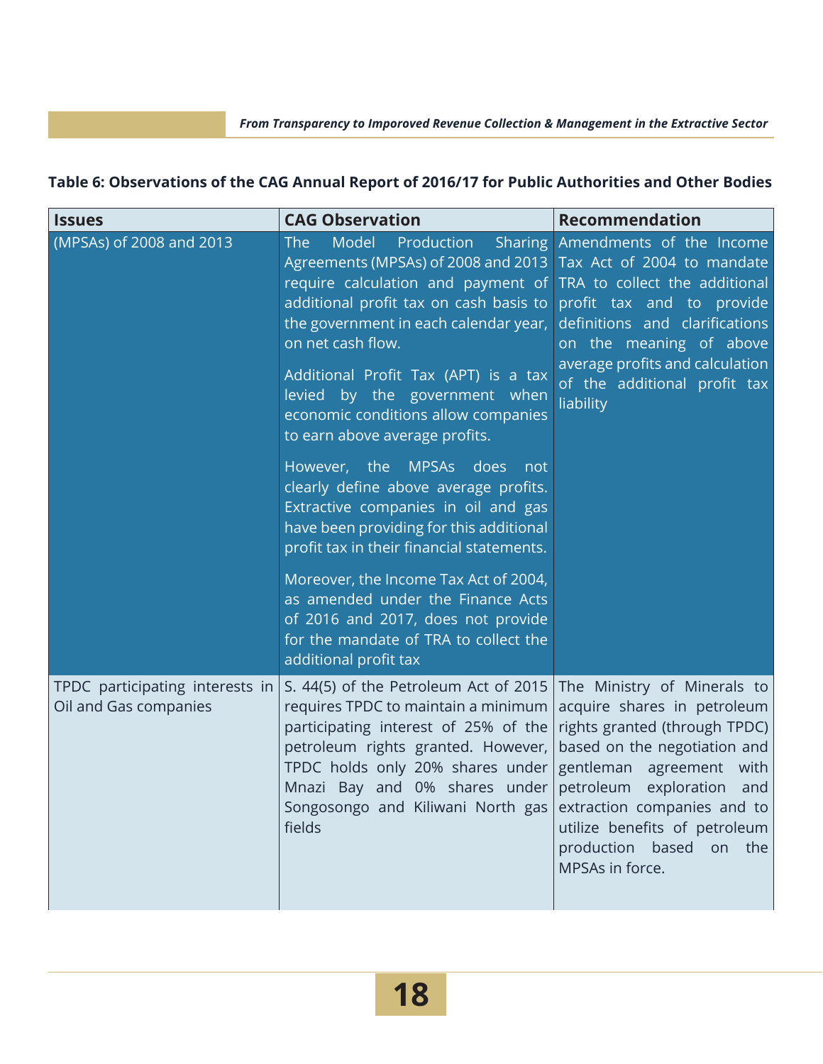**Table 6: Observations of the CAG Annual Report of 2016/17 for Public Authorities and Other Bodies**

| Issues | CAG Observation | Recommendation |
|---|---|---|
| (MPSAs) of 2008 and 2013 | The Model Production Sharing Agreements (MPSAs) of 2008 and 2013 require calculation and payment of additional profit tax on cash basis to the government in each calendar year, on net cash flow.<br><br>Additional Profit Tax (APT) is a tax levied by the government when economic conditions allow companies to earn above average profits.<br><br>However, the MPSAs does not clearly define above average profits. Extractive companies in oil and gas have been providing for this additional profit tax in their financial statements.<br><br>Moreover, the Income Tax Act of 2004, as amended under the Finance Acts of 2016 and 2017, does not provide for the mandate of TRA to collect the additional profit tax | Amendments of the Income Tax Act of 2004 to mandate TRA to collect the additional profit tax and to provide definitions and clarifications on the meaning of above average profits and calculation of the additional profit tax liability |
| TPDC participating interests in Oil and Gas companies | S. 44(5) of the Petroleum Act of 2015 requires TPDC to maintain a minimum participating interest of 25% of the petroleum rights granted. However, TPDC holds only 20% shares under Mnazi Bay and 0% shares under Songosongo and Kiliwani North gas fields | The Ministry of Minerals to acquire shares in petroleum rights granted (through TPDC) based on the negotiation and gentleman agreement with petroleum exploration and extraction companies and to utilize benefits of petroleum production based on the MPSAs in force. |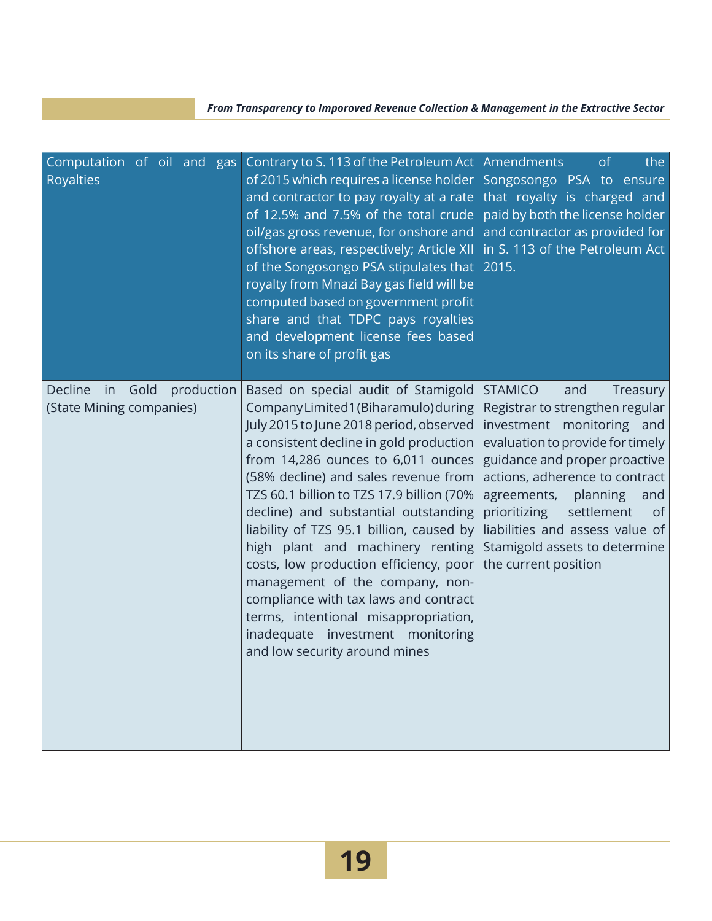| | | |
|---|---|---|
| Computation of oil and gas Royalties | Contrary to S. 113 of the Petroleum Act of 2015 which requires a license holder and contractor to pay royalty at a rate of 12.5% and 7.5% of the total crude oil/gas gross revenue, for onshore and offshore areas, respectively; Article XII of the Songosongo PSA stipulates that royalty from Mnazi Bay gas field will be computed based on government profit share and that TDPC pays royalties and development license fees based on its share of profit gas | Amendments of the Songosongo PSA to ensure that royalty is charged and paid by both the license holder and contractor as provided for in S. 113 of the Petroleum Act 2015. |
| Decline in Gold production (State Mining companies) | Based on special audit of Stamigold Company Limited1 (Biharamulo) during July 2015 to June 2018 period, observed a consistent decline in gold production from 14,286 ounces to 6,011 ounces (58% decline) and sales revenue from TZS 60.1 billion to TZS 17.9 billion (70% decline) and substantial outstanding liability of TZS 95.1 billion, caused by high plant and machinery renting costs, low production efficiency, poor management of the company, non-compliance with tax laws and contract terms, intentional misappropriation, inadequate investment monitoring and low security around mines | STAMICO and Treasury Registrar to strengthen regular investment monitoring and evaluation to provide for timely guidance and proper proactive actions, adherence to contract agreements, planning and prioritizing settlement of liabilities and assess value of Stamigold assets to determine the current position |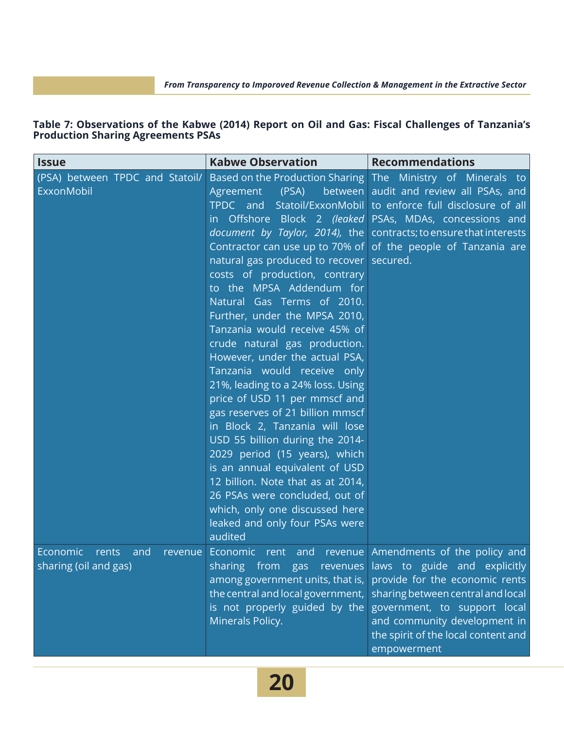**Table 7: Observations of the Kabwe (2014) Report on Oil and Gas: Fiscal Challenges of Tanzania's Production Sharing Agreements PSAs**

| Issue | Kabwe Observation | Recommendations |
|---|---|---|
| (PSA) between TPDC and Statoil/ExxonMobil | Based on the Production Sharing Agreement (PSA) between TPDC and Statoil/ExxonMobil in Offshore Block 2 *(leaked document by Taylor, 2014)*, the Contractor can use up to 70% of natural gas produced to recover costs of production, contrary to the MPSA Addendum for Natural Gas Terms of 2010. Further, under the MPSA 2010, Tanzania would receive 45% of crude natural gas production. However, under the actual PSA, Tanzania would receive only 21%, leading to a 24% loss. Using price of USD 11 per mmscf and gas reserves of 21 billion mmscf in Block 2, Tanzania will lose USD 55 billion during the 2014-2029 period (15 years), which is an annual equivalent of USD 12 billion. Note that as at 2014, 26 PSAs were concluded, out of which, only one discussed here leaked and only four PSAs were audited | The Ministry of Minerals to audit and review all PSAs, and to enforce full disclosure of all PSAs, MDAs, concessions and contracts; to ensure that interests of the people of Tanzania are secured. |
| Economic rents and revenue sharing (oil and gas) | Economic rent and revenue sharing from gas revenues among government units, that is, the central and local government, is not properly guided by the Minerals Policy. | Amendments of the policy and laws to guide and explicitly provide for the economic rents sharing between central and local government, to support local and community development in the spirit of the local content and empowerment |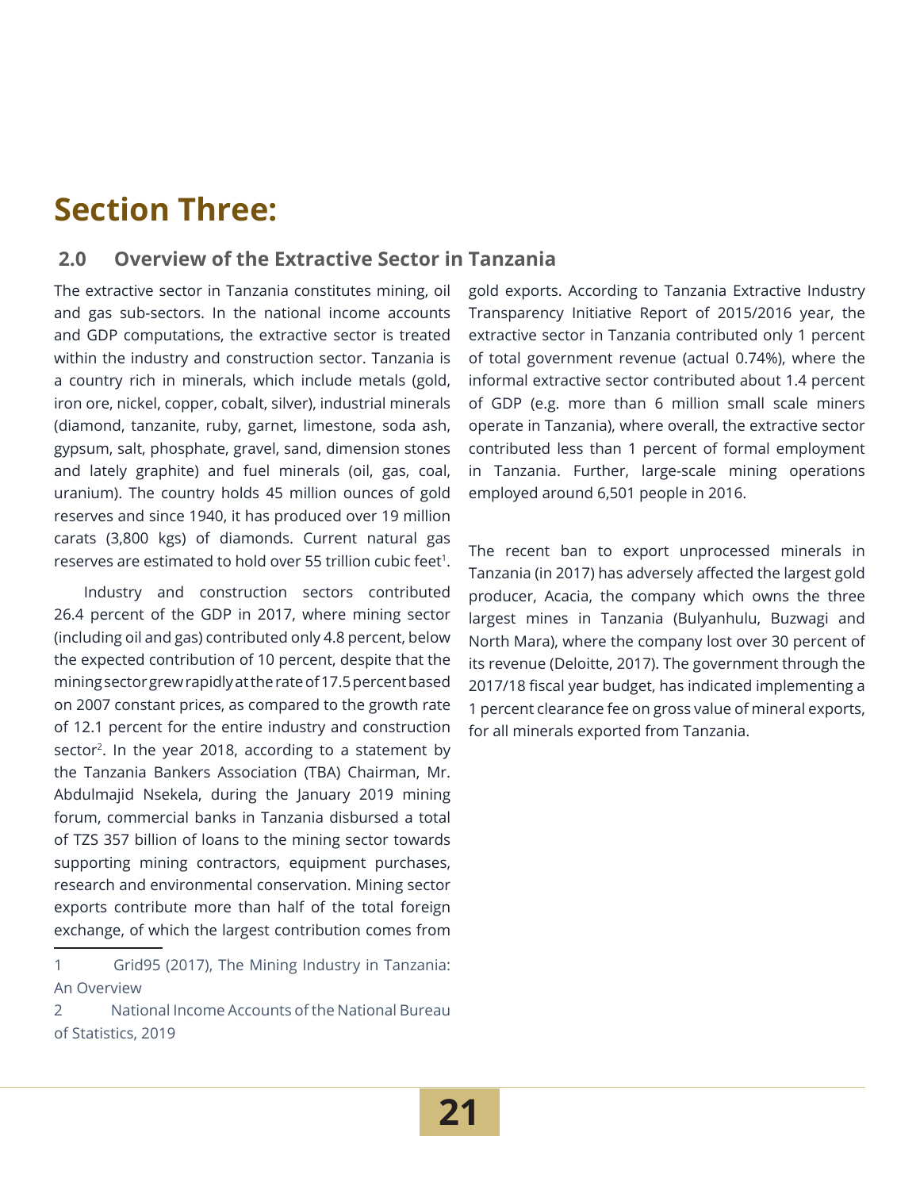# Section Three:

## 2.0 Overview of the Extractive Sector in Tanzania

The extractive sector in Tanzania constitutes mining, oil and gas sub-sectors. In the national income accounts and GDP computations, the extractive sector is treated within the industry and construction sector. Tanzania is a country rich in minerals, which include metals (gold, iron ore, nickel, copper, cobalt, silver), industrial minerals (diamond, tanzanite, ruby, garnet, limestone, soda ash, gypsum, salt, phosphate, gravel, sand, dimension stones and lately graphite) and fuel minerals (oil, gas, coal, uranium). The country holds 45 million ounces of gold reserves and since 1940, it has produced over 19 million carats (3,800 kgs) of diamonds. Current natural gas reserves are estimated to hold over 55 trillion cubic feet[1].

Industry and construction sectors contributed 26.4 percent of the GDP in 2017, where mining sector (including oil and gas) contributed only 4.8 percent, below the expected contribution of 10 percent, despite that the mining sector grew rapidly at the rate of 17.5 percent based on 2007 constant prices, as compared to the growth rate of 12.1 percent for the entire industry and construction sector[2]. In the year 2018, according to a statement by the Tanzania Bankers Association (TBA) Chairman, Mr. Abdulmajid Nsekela, during the January 2019 mining forum, commercial banks in Tanzania disbursed a total of TZS 357 billion of loans to the mining sector towards supporting mining contractors, equipment purchases, research and environmental conservation. Mining sector exports contribute more than half of the total foreign exchange, of which the largest contribution comes from gold exports. According to Tanzania Extractive Industry Transparency Initiative Report of 2015/2016 year, the extractive sector in Tanzania contributed only 1 percent of total government revenue (actual 0.74%), where the informal extractive sector contributed about 1.4 percent of GDP (e.g. more than 6 million small scale miners operate in Tanzania), where overall, the extractive sector contributed less than 1 percent of formal employment in Tanzania. Further, large-scale mining operations employed around 6,501 people in 2016.

The recent ban to export unprocessed minerals in Tanzania (in 2017) has adversely affected the largest gold producer, Acacia, the company which owns the three largest mines in Tanzania (Bulyanhulu, Buzwagi and North Mara), where the company lost over 30 percent of its revenue (Deloitte, 2017). The government through the 2017/18 fiscal year budget, has indicated implementing a 1 percent clearance fee on gross value of mineral exports, for all minerals exported from Tanzania.

---

1 Grid95 (2017), The Mining Industry in Tanzania: An Overview

2 National Income Accounts of the National Bureau of Statistics, 2019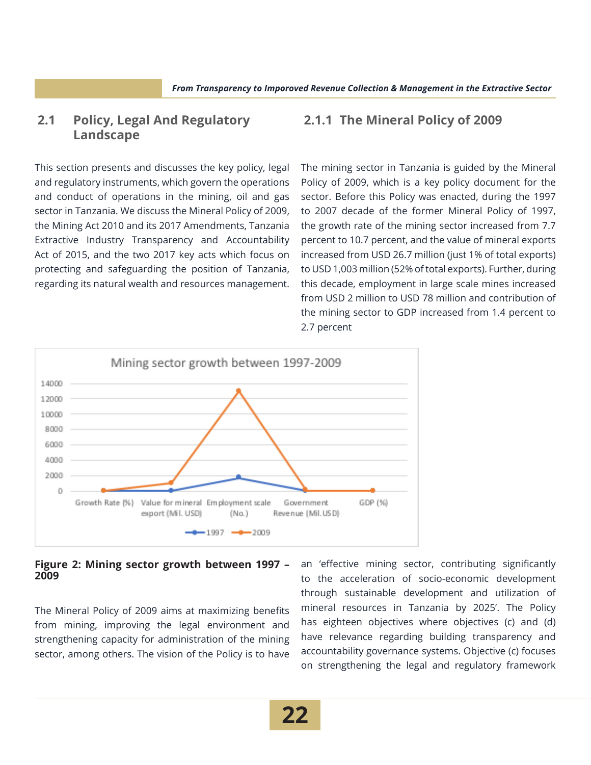## 2.1 Policy, Legal And Regulatory Landscape

This section presents and discusses the key policy, legal and regulatory instruments, which govern the operations and conduct of operations in the mining, oil and gas sector in Tanzania. We discuss the Mineral Policy of 2009, the Mining Act 2010 and its 2017 Amendments, Tanzania Extractive Industry Transparency and Accountability Act of 2015, and the two 2017 key acts which focus on protecting and safeguarding the position of Tanzania, regarding its natural wealth and resources management.

### 2.1.1 The Mineral Policy of 2009

The mining sector in Tanzania is guided by the Mineral Policy of 2009, which is a key policy document for the sector. Before this Policy was enacted, during the 1997 to 2007 decade of the former Mineral Policy of 1997, the growth rate of the mining sector increased from 7.7 percent to 10.7 percent, and the value of mineral exports increased from USD 26.7 million (just 1% of total exports) to USD 1,003 million (52% of total exports). Further, during this decade, employment in large scale mines increased from USD 2 million to USD 78 million and contribution of the mining sector to GDP increased from 1.4 percent to 2.7 percent

**Figure 2: Mining sector growth between 1997 – 2009**

The Mineral Policy of 2009 aims at maximizing benefits from mining, improving the legal environment and strengthening capacity for administration of the mining sector, among others. The vision of the Policy is to have an 'effective mining sector, contributing significantly to the acceleration of socio-economic development through sustainable development and utilization of mineral resources in Tanzania by 2025'. The Policy has eighteen objectives where objectives (c) and (d) have relevance regarding building transparency and accountability governance systems. Objective (c) focuses on strengthening the legal and regulatory framework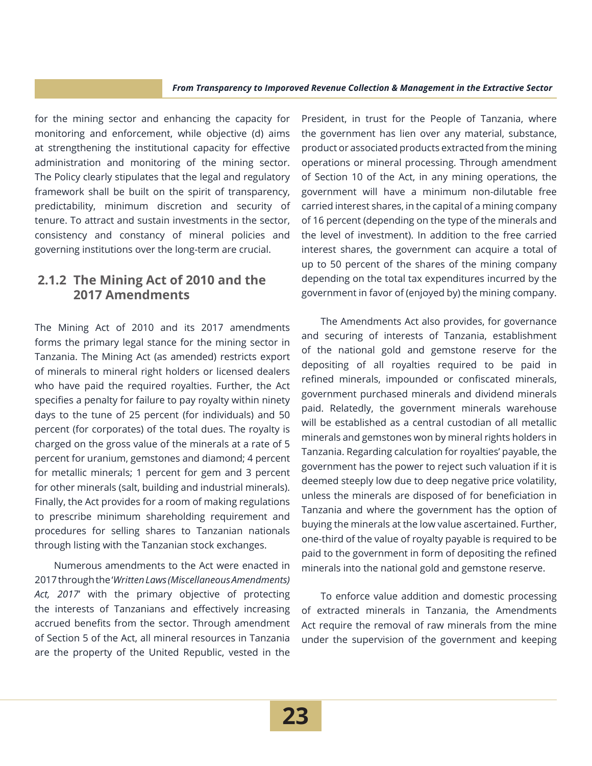for the mining sector and enhancing the capacity for monitoring and enforcement, while objective (d) aims at strengthening the institutional capacity for effective administration and monitoring of the mining sector. The Policy clearly stipulates that the legal and regulatory framework shall be built on the spirit of transparency, predictability, minimum discretion and security of tenure. To attract and sustain investments in the sector, consistency and constancy of mineral policies and governing institutions over the long-term are crucial.

### 2.1.2 The Mining Act of 2010 and the 2017 Amendments

The Mining Act of 2010 and its 2017 amendments forms the primary legal stance for the mining sector in Tanzania. The Mining Act (as amended) restricts export of minerals to mineral right holders or licensed dealers who have paid the required royalties. Further, the Act specifies a penalty for failure to pay royalty within ninety days to the tune of 25 percent (for individuals) and 50 percent (for corporates) of the total dues. The royalty is charged on the gross value of the minerals at a rate of 5 percent for uranium, gemstones and diamond; 4 percent for metallic minerals; 1 percent for gem and 3 percent for other minerals (salt, building and industrial minerals). Finally, the Act provides for a room of making regulations to prescribe minimum shareholding requirement and procedures for selling shares to Tanzanian nationals through listing with the Tanzanian stock exchanges.

Numerous amendments to the Act were enacted in 2017 through the '*Written Laws (Miscellaneous Amendments) Act, 2017*' with the primary objective of protecting the interests of Tanzanians and effectively increasing accrued benefits from the sector. Through amendment of Section 5 of the Act, all mineral resources in Tanzania are the property of the United Republic, vested in the President, in trust for the People of Tanzania, where the government has lien over any material, substance, product or associated products extracted from the mining operations or mineral processing. Through amendment of Section 10 of the Act, in any mining operations, the government will have a minimum non-dilutable free carried interest shares, in the capital of a mining company of 16 percent (depending on the type of the minerals and the level of investment). In addition to the free carried interest shares, the government can acquire a total of up to 50 percent of the shares of the mining company depending on the total tax expenditures incurred by the government in favor of (enjoyed by) the mining company.

The Amendments Act also provides, for governance and securing of interests of Tanzania, establishment of the national gold and gemstone reserve for the depositing of all royalties required to be paid in refined minerals, impounded or confiscated minerals, government purchased minerals and dividend minerals paid. Relatedly, the government minerals warehouse will be established as a central custodian of all metallic minerals and gemstones won by mineral rights holders in Tanzania. Regarding calculation for royalties' payable, the government has the power to reject such valuation if it is deemed steeply low due to deep negative price volatility, unless the minerals are disposed of for beneficiation in Tanzania and where the government has the option of buying the minerals at the low value ascertained. Further, one-third of the value of royalty payable is required to be paid to the government in form of depositing the refined minerals into the national gold and gemstone reserve.

To enforce value addition and domestic processing of extracted minerals in Tanzania, the Amendments Act require the removal of raw minerals from the mine under the supervision of the government and keeping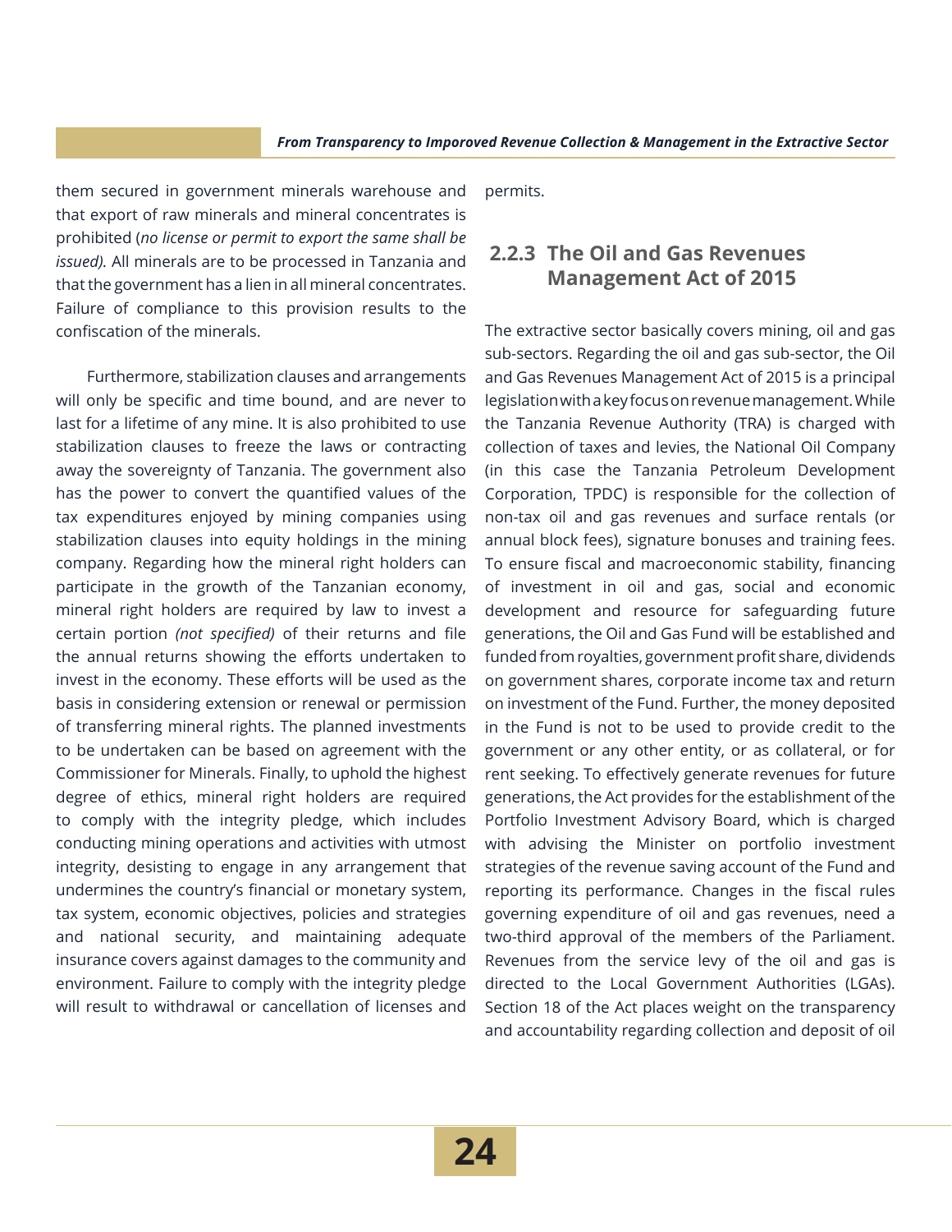them secured in government minerals warehouse and that export of raw minerals and mineral concentrates is prohibited (*no license or permit to export the same shall be issued).* All minerals are to be processed in Tanzania and that the government has a lien in all mineral concentrates. Failure of compliance to this provision results to the confiscation of the minerals.

Furthermore, stabilization clauses and arrangements will only be specific and time bound, and are never to last for a lifetime of any mine. It is also prohibited to use stabilization clauses to freeze the laws or contracting away the sovereignty of Tanzania. The government also has the power to convert the quantified values of the tax expenditures enjoyed by mining companies using stabilization clauses into equity holdings in the mining company. Regarding how the mineral right holders can participate in the growth of the Tanzanian economy, mineral right holders are required by law to invest a certain portion *(not specified)* of their returns and file the annual returns showing the efforts undertaken to invest in the economy. These efforts will be used as the basis in considering extension or renewal or permission of transferring mineral rights. The planned investments to be undertaken can be based on agreement with the Commissioner for Minerals. Finally, to uphold the highest degree of ethics, mineral right holders are required to comply with the integrity pledge, which includes conducting mining operations and activities with utmost integrity, desisting to engage in any arrangement that undermines the country's financial or monetary system, tax system, economic objectives, policies and strategies and national security, and maintaining adequate insurance covers against damages to the community and environment. Failure to comply with the integrity pledge will result to withdrawal or cancellation of licenses and permits.

### 2.2.3 The Oil and Gas Revenues Management Act of 2015

The extractive sector basically covers mining, oil and gas sub-sectors. Regarding the oil and gas sub-sector, the Oil and Gas Revenues Management Act of 2015 is a principal legislation with a key focus on revenue management. While the Tanzania Revenue Authority (TRA) is charged with collection of taxes and levies, the National Oil Company (in this case the Tanzania Petroleum Development Corporation, TPDC) is responsible for the collection of non-tax oil and gas revenues and surface rentals (or annual block fees), signature bonuses and training fees. To ensure fiscal and macroeconomic stability, financing of investment in oil and gas, social and economic development and resource for safeguarding future generations, the Oil and Gas Fund will be established and funded from royalties, government profit share, dividends on government shares, corporate income tax and return on investment of the Fund. Further, the money deposited in the Fund is not to be used to provide credit to the government or any other entity, or as collateral, or for rent seeking. To effectively generate revenues for future generations, the Act provides for the establishment of the Portfolio Investment Advisory Board, which is charged with advising the Minister on portfolio investment strategies of the revenue saving account of the Fund and reporting its performance. Changes in the fiscal rules governing expenditure of oil and gas revenues, need a two-third approval of the members of the Parliament. Revenues from the service levy of the oil and gas is directed to the Local Government Authorities (LGAs). Section 18 of the Act places weight on the transparency and accountability regarding collection and deposit of oil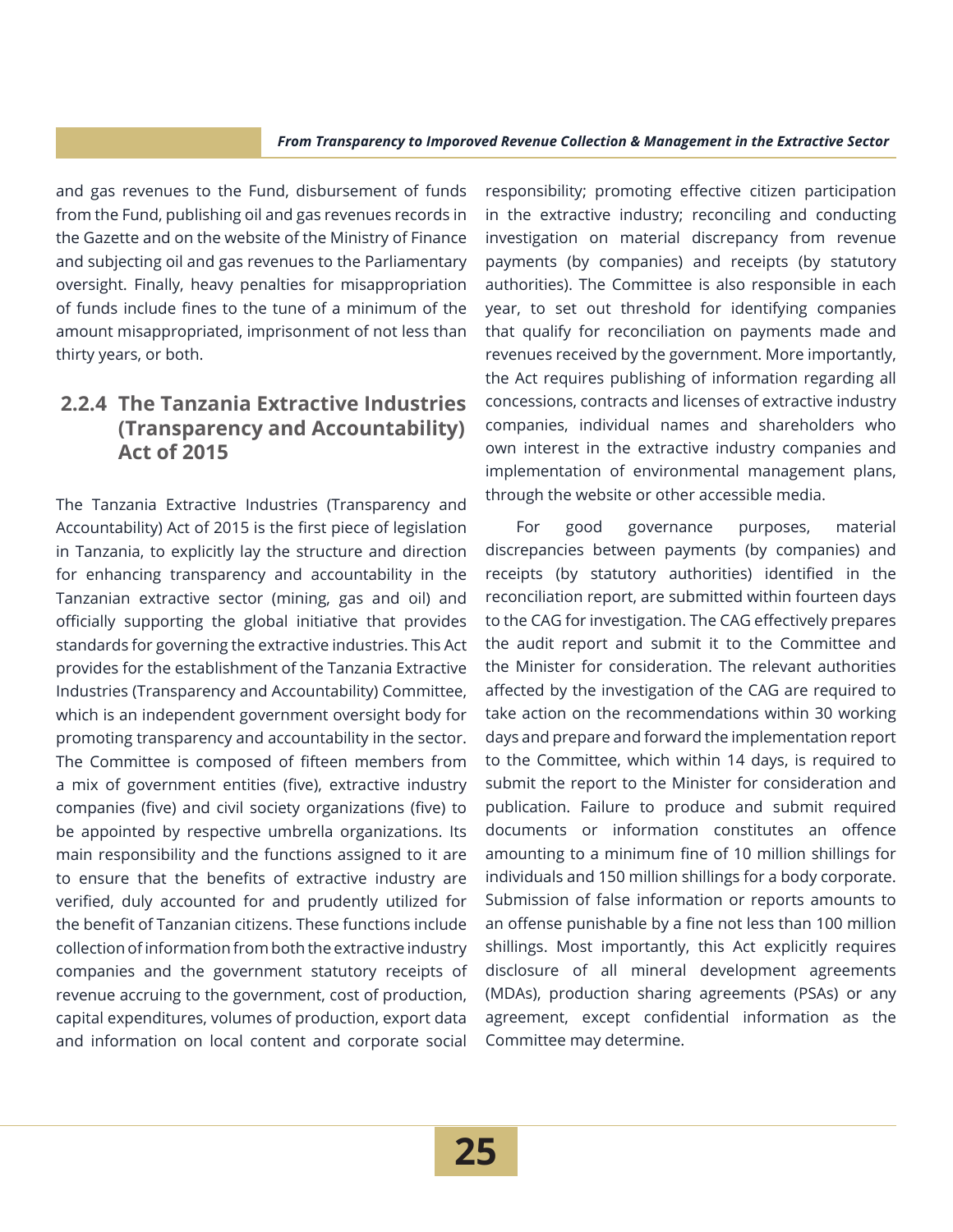and gas revenues to the Fund, disbursement of funds from the Fund, publishing oil and gas revenues records in the Gazette and on the website of the Ministry of Finance and subjecting oil and gas revenues to the Parliamentary oversight. Finally, heavy penalties for misappropriation of funds include fines to the tune of a minimum of the amount misappropriated, imprisonment of not less than thirty years, or both.

### 2.2.4 The Tanzania Extractive Industries (Transparency and Accountability) Act of 2015

The Tanzania Extractive Industries (Transparency and Accountability) Act of 2015 is the first piece of legislation in Tanzania, to explicitly lay the structure and direction for enhancing transparency and accountability in the Tanzanian extractive sector (mining, gas and oil) and officially supporting the global initiative that provides standards for governing the extractive industries. This Act provides for the establishment of the Tanzania Extractive Industries (Transparency and Accountability) Committee, which is an independent government oversight body for promoting transparency and accountability in the sector. The Committee is composed of fifteen members from a mix of government entities (five), extractive industry companies (five) and civil society organizations (five) to be appointed by respective umbrella organizations. Its main responsibility and the functions assigned to it are to ensure that the benefits of extractive industry are verified, duly accounted for and prudently utilized for the benefit of Tanzanian citizens. These functions include collection of information from both the extractive industry companies and the government statutory receipts of revenue accruing to the government, cost of production, capital expenditures, volumes of production, export data and information on local content and corporate social responsibility; promoting effective citizen participation in the extractive industry; reconciling and conducting investigation on material discrepancy from revenue payments (by companies) and receipts (by statutory authorities). The Committee is also responsible in each year, to set out threshold for identifying companies that qualify for reconciliation on payments made and revenues received by the government. More importantly, the Act requires publishing of information regarding all concessions, contracts and licenses of extractive industry companies, individual names and shareholders who own interest in the extractive industry companies and implementation of environmental management plans, through the website or other accessible media.

For good governance purposes, material discrepancies between payments (by companies) and receipts (by statutory authorities) identified in the reconciliation report, are submitted within fourteen days to the CAG for investigation. The CAG effectively prepares the audit report and submit it to the Committee and the Minister for consideration. The relevant authorities affected by the investigation of the CAG are required to take action on the recommendations within 30 working days and prepare and forward the implementation report to the Committee, which within 14 days, is required to submit the report to the Minister for consideration and publication. Failure to produce and submit required documents or information constitutes an offence amounting to a minimum fine of 10 million shillings for individuals and 150 million shillings for a body corporate. Submission of false information or reports amounts to an offense punishable by a fine not less than 100 million shillings. Most importantly, this Act explicitly requires disclosure of all mineral development agreements (MDAs), production sharing agreements (PSAs) or any agreement, except confidential information as the Committee may determine.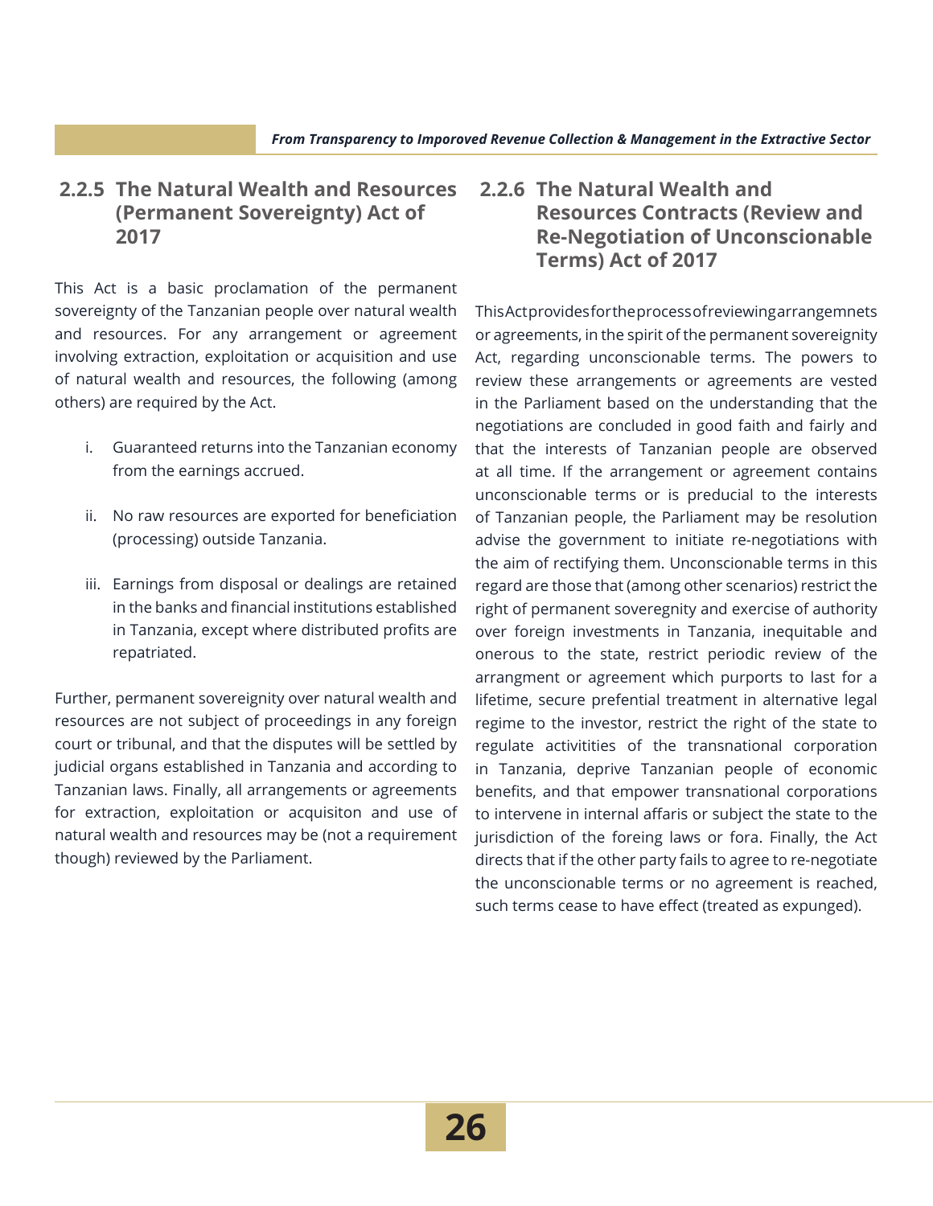### 2.2.5 The Natural Wealth and Resources (Permanent Sovereignty) Act of 2017

This Act is a basic proclamation of the permanent sovereignty of the Tanzanian people over natural wealth and resources. For any arrangement or agreement involving extraction, exploitation or acquisition and use of natural wealth and resources, the following (among others) are required by the Act.

i. Guaranteed returns into the Tanzanian economy from the earnings accrued.

ii. No raw resources are exported for beneficiation (processing) outside Tanzania.

iii. Earnings from disposal or dealings are retained in the banks and financial institutions established in Tanzania, except where distributed profits are repatriated.

Further, permanent sovereignity over natural wealth and resources are not subject of proceedings in any foreign court or tribunal, and that the disputes will be settled by judicial organs established in Tanzania and according to Tanzanian laws. Finally, all arrangements or agreements for extraction, exploitation or acquisiton and use of natural wealth and resources may be (not a requirement though) reviewed by the Parliament.

### 2.2.6 The Natural Wealth and Resources Contracts (Review and Re-Negotiation of Unconscionable Terms) Act of 2017

This Act provides for the process of reviewing arrangemnets or agreements, in the spirit of the permanent sovereignity Act, regarding unconscionable terms. The powers to review these arrangements or agreements are vested in the Parliament based on the understanding that the negotiations are concluded in good faith and fairly and that the interests of Tanzanian people are observed at all time. If the arrangement or agreement contains unconscionable terms or is predicual to the interests of Tanzanian people, the Parliament may be resolution advise the government to initiate re-negotiations with the aim of rectifying them. Unconscionable terms in this regard are those that (among other scenarios) restrict the right of permanent soveregnity and exercise of authority over foreign investments in Tanzania, inequitable and onerous to the state, restrict periodic review of the arrangment or agreement which purports to last for a lifetime, secure prefential treatment in alternative legal regime to the investor, restrict the right of the state to regulate activitities of the transnational corporation in Tanzania, deprive Tanzanian people of economic benefits, and that empower transnational corporations to intervene in internal affaris or subject the state to the jurisdiction of the foreing laws or fora. Finally, the Act directs that if the other party fails to agree to re-negotiate the unconscionable terms or no agreement is reached, such terms cease to have effect (treated as expunged).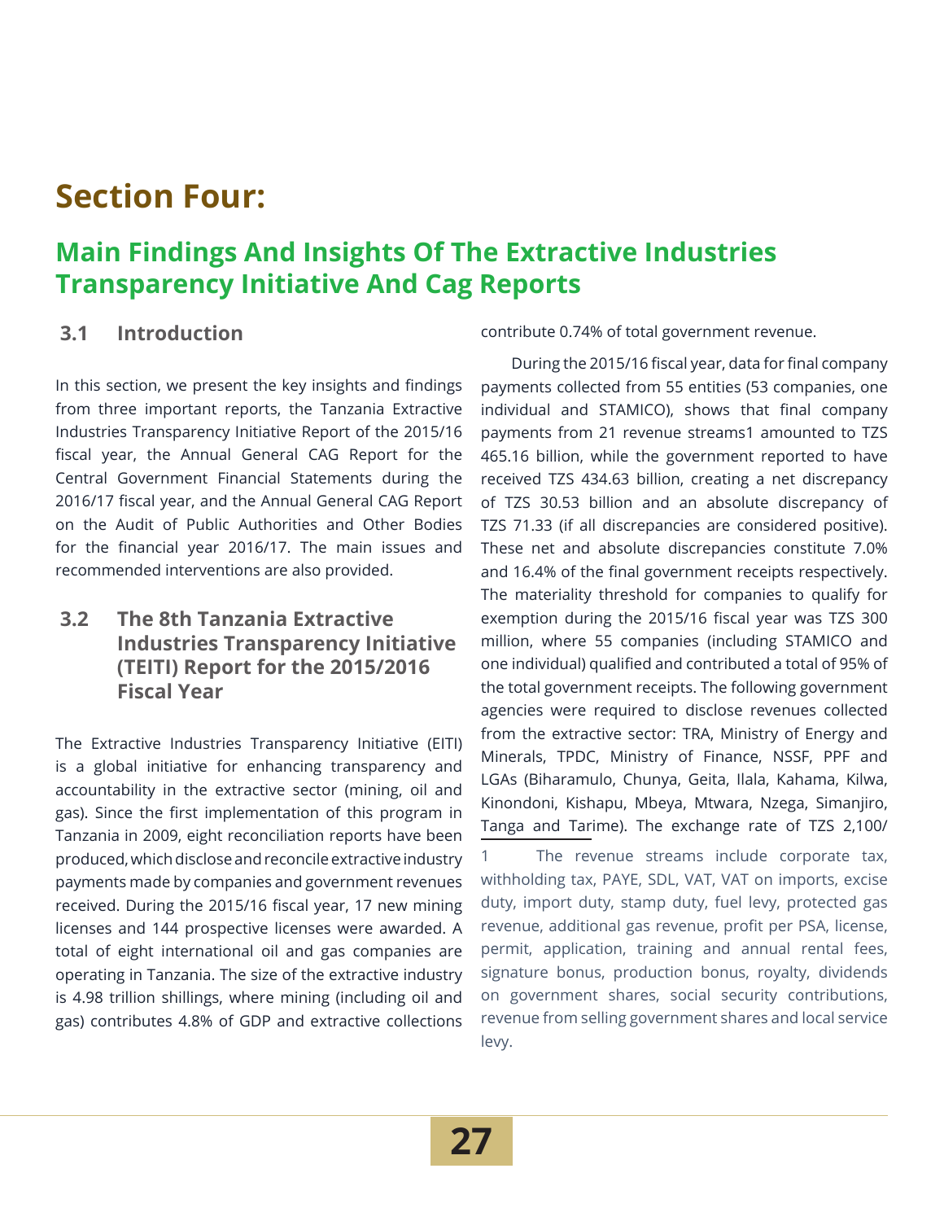# Section Four:

## Main Findings And Insights Of The Extractive Industries Transparency Initiative And Cag Reports

### 3.1 Introduction

In this section, we present the key insights and findings from three important reports, the Tanzania Extractive Industries Transparency Initiative Report of the 2015/16 fiscal year, the Annual General CAG Report for the Central Government Financial Statements during the 2016/17 fiscal year, and the Annual General CAG Report on the Audit of Public Authorities and Other Bodies for the financial year 2016/17. The main issues and recommended interventions are also provided.

### 3.2 The 8th Tanzania Extractive Industries Transparency Initiative (TEITI) Report for the 2015/2016 Fiscal Year

The Extractive Industries Transparency Initiative (EITI) is a global initiative for enhancing transparency and accountability in the extractive sector (mining, oil and gas). Since the first implementation of this program in Tanzania in 2009, eight reconciliation reports have been produced, which disclose and reconcile extractive industry payments made by companies and government revenues received. During the 2015/16 fiscal year, 17 new mining licenses and 144 prospective licenses were awarded. A total of eight international oil and gas companies are operating in Tanzania. The size of the extractive industry is 4.98 trillion shillings, where mining (including oil and gas) contributes 4.8% of GDP and extractive collections contribute 0.74% of total government revenue.

During the 2015/16 fiscal year, data for final company payments collected from 55 entities (53 companies, one individual and STAMICO), shows that final company payments from 21 revenue streams[1] amounted to TZS 465.16 billion, while the government reported to have received TZS 434.63 billion, creating a net discrepancy of TZS 30.53 billion and an absolute discrepancy of TZS 71.33 (if all discrepancies are considered positive). These net and absolute discrepancies constitute 7.0% and 16.4% of the final government receipts respectively. The materiality threshold for companies to qualify for exemption during the 2015/16 fiscal year was TZS 300 million, where 55 companies (including STAMICO and one individual) qualified and contributed a total of 95% of the total government receipts. The following government agencies were required to disclose revenues collected from the extractive sector: TRA, Ministry of Energy and Minerals, TPDC, Ministry of Finance, NSSF, PPF and LGAs (Biharamulo, Chunya, Geita, Ilala, Kahama, Kilwa, Kinondoni, Kishapu, Mbeya, Mtwara, Nzega, Simanjiro, Tanga and Tarime). The exchange rate of TZS 2,100/

[1] The revenue streams include corporate tax, withholding tax, PAYE, SDL, VAT, VAT on imports, excise duty, import duty, stamp duty, fuel levy, protected gas revenue, additional gas revenue, profit per PSA, license, permit, application, training and annual rental fees, signature bonus, production bonus, royalty, dividends on government shares, social security contributions, revenue from selling government shares and local service levy.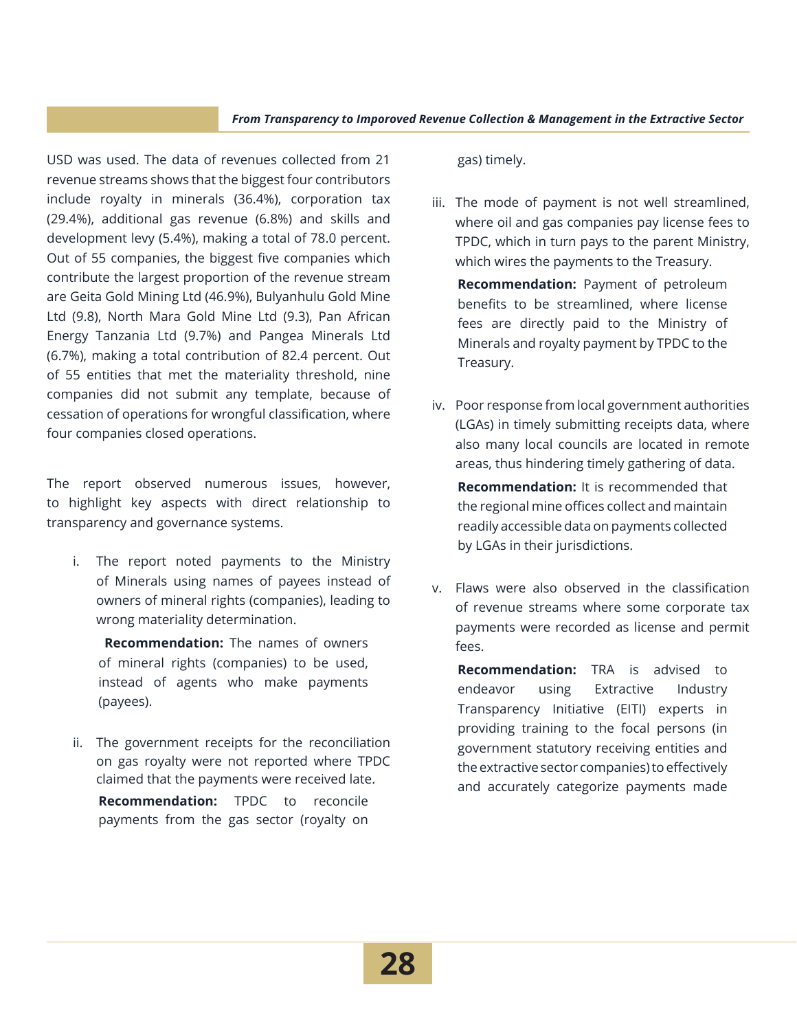USD was used. The data of revenues collected from 21 revenue streams shows that the biggest four contributors include royalty in minerals (36.4%), corporation tax (29.4%), additional gas revenue (6.8%) and skills and development levy (5.4%), making a total of 78.0 percent. Out of 55 companies, the biggest five companies which contribute the largest proportion of the revenue stream are Geita Gold Mining Ltd (46.9%), Bulyanhulu Gold Mine Ltd (9.8), North Mara Gold Mine Ltd (9.3), Pan African Energy Tanzania Ltd (9.7%) and Pangea Minerals Ltd (6.7%), making a total contribution of 82.4 percent. Out of 55 entities that met the materiality threshold, nine companies did not submit any template, because of cessation of operations for wrongful classification, where four companies closed operations.

The report observed numerous issues, however, to highlight key aspects with direct relationship to transparency and governance systems.

i. The report noted payments to the Ministry of Minerals using names of payees instead of owners of mineral rights (companies), leading to wrong materiality determination.

   **Recommendation:** The names of owners of mineral rights (companies) to be used, instead of agents who make payments (payees).

ii. The government receipts for the reconciliation on gas royalty were not reported where TPDC claimed that the payments were received late.

   **Recommendation:** TPDC to reconcile payments from the gas sector (royalty on gas) timely.

iii. The mode of payment is not well streamlined, where oil and gas companies pay license fees to TPDC, which in turn pays to the parent Ministry, which wires the payments to the Treasury.

   **Recommendation:** Payment of petroleum benefits to be streamlined, where license fees are directly paid to the Ministry of Minerals and royalty payment by TPDC to the Treasury.

iv. Poor response from local government authorities (LGAs) in timely submitting receipts data, where also many local councils are located in remote areas, thus hindering timely gathering of data.

   **Recommendation:** It is recommended that the regional mine offices collect and maintain readily accessible data on payments collected by LGAs in their jurisdictions.

v. Flaws were also observed in the classification of revenue streams where some corporate tax payments were recorded as license and permit fees.

   **Recommendation:** TRA is advised to endeavor using Extractive Industry Transparency Initiative (EITI) experts in providing training to the focal persons (in government statutory receiving entities and the extractive sector companies) to effectively and accurately categorize payments made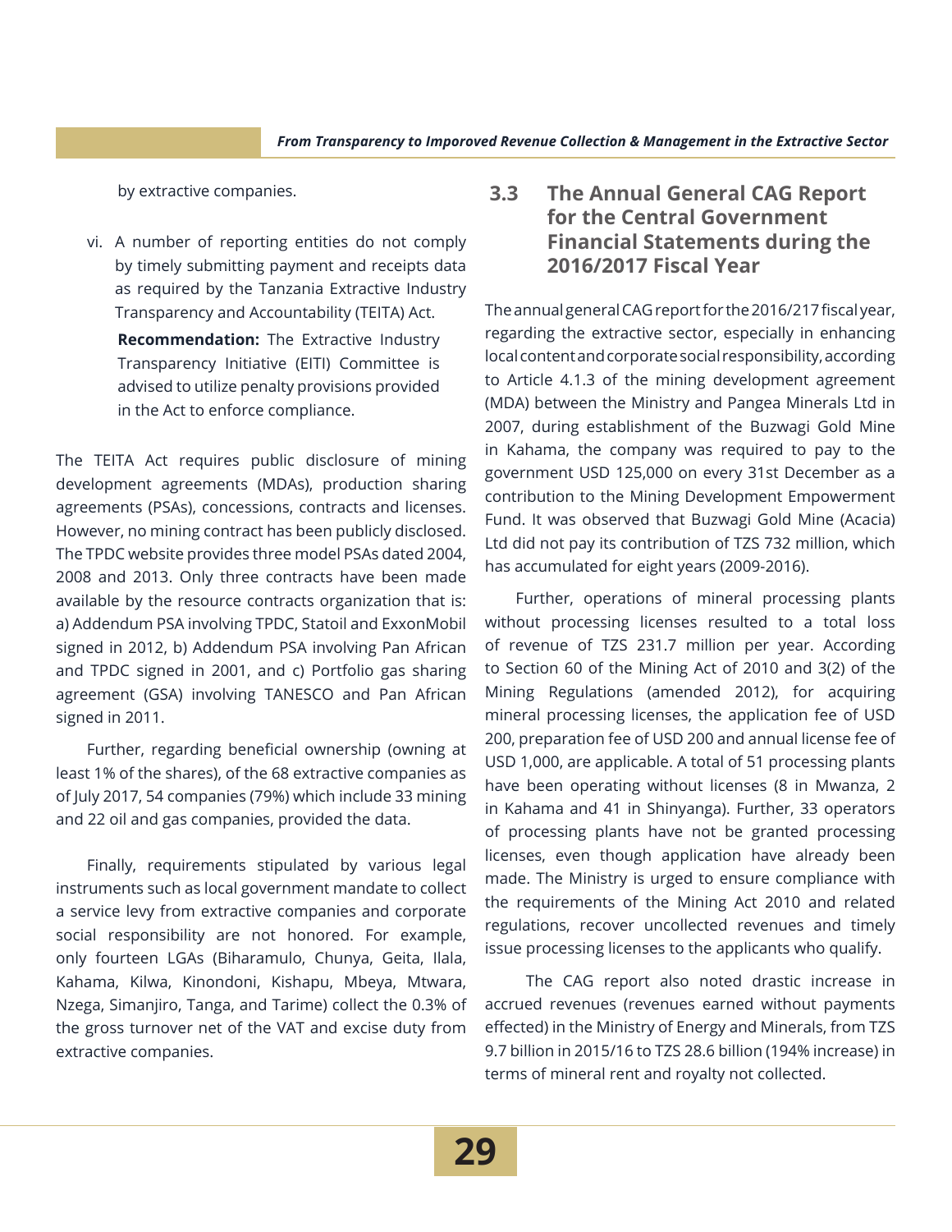by extractive companies.

vi. A number of reporting entities do not comply by timely submitting payment and receipts data as required by the Tanzania Extractive Industry Transparency and Accountability (TEITA) Act.

 **Recommendation:** The Extractive Industry Transparency Initiative (EITI) Committee is advised to utilize penalty provisions provided in the Act to enforce compliance.

The TEITA Act requires public disclosure of mining development agreements (MDAs), production sharing agreements (PSAs), concessions, contracts and licenses. However, no mining contract has been publicly disclosed. The TPDC website provides three model PSAs dated 2004, 2008 and 2013. Only three contracts have been made available by the resource contracts organization that is: a) Addendum PSA involving TPDC, Statoil and ExxonMobil signed in 2012, b) Addendum PSA involving Pan African and TPDC signed in 2001, and c) Portfolio gas sharing agreement (GSA) involving TANESCO and Pan African signed in 2011.

Further, regarding beneficial ownership (owning at least 1% of the shares), of the 68 extractive companies as of July 2017, 54 companies (79%) which include 33 mining and 22 oil and gas companies, provided the data.

Finally, requirements stipulated by various legal instruments such as local government mandate to collect a service levy from extractive companies and corporate social responsibility are not honored. For example, only fourteen LGAs (Biharamulo, Chunya, Geita, Ilala, Kahama, Kilwa, Kinondoni, Kishapu, Mbeya, Mtwara, Nzega, Simanjiro, Tanga, and Tarime) collect the 0.3% of the gross turnover net of the VAT and excise duty from extractive companies.

## 3.3 The Annual General CAG Report for the Central Government Financial Statements during the 2016/2017 Fiscal Year

The annual general CAG report for the 2016/217 fiscal year, regarding the extractive sector, especially in enhancing local content and corporate social responsibility, according to Article 4.1.3 of the mining development agreement (MDA) between the Ministry and Pangea Minerals Ltd in 2007, during establishment of the Buzwagi Gold Mine in Kahama, the company was required to pay to the government USD 125,000 on every 31st December as a contribution to the Mining Development Empowerment Fund. It was observed that Buzwagi Gold Mine (Acacia) Ltd did not pay its contribution of TZS 732 million, which has accumulated for eight years (2009-2016).

Further, operations of mineral processing plants without processing licenses resulted to a total loss of revenue of TZS 231.7 million per year. According to Section 60 of the Mining Act of 2010 and 3(2) of the Mining Regulations (amended 2012), for acquiring mineral processing licenses, the application fee of USD 200, preparation fee of USD 200 and annual license fee of USD 1,000, are applicable. A total of 51 processing plants have been operating without licenses (8 in Mwanza, 2 in Kahama and 41 in Shinyanga). Further, 33 operators of processing plants have not be granted processing licenses, even though application have already been made. The Ministry is urged to ensure compliance with the requirements of the Mining Act 2010 and related regulations, recover uncollected revenues and timely issue processing licenses to the applicants who qualify.

The CAG report also noted drastic increase in accrued revenues (revenues earned without payments effected) in the Ministry of Energy and Minerals, from TZS 9.7 billion in 2015/16 to TZS 28.6 billion (194% increase) in terms of mineral rent and royalty not collected.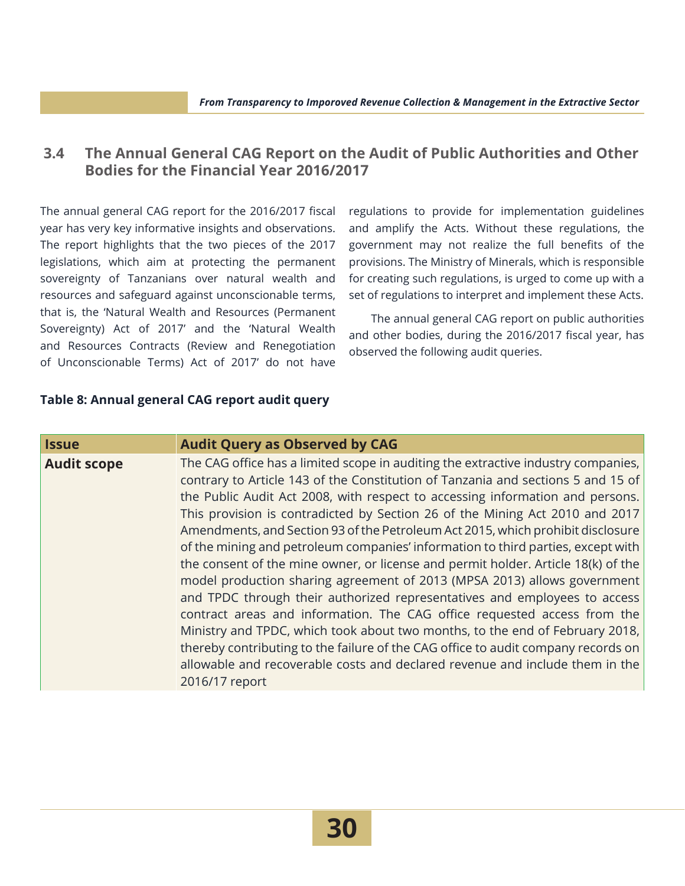## 3.4 The Annual General CAG Report on the Audit of Public Authorities and Other Bodies for the Financial Year 2016/2017

The annual general CAG report for the 2016/2017 fiscal year has very key informative insights and observations. The report highlights that the two pieces of the 2017 legislations, which aim at protecting the permanent sovereignty of Tanzanians over natural wealth and resources and safeguard against unconscionable terms, that is, the 'Natural Wealth and Resources (Permanent Sovereignty) Act of 2017' and the 'Natural Wealth and Resources Contracts (Review and Renegotiation of Unconscionable Terms) Act of 2017' do not have regulations to provide for implementation guidelines and amplify the Acts. Without these regulations, the government may not realize the full benefits of the provisions. The Ministry of Minerals, which is responsible for creating such regulations, is urged to come up with a set of regulations to interpret and implement these Acts.

The annual general CAG report on public authorities and other bodies, during the 2016/2017 fiscal year, has observed the following audit queries.

**Table 8: Annual general CAG report audit query**

| Issue | Audit Query as Observed by CAG |
|---|---|
| **Audit scope** | The CAG office has a limited scope in auditing the extractive industry companies, contrary to Article 143 of the Constitution of Tanzania and sections 5 and 15 of the Public Audit Act 2008, with respect to accessing information and persons. This provision is contradicted by Section 26 of the Mining Act 2010 and 2017 Amendments, and Section 93 of the Petroleum Act 2015, which prohibit disclosure of the mining and petroleum companies' information to third parties, except with the consent of the mine owner, or license and permit holder. Article 18(k) of the model production sharing agreement of 2013 (MPSA 2013) allows government and TPDC through their authorized representatives and employees to access contract areas and information. The CAG office requested access from the Ministry and TPDC, which took about two months, to the end of February 2018, thereby contributing to the failure of the CAG office to audit company records on allowable and recoverable costs and declared revenue and include them in the 2016/17 report |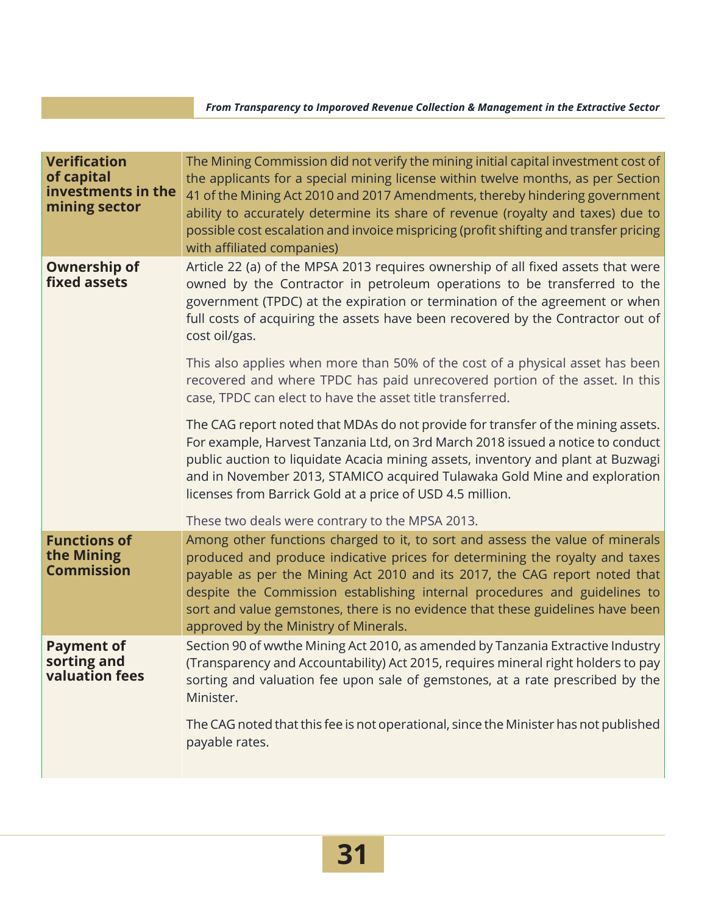| | |
|---|---|
| **Verification of capital investments in the mining sector** | The Mining Commission did not verify the mining initial capital investment cost of the applicants for a special mining license within twelve months, as per Section 41 of the Mining Act 2010 and 2017 Amendments, thereby hindering government ability to accurately determine its share of revenue (royalty and taxes) due to possible cost escalation and invoice mispricing (profit shifting and transfer pricing with affiliated companies) |
| **Ownership of fixed assets** | Article 22 (a) of the MPSA 2013 requires ownership of all fixed assets that were owned by the Contractor in petroleum operations to be transferred to the government (TPDC) at the expiration or termination of the agreement or when full costs of acquiring the assets have been recovered by the Contractor out of cost oil/gas.<br><br>This also applies when more than 50% of the cost of a physical asset has been recovered and where TPDC has paid unrecovered portion of the asset. In this case, TPDC can elect to have the asset title transferred.<br><br>The CAG report noted that MDAs do not provide for transfer of the mining assets. For example, Harvest Tanzania Ltd, on 3rd March 2018 issued a notice to conduct public auction to liquidate Acacia mining assets, inventory and plant at Buzwagi and in November 2013, STAMICO acquired Tulawaka Gold Mine and exploration licenses from Barrick Gold at a price of USD 4.5 million.<br><br>These two deals were contrary to the MPSA 2013. |
| **Functions of the Mining Commission** | Among other functions charged to it, to sort and assess the value of minerals produced and produce indicative prices for determining the royalty and taxes payable as per the Mining Act 2010 and its 2017, the CAG report noted that despite the Commission establishing internal procedures and guidelines to sort and value gemstones, there is no evidence that these guidelines have been approved by the Ministry of Minerals. |
| **Payment of sorting and valuation fees** | Section 90 of wwthe Mining Act 2010, as amended by Tanzania Extractive Industry (Transparency and Accountability) Act 2015, requires mineral right holders to pay sorting and valuation fee upon sale of gemstones, at a rate prescribed by the Minister.<br><br>The CAG noted that this fee is not operational, since the Minister has not published payable rates. |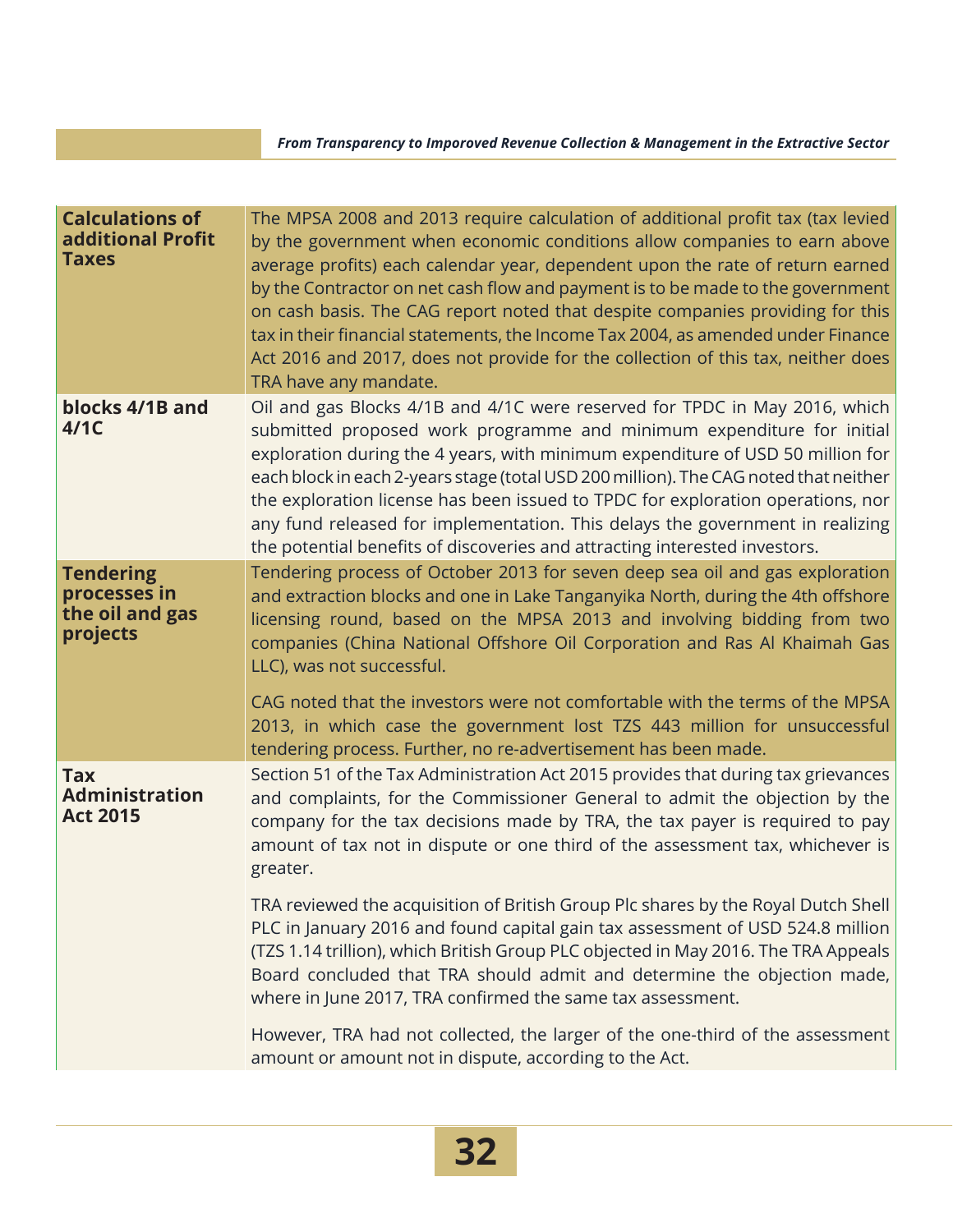| | |
|---|---|
| **Calculations of additional Profit Taxes** | The MPSA 2008 and 2013 require calculation of additional profit tax (tax levied by the government when economic conditions allow companies to earn above average profits) each calendar year, dependent upon the rate of return earned by the Contractor on net cash flow and payment is to be made to the government on cash basis. The CAG report noted that despite companies providing for this tax in their financial statements, the Income Tax 2004, as amended under Finance Act 2016 and 2017, does not provide for the collection of this tax, neither does TRA have any mandate. |
| **blocks 4/1B and 4/1C** | Oil and gas Blocks 4/1B and 4/1C were reserved for TPDC in May 2016, which submitted proposed work programme and minimum expenditure for initial exploration during the 4 years, with minimum expenditure of USD 50 million for each block in each 2-years stage (total USD 200 million). The CAG noted that neither the exploration license has been issued to TPDC for exploration operations, nor any fund released for implementation. This delays the government in realizing the potential benefits of discoveries and attracting interested investors. |
| **Tendering processes in the oil and gas projects** | Tendering process of October 2013 for seven deep sea oil and gas exploration and extraction blocks and one in Lake Tanganyika North, during the 4th offshore licensing round, based on the MPSA 2013 and involving bidding from two companies (China National Offshore Oil Corporation and Ras Al Khaimah Gas LLC), was not successful.<br><br>CAG noted that the investors were not comfortable with the terms of the MPSA 2013, in which case the government lost TZS 443 million for unsuccessful tendering process. Further, no re-advertisement has been made. |
| **Tax Administration Act 2015** | Section 51 of the Tax Administration Act 2015 provides that during tax grievances and complaints, for the Commissioner General to admit the objection by the company for the tax decisions made by TRA, the tax payer is required to pay amount of tax not in dispute or one third of the assessment tax, whichever is greater.<br><br>TRA reviewed the acquisition of British Group Plc shares by the Royal Dutch Shell PLC in January 2016 and found capital gain tax assessment of USD 524.8 million (TZS 1.14 trillion), which British Group PLC objected in May 2016. The TRA Appeals Board concluded that TRA should admit and determine the objection made, where in June 2017, TRA confirmed the same tax assessment.<br><br>However, TRA had not collected, the larger of the one-third of the assessment amount or amount not in dispute, according to the Act. |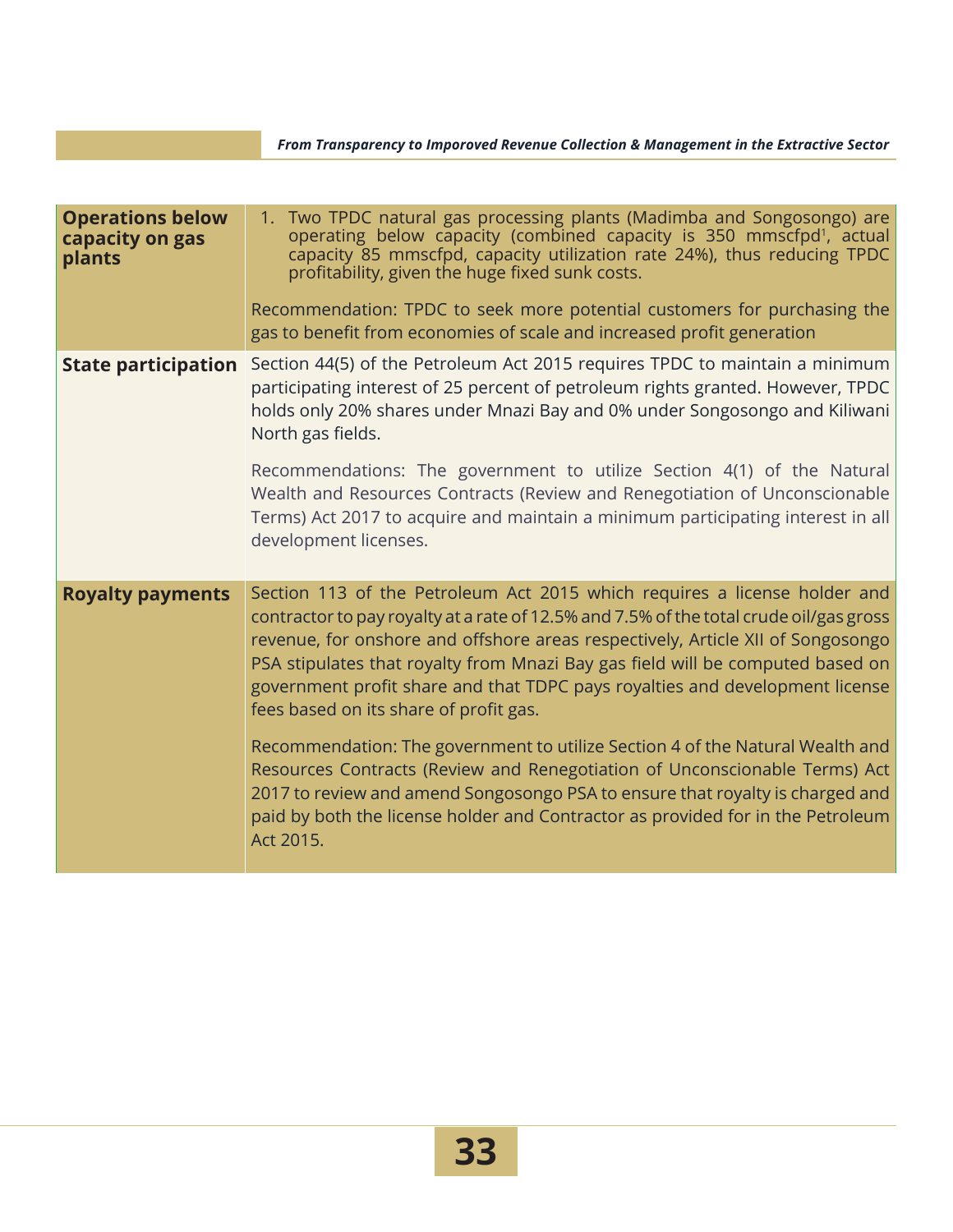| | |
|---|---|
| **Operations below capacity on gas plants** | 1. Two TPDC natural gas processing plants (Madimba and Songosongo) are operating below capacity (combined capacity is 350 mmscfpd[1], actual capacity 85 mmscfpd, capacity utilization rate 24%), thus reducing TPDC profitability, given the huge fixed sunk costs.<br><br>Recommendation: TPDC to seek more potential customers for purchasing the gas to benefit from economies of scale and increased profit generation |
| **State participation** | Section 44(5) of the Petroleum Act 2015 requires TPDC to maintain a minimum participating interest of 25 percent of petroleum rights granted. However, TPDC holds only 20% shares under Mnazi Bay and 0% under Songosongo and Kiliwani North gas fields.<br><br>Recommendations: The government to utilize Section 4(1) of the Natural Wealth and Resources Contracts (Review and Renegotiation of Unconscionable Terms) Act 2017 to acquire and maintain a minimum participating interest in all development licenses. |
| **Royalty payments** | Section 113 of the Petroleum Act 2015 which requires a license holder and contractor to pay royalty at a rate of 12.5% and 7.5% of the total crude oil/gas gross revenue, for onshore and offshore areas respectively, Article XII of Songosongo PSA stipulates that royalty from Mnazi Bay gas field will be computed based on government profit share and that TDPC pays royalties and development license fees based on its share of profit gas.<br><br>Recommendation: The government to utilize Section 4 of the Natural Wealth and Resources Contracts (Review and Renegotiation of Unconscionable Terms) Act 2017 to review and amend Songosongo PSA to ensure that royalty is charged and paid by both the license holder and Contractor as provided for in the Petroleum Act 2015. |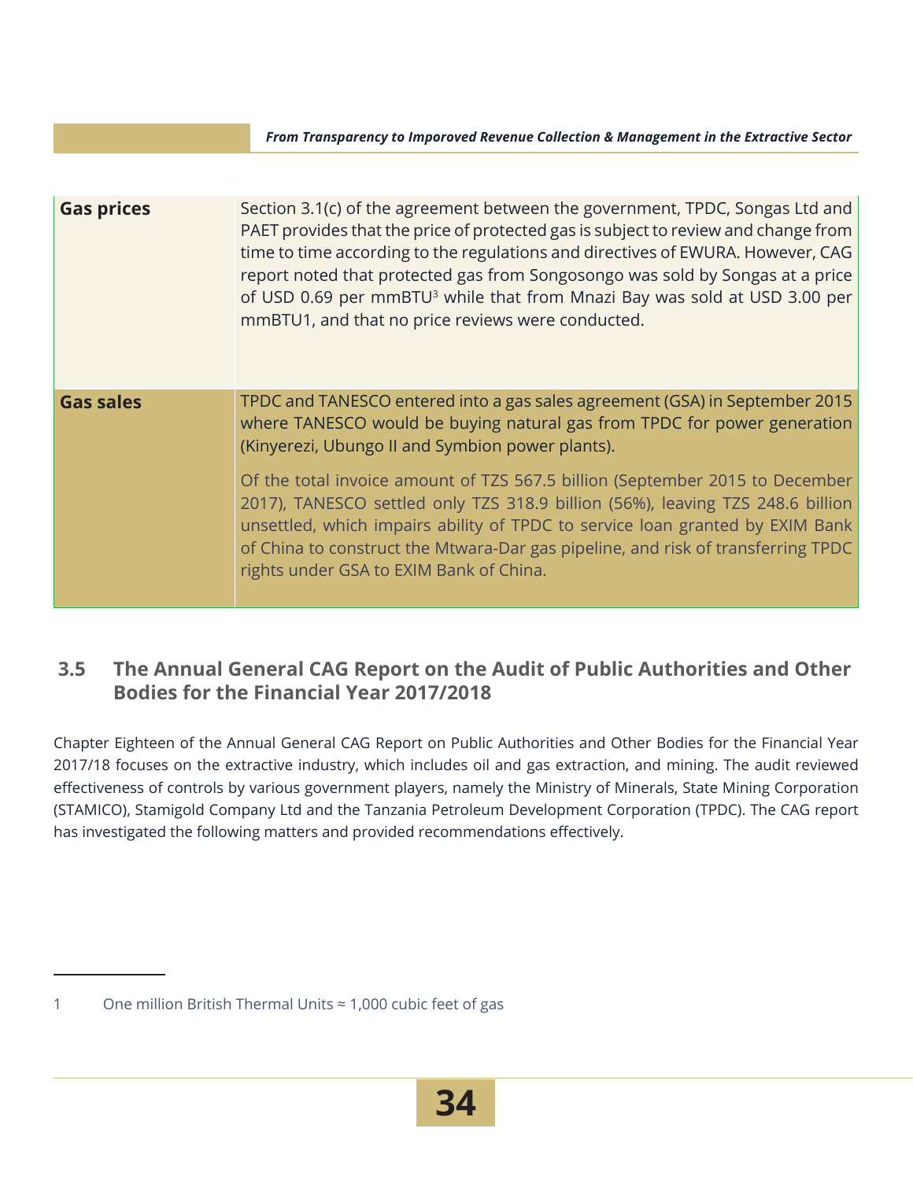| | |
|---|---|
| **Gas prices** | Section 3.1(c) of the agreement between the government, TPDC, Songas Ltd and PAET provides that the price of protected gas is subject to review and change from time to time according to the regulations and directives of EWURA. However, CAG report noted that protected gas from Songosongo was sold by Songas at a price of USD 0.69 per mmBTU[3] while that from Mnazi Bay was sold at USD 3.00 per mmBTU1, and that no price reviews were conducted. |
| **Gas sales** | TPDC and TANESCO entered into a gas sales agreement (GSA) in September 2015 where TANESCO would be buying natural gas from TPDC for power generation (Kinyerezi, Ubungo II and Symbion power plants).<br><br>Of the total invoice amount of TZS 567.5 billion (September 2015 to December 2017), TANESCO settled only TZS 318.9 billion (56%), leaving TZS 248.6 billion unsettled, which impairs ability of TPDC to service loan granted by EXIM Bank of China to construct the Mtwara-Dar gas pipeline, and risk of transferring TPDC rights under GSA to EXIM Bank of China. |

## 3.5 The Annual General CAG Report on the Audit of Public Authorities and Other Bodies for the Financial Year 2017/2018

Chapter Eighteen of the Annual General CAG Report on Public Authorities and Other Bodies for the Financial Year 2017/18 focuses on the extractive industry, which includes oil and gas extraction, and mining. The audit reviewed effectiveness of controls by various government players, namely the Ministry of Minerals, State Mining Corporation (STAMICO), Stamigold Company Ltd and the Tanzania Petroleum Development Corporation (TPDC). The CAG report has investigated the following matters and provided recommendations effectively.

1 One million British Thermal Units ≈ 1,000 cubic feet of gas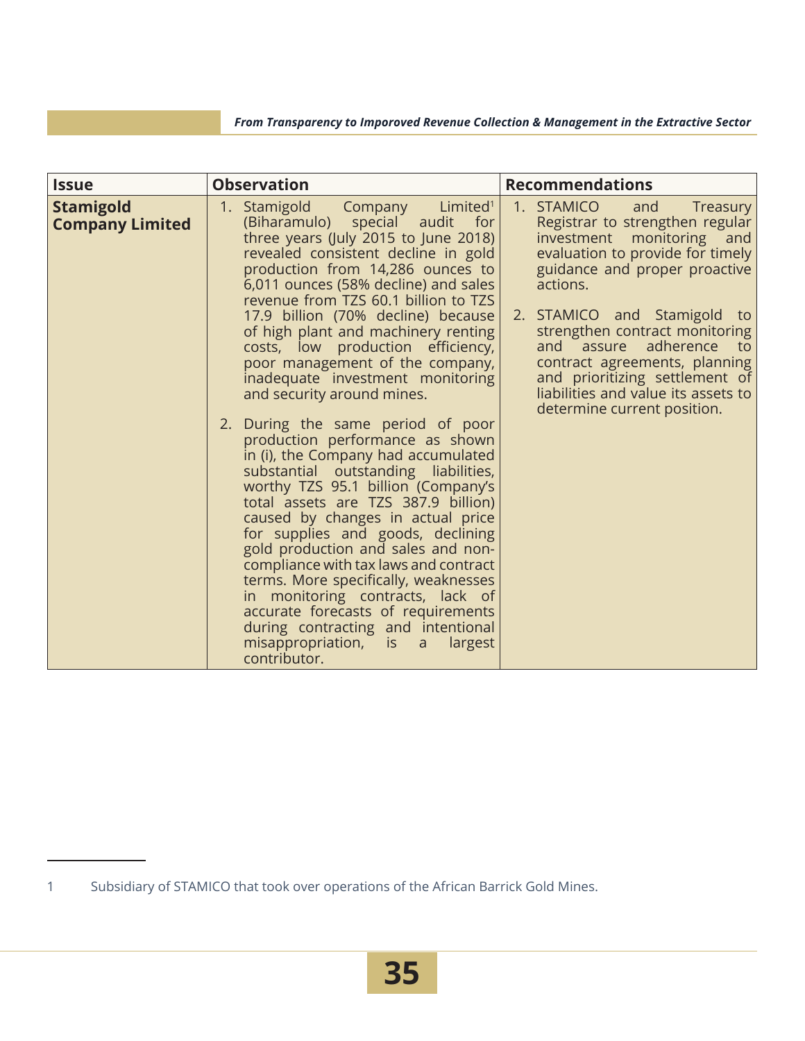| Issue | Observation | Recommendations |
|---|---|---|
| **Stamigold Company Limited** | 1. Stamigold Company Limited[1] (Biharamulo) special audit for three years (July 2015 to June 2018) revealed consistent decline in gold production from 14,286 ounces to 6,011 ounces (58% decline) and sales revenue from TZS 60.1 billion to TZS 17.9 billion (70% decline) because of high plant and machinery renting costs, low production efficiency, poor management of the company, inadequate investment monitoring and security around mines.<br><br>2. During the same period of poor production performance as shown in (i), the Company had accumulated substantial outstanding liabilities, worthy TZS 95.1 billion (Company's total assets are TZS 387.9 billion) caused by changes in actual price for supplies and goods, declining gold production and sales and non-compliance with tax laws and contract terms. More specifically, weaknesses in monitoring contracts, lack of accurate forecasts of requirements during contracting and intentional misappropriation, is a largest contributor. | 1. STAMICO and Treasury Registrar to strengthen regular investment monitoring and evaluation to provide for timely guidance and proper proactive actions.<br><br>2. STAMICO and Stamigold to strengthen contract monitoring and assure adherence to contract agreements, planning and prioritizing settlement of liabilities and value its assets to determine current position. |

1 Subsidiary of STAMICO that took over operations of the African Barrick Gold Mines.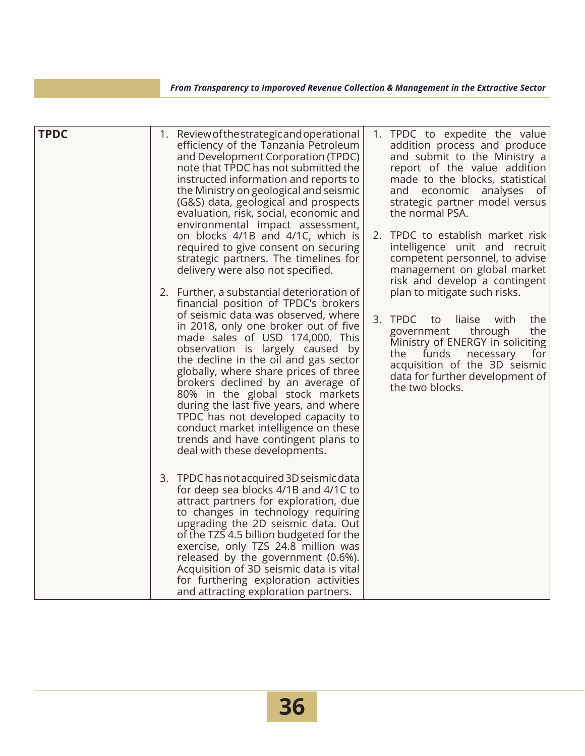| TPDC | 1. Review of the strategic and operational efficiency of the Tanzania Petroleum and Development Corporation (TPDC) note that TPDC has not submitted the instructed information and reports to the Ministry on geological and seismic (G&S) data, geological and prospects evaluation, risk, social, economic and environmental impact assessment, on blocks 4/1B and 4/1C, which is required to give consent on securing strategic partners. The timelines for delivery were also not specified.<br><br>2. Further, a substantial deterioration of financial position of TPDC's brokers of seismic data was observed, where in 2018, only one broker out of five made sales of USD 174,000. This observation is largely caused by the decline in the oil and gas sector globally, where share prices of three brokers declined by an average of 80% in the global stock markets during the last five years, and where TPDC has not developed capacity to conduct market intelligence on these trends and have contingent plans to deal with these developments.<br><br>3. TPDC has not acquired 3D seismic data for deep sea blocks 4/1B and 4/1C to attract partners for exploration, due to changes in technology requiring upgrading the 2D seismic data. Out of the TZS 4.5 billion budgeted for the exercise, only TZS 24.8 million was released by the government (0.6%). Acquisition of 3D seismic data is vital for furthering exploration activities and attracting exploration partners. | 1. TPDC to expedite the value addition process and produce and submit to the Ministry a report of the value addition made to the blocks, statistical and economic analyses of strategic partner model versus the normal PSA.<br><br>2. TPDC to establish market risk intelligence unit and recruit competent personnel, to advise management on global market risk and develop a contingent plan to mitigate such risks.<br><br>3. TPDC to liaise with the government through the Ministry of ENERGY in soliciting the funds necessary for acquisition of the 3D seismic data for further development of the two blocks. |
|---|---|---|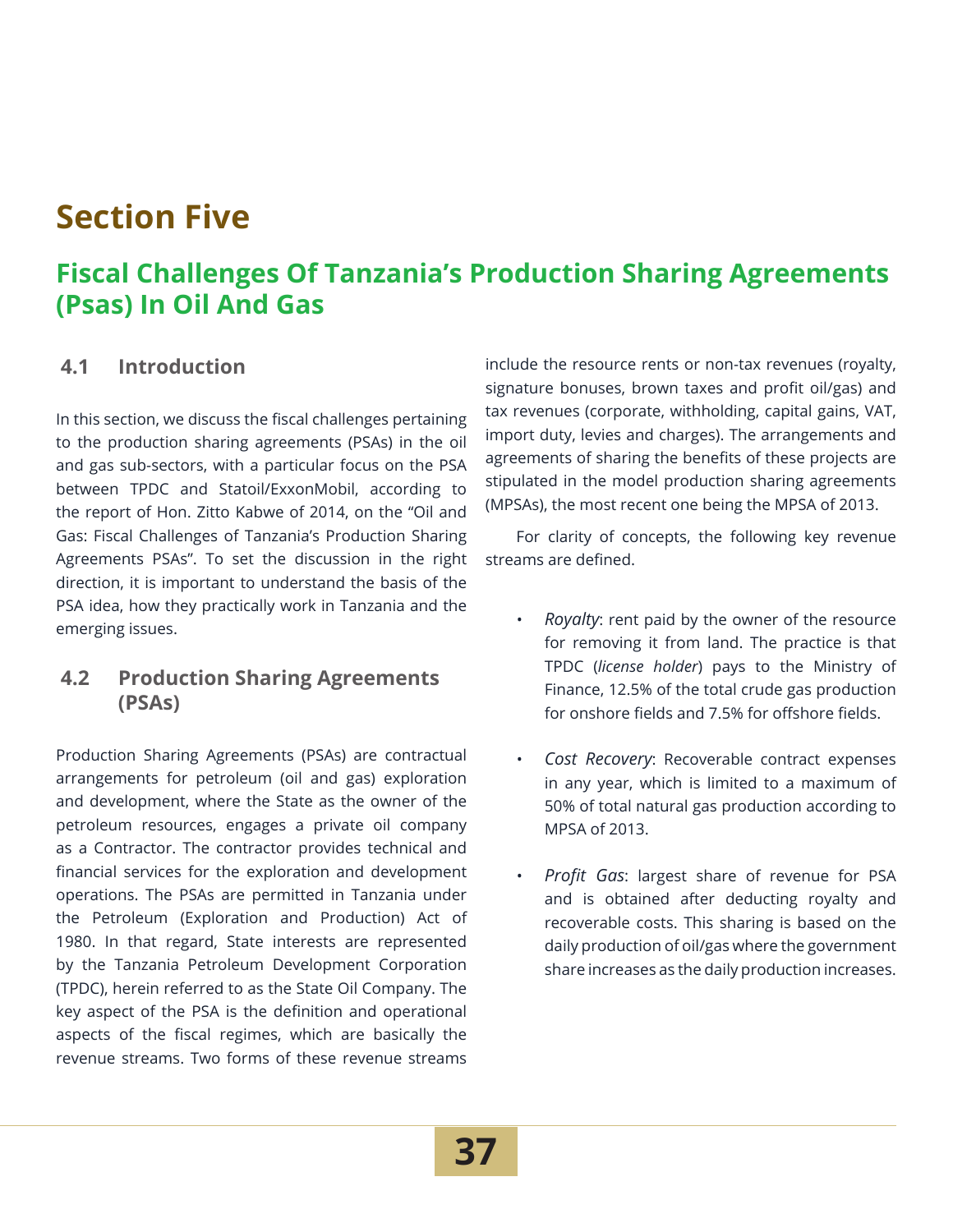# Section Five

## Fiscal Challenges Of Tanzania's Production Sharing Agreements (Psas) In Oil And Gas

### 4.1 Introduction

In this section, we discuss the fiscal challenges pertaining to the production sharing agreements (PSAs) in the oil and gas sub-sectors, with a particular focus on the PSA between TPDC and Statoil/ExxonMobil, according to the report of Hon. Zitto Kabwe of 2014, on the "Oil and Gas: Fiscal Challenges of Tanzania's Production Sharing Agreements PSAs". To set the discussion in the right direction, it is important to understand the basis of the PSA idea, how they practically work in Tanzania and the emerging issues.

### 4.2 Production Sharing Agreements (PSAs)

Production Sharing Agreements (PSAs) are contractual arrangements for petroleum (oil and gas) exploration and development, where the State as the owner of the petroleum resources, engages a private oil company as a Contractor. The contractor provides technical and financial services for the exploration and development operations. The PSAs are permitted in Tanzania under the Petroleum (Exploration and Production) Act of 1980. In that regard, State interests are represented by the Tanzania Petroleum Development Corporation (TPDC), herein referred to as the State Oil Company. The key aspect of the PSA is the definition and operational aspects of the fiscal regimes, which are basically the revenue streams. Two forms of these revenue streams include the resource rents or non-tax revenues (royalty, signature bonuses, brown taxes and profit oil/gas) and tax revenues (corporate, withholding, capital gains, VAT, import duty, levies and charges). The arrangements and agreements of sharing the benefits of these projects are stipulated in the model production sharing agreements (MPSAs), the most recent one being the MPSA of 2013.

For clarity of concepts, the following key revenue streams are defined.

- *Royalty*: rent paid by the owner of the resource for removing it from land. The practice is that TPDC (*license holder*) pays to the Ministry of Finance, 12.5% of the total crude gas production for onshore fields and 7.5% for offshore fields.
- *Cost Recovery*: Recoverable contract expenses in any year, which is limited to a maximum of 50% of total natural gas production according to MPSA of 2013.
- *Profit Gas*: largest share of revenue for PSA and is obtained after deducting royalty and recoverable costs. This sharing is based on the daily production of oil/gas where the government share increases as the daily production increases.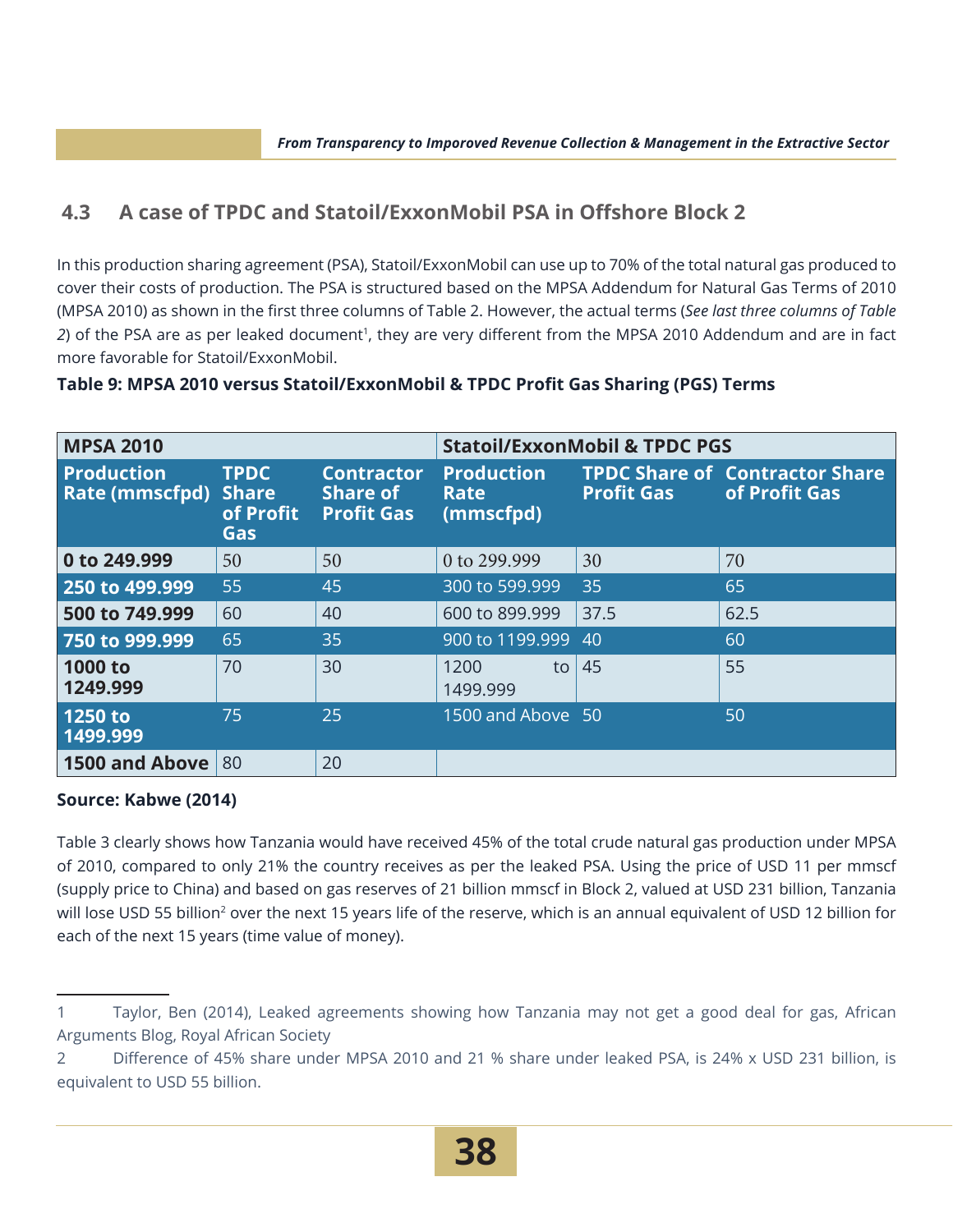## 4.3 A case of TPDC and Statoil/ExxonMobil PSA in Offshore Block 2

In this production sharing agreement (PSA), Statoil/ExxonMobil can use up to 70% of the total natural gas produced to cover their costs of production. The PSA is structured based on the MPSA Addendum for Natural Gas Terms of 2010 (MPSA 2010) as shown in the first three columns of Table 2. However, the actual terms (*See last three columns of Table 2*) of the PSA are as per leaked document[1], they are very different from the MPSA 2010 Addendum and are in fact more favorable for Statoil/ExxonMobil.

**Table 9: MPSA 2010 versus Statoil/ExxonMobil & TPDC Profit Gas Sharing (PGS) Terms**

| MPSA 2010 | | | Statoil/ExxonMobil & TPDC PGS | | |
|---|---|---|---|---|---|
| **Production Rate (mmscfpd)** | **TPDC Share of Profit Gas** | **Contractor Share of Profit Gas** | **Production Rate (mmscfpd)** | **TPDC Share of Profit Gas** | **Contractor Share of Profit Gas** |
| **0 to 249.999** | 50 | 50 | 0 to 299.999 | 30 | 70 |
| **250 to 499.999** | 55 | 45 | 300 to 599.999 | 35 | 65 |
| **500 to 749.999** | 60 | 40 | 600 to 899.999 | 37.5 | 62.5 |
| **750 to 999.999** | 65 | 35 | 900 to 1199.999 | 40 | 60 |
| **1000 to 1249.999** | 70 | 30 | 1200 to 1499.999 | 45 | 55 |
| **1250 to 1499.999** | 75 | 25 | 1500 and Above | 50 | 50 |
| **1500 and Above** | 80 | 20 | | | |

**Source: Kabwe (2014)**

Table 3 clearly shows how Tanzania would have received 45% of the total crude natural gas production under MPSA of 2010, compared to only 21% the country receives as per the leaked PSA. Using the price of USD 11 per mmscf (supply price to China) and based on gas reserves of 21 billion mmscf in Block 2, valued at USD 231 billion, Tanzania will lose USD 55 billion[2] over the next 15 years life of the reserve, which is an annual equivalent of USD 12 billion for each of the next 15 years (time value of money).

---

1 Taylor, Ben (2014), Leaked agreements showing how Tanzania may not get a good deal for gas, African Arguments Blog, Royal African Society

2 Difference of 45% share under MPSA 2010 and 21 % share under leaked PSA, is 24% x USD 231 billion, is equivalent to USD 55 billion.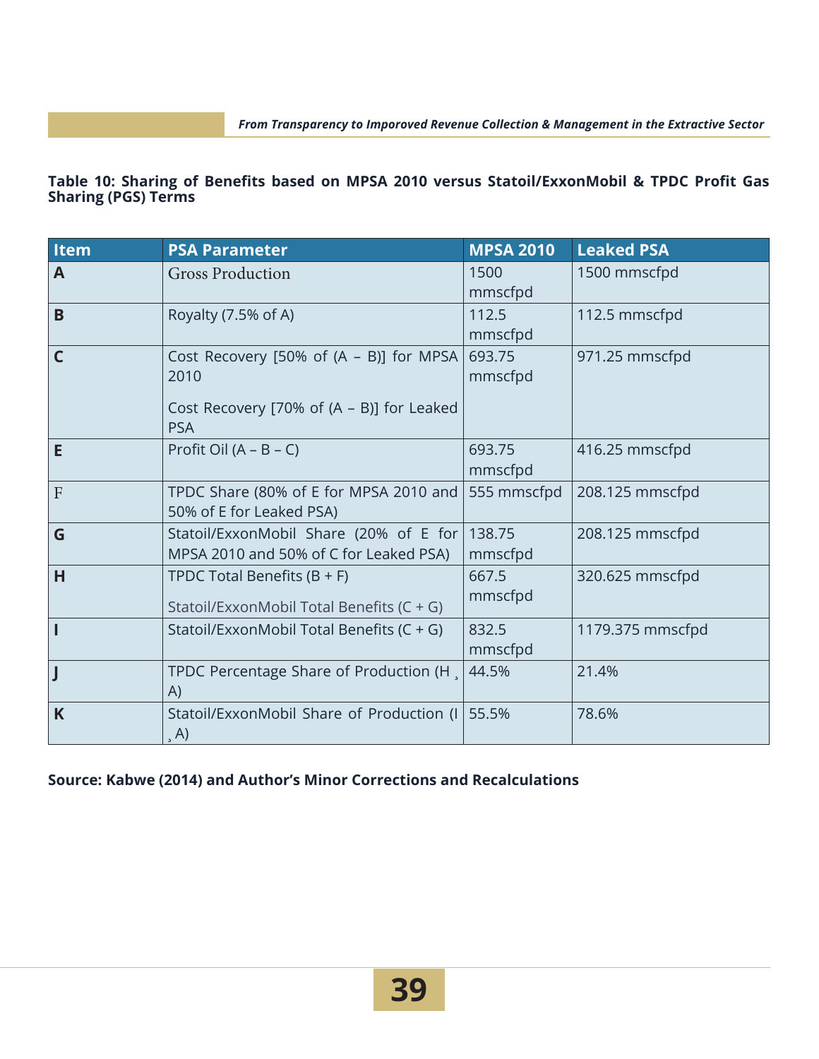**Table 10: Sharing of Benefits based on MPSA 2010 versus Statoil/ExxonMobil & TPDC Profit Gas Sharing (PGS) Terms**

| Item | PSA Parameter | MPSA 2010 | Leaked PSA |
|---|---|---|---|
| A | Gross Production | 1500 mmscfpd | 1500 mmscfpd |
| B | Royalty (7.5% of A) | 112.5 mmscfpd | 112.5 mmscfpd |
| C | Cost Recovery [50% of (A – B)] for MPSA 2010<br><br>Cost Recovery [70% of (A – B)] for Leaked PSA | 693.75 mmscfpd | 971.25 mmscfpd |
| E | Profit Oil (A – B – C) | 693.75 mmscfpd | 416.25 mmscfpd |
| F | TPDC Share (80% of E for MPSA 2010 and 50% of E for Leaked PSA) | 555 mmscfpd | 208.125 mmscfpd |
| G | Statoil/ExxonMobil Share (20% of E for MPSA 2010 and 50% of C for Leaked PSA) | 138.75 mmscfpd | 208.125 mmscfpd |
| H | TPDC Total Benefits (B + F)<br><br>Statoil/ExxonMobil Total Benefits (C + G) | 667.5 mmscfpd | 320.625 mmscfpd |
| I | Statoil/ExxonMobil Total Benefits (C + G) | 832.5 mmscfpd | 1179.375 mmscfpd |
| J | TPDC Percentage Share of Production (H ¸ A) | 44.5% | 21.4% |
| K | Statoil/ExxonMobil Share of Production (I ¸ A) | 55.5% | 78.6% |

**Source: Kabwe (2014) and Author's Minor Corrections and Recalculations**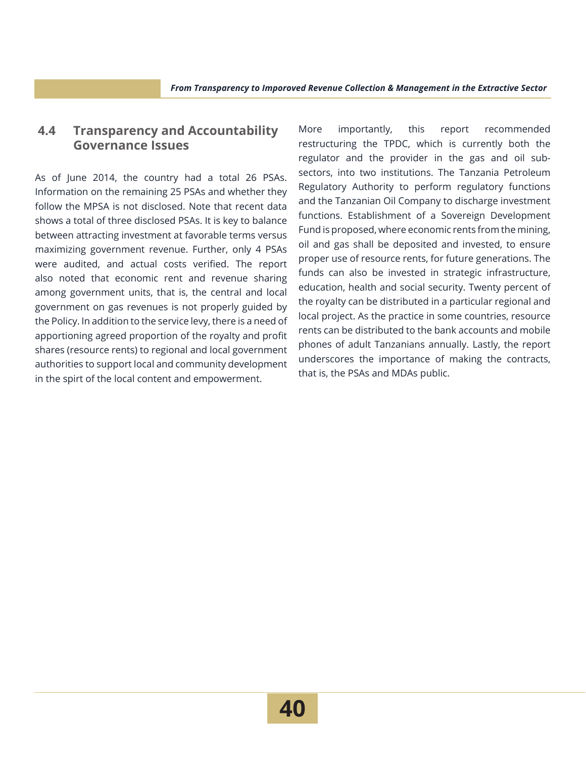## 4.4 Transparency and Accountability Governance Issues

As of June 2014, the country had a total 26 PSAs. Information on the remaining 25 PSAs and whether they follow the MPSA is not disclosed. Note that recent data shows a total of three disclosed PSAs. It is key to balance between attracting investment at favorable terms versus maximizing government revenue. Further, only 4 PSAs were audited, and actual costs verified. The report also noted that economic rent and revenue sharing among government units, that is, the central and local government on gas revenues is not properly guided by the Policy. In addition to the service levy, there is a need of apportioning agreed proportion of the royalty and profit shares (resource rents) to regional and local government authorities to support local and community development in the spirt of the local content and empowerment.

More importantly, this report recommended restructuring the TPDC, which is currently both the regulator and the provider in the gas and oil sub-sectors, into two institutions. The Tanzania Petroleum Regulatory Authority to perform regulatory functions and the Tanzanian Oil Company to discharge investment functions. Establishment of a Sovereign Development Fund is proposed, where economic rents from the mining, oil and gas shall be deposited and invested, to ensure proper use of resource rents, for future generations. The funds can also be invested in strategic infrastructure, education, health and social security. Twenty percent of the royalty can be distributed in a particular regional and local project. As the practice in some countries, resource rents can be distributed to the bank accounts and mobile phones of adult Tanzanians annually. Lastly, the report underscores the importance of making the contracts, that is, the PSAs and MDAs public.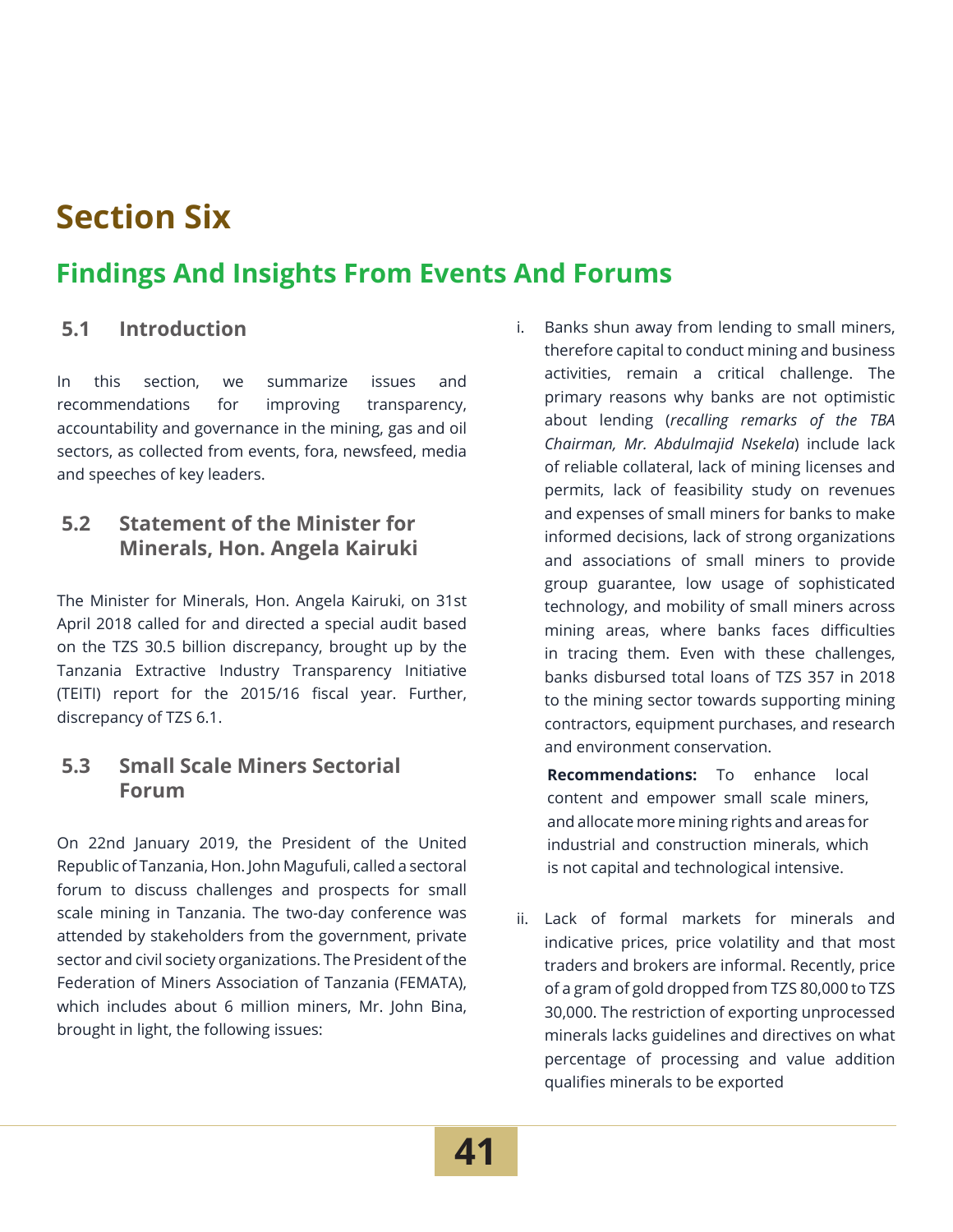# Section Six

## Findings And Insights From Events And Forums

### 5.1 Introduction

In this section, we summarize issues and recommendations for improving transparency, accountability and governance in the mining, gas and oil sectors, as collected from events, fora, newsfeed, media and speeches of key leaders.

### 5.2 Statement of the Minister for Minerals, Hon. Angela Kairuki

The Minister for Minerals, Hon. Angela Kairuki, on 31st April 2018 called for and directed a special audit based on the TZS 30.5 billion discrepancy, brought up by the Tanzania Extractive Industry Transparency Initiative (TEITI) report for the 2015/16 fiscal year. Further, discrepancy of TZS 6.1.

### 5.3 Small Scale Miners Sectorial Forum

On 22nd January 2019, the President of the United Republic of Tanzania, Hon. John Magufuli, called a sectoral forum to discuss challenges and prospects for small scale mining in Tanzania. The two-day conference was attended by stakeholders from the government, private sector and civil society organizations. The President of the Federation of Miners Association of Tanzania (FEMATA), which includes about 6 million miners, Mr. John Bina, brought in light, the following issues:

i. Banks shun away from lending to small miners, therefore capital to conduct mining and business activities, remain a critical challenge. The primary reasons why banks are not optimistic about lending (*recalling remarks of the TBA Chairman, Mr. Abdulmajid Nsekela*) include lack of reliable collateral, lack of mining licenses and permits, lack of feasibility study on revenues and expenses of small miners for banks to make informed decisions, lack of strong organizations and associations of small miners to provide group guarantee, low usage of sophisticated technology, and mobility of small miners across mining areas, where banks faces difficulties in tracing them. Even with these challenges, banks disbursed total loans of TZS 357 in 2018 to the mining sector towards supporting mining contractors, equipment purchases, and research and environment conservation.

   **Recommendations:** To enhance local content and empower small scale miners, and allocate more mining rights and areas for industrial and construction minerals, which is not capital and technological intensive.

ii. Lack of formal markets for minerals and indicative prices, price volatility and that most traders and brokers are informal. Recently, price of a gram of gold dropped from TZS 80,000 to TZS 30,000. The restriction of exporting unprocessed minerals lacks guidelines and directives on what percentage of processing and value addition qualifies minerals to be exported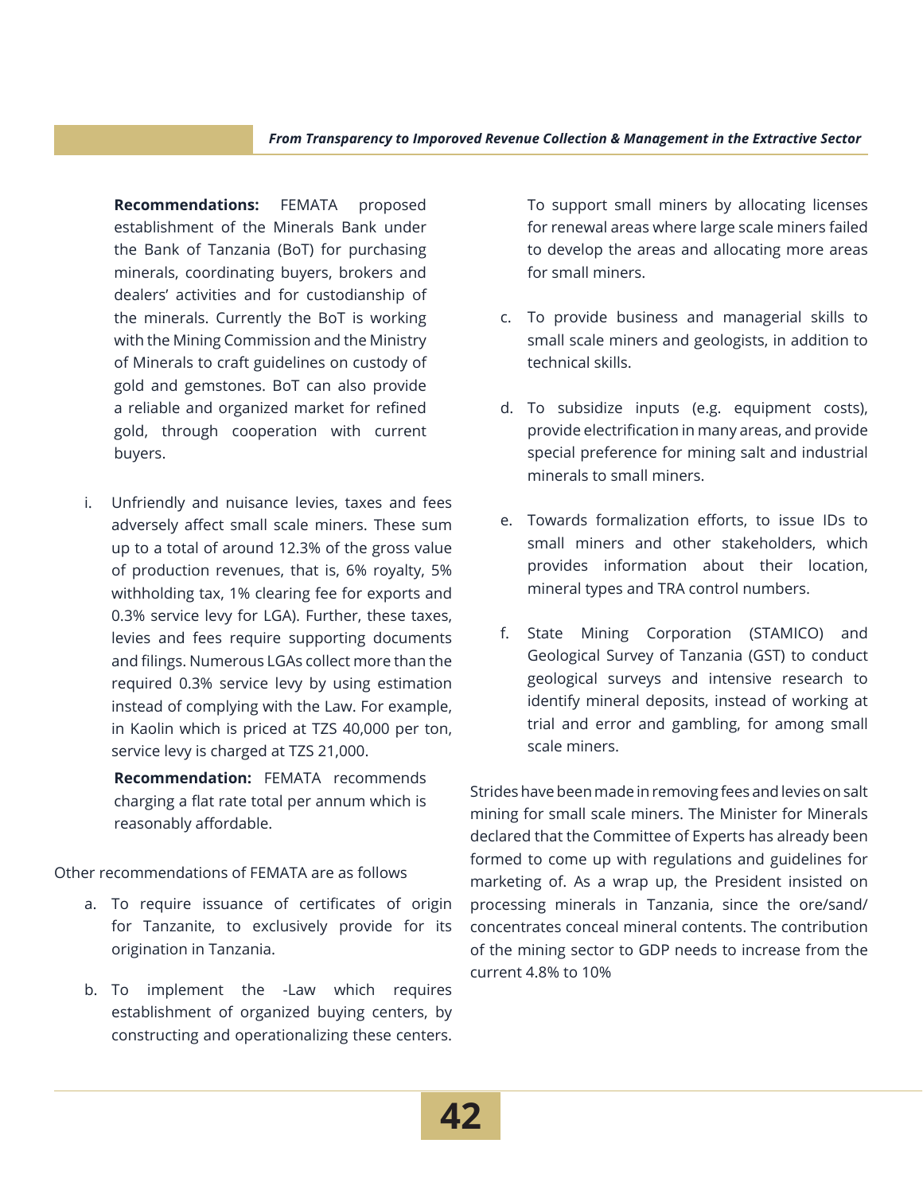**Recommendations:** FEMATA proposed establishment of the Minerals Bank under the Bank of Tanzania (BoT) for purchasing minerals, coordinating buyers, brokers and dealers' activities and for custodianship of the minerals. Currently the BoT is working with the Mining Commission and the Ministry of Minerals to craft guidelines on custody of gold and gemstones. BoT can also provide a reliable and organized market for refined gold, through cooperation with current buyers.

i. Unfriendly and nuisance levies, taxes and fees adversely affect small scale miners. These sum up to a total of around 12.3% of the gross value of production revenues, that is, 6% royalty, 5% withholding tax, 1% clearing fee for exports and 0.3% service levy for LGA). Further, these taxes, levies and fees require supporting documents and filings. Numerous LGAs collect more than the required 0.3% service levy by using estimation instead of complying with the Law. For example, in Kaolin which is priced at TZS 40,000 per ton, service levy is charged at TZS 21,000.

   **Recommendation:** FEMATA recommends charging a flat rate total per annum which is reasonably affordable.

Other recommendations of FEMATA are as follows

a. To require issuance of certificates of origin for Tanzanite, to exclusively provide for its origination in Tanzania.

b. To implement the -Law which requires establishment of organized buying centers, by constructing and operationalizing these centers.

   To support small miners by allocating licenses for renewal areas where large scale miners failed to develop the areas and allocating more areas for small miners.

c. To provide business and managerial skills to small scale miners and geologists, in addition to technical skills.

d. To subsidize inputs (e.g. equipment costs), provide electrification in many areas, and provide special preference for mining salt and industrial minerals to small miners.

e. Towards formalization efforts, to issue IDs to small miners and other stakeholders, which provides information about their location, mineral types and TRA control numbers.

f. State Mining Corporation (STAMICO) and Geological Survey of Tanzania (GST) to conduct geological surveys and intensive research to identify mineral deposits, instead of working at trial and error and gambling, for among small scale miners.

Strides have been made in removing fees and levies on salt mining for small scale miners. The Minister for Minerals declared that the Committee of Experts has already been formed to come up with regulations and guidelines for marketing of. As a wrap up, the President insisted on processing minerals in Tanzania, since the ore/sand/ concentrates conceal mineral contents. The contribution of the mining sector to GDP needs to increase from the current 4.8% to 10%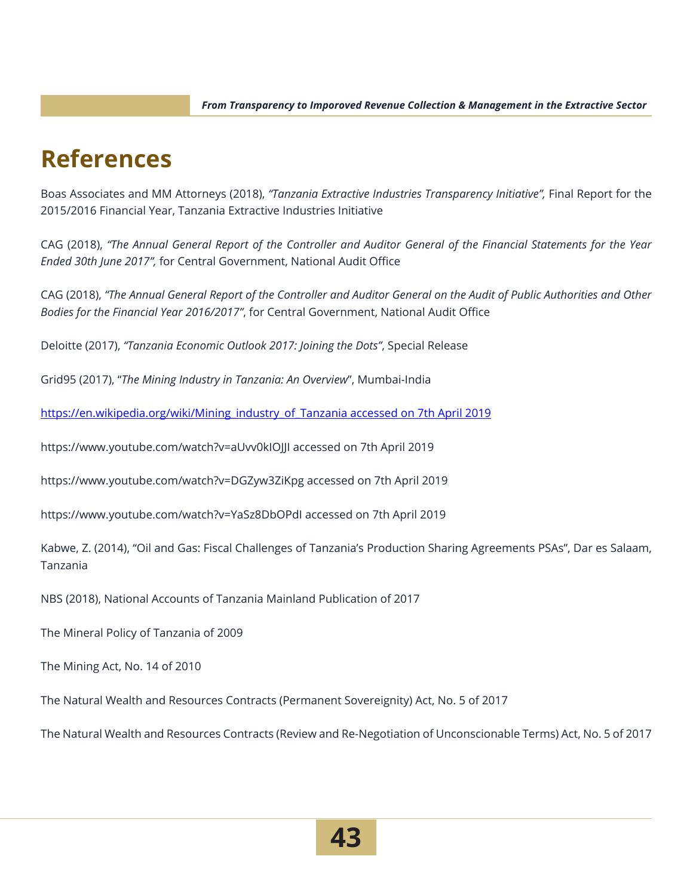# References

Boas Associates and MM Attorneys (2018), *"Tanzania Extractive Industries Transparency Initiative",* Final Report for the 2015/2016 Financial Year, Tanzania Extractive Industries Initiative

CAG (2018), *"The Annual General Report of the Controller and Auditor General of the Financial Statements for the Year Ended 30th June 2017",* for Central Government, National Audit Office

CAG (2018), *"The Annual General Report of the Controller and Auditor General on the Audit of Public Authorities and Other Bodies for the Financial Year 2016/2017"*, for Central Government, National Audit Office

Deloitte (2017), *"Tanzania Economic Outlook 2017: Joining the Dots"*, Special Release

Grid95 (2017), "*The Mining Industry in Tanzania: An Overview*", Mumbai-India

https://en.wikipedia.org/wiki/Mining_industry_of_Tanzania accessed on 7th April 2019

https://www.youtube.com/watch?v=aUvv0kIOJJI accessed on 7th April 2019

https://www.youtube.com/watch?v=DGZyw3ZiKpg accessed on 7th April 2019

https://www.youtube.com/watch?v=YaSz8DbOPdI accessed on 7th April 2019

Kabwe, Z. (2014), "Oil and Gas: Fiscal Challenges of Tanzania's Production Sharing Agreements PSAs", Dar es Salaam, Tanzania

NBS (2018), National Accounts of Tanzania Mainland Publication of 2017

The Mineral Policy of Tanzania of 2009

The Mining Act, No. 14 of 2010

The Natural Wealth and Resources Contracts (Permanent Sovereignity) Act, No. 5 of 2017

The Natural Wealth and Resources Contracts (Review and Re-Negotiation of Unconscionable Terms) Act, No. 5 of 2017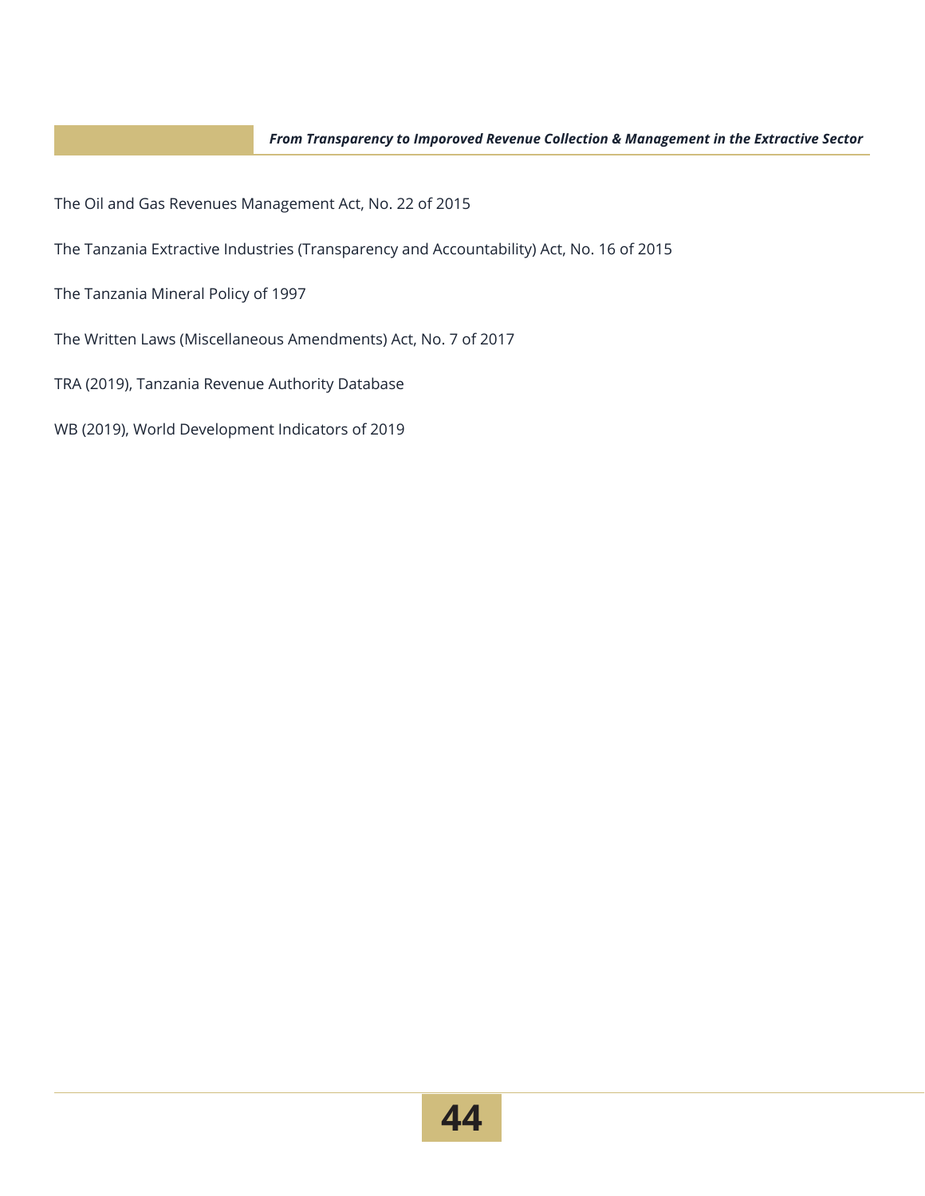The Oil and Gas Revenues Management Act, No. 22 of 2015

The Tanzania Extractive Industries (Transparency and Accountability) Act, No. 16 of 2015

The Tanzania Mineral Policy of 1997

The Written Laws (Miscellaneous Amendments) Act, No. 7 of 2017

TRA (2019), Tanzania Revenue Authority Database

WB (2019), World Development Indicators of 2019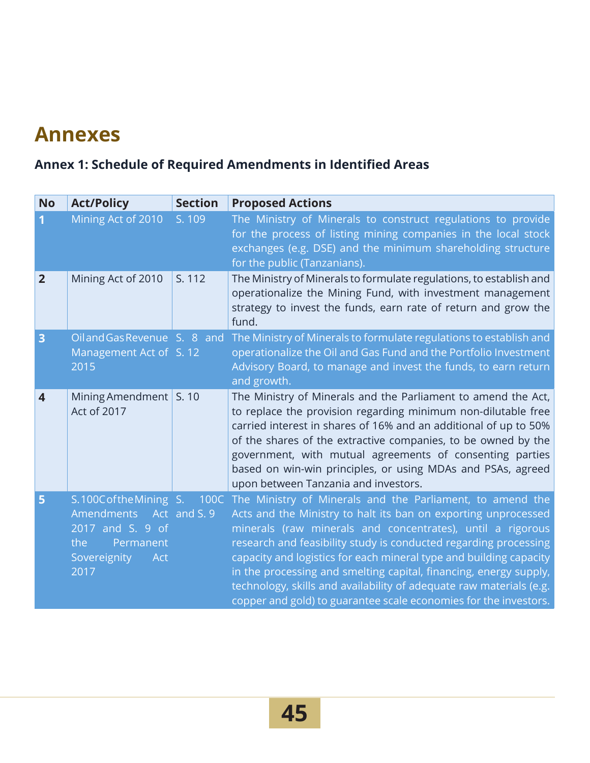# Annexes

### Annex 1: Schedule of Required Amendments in Identified Areas

| No | Act/Policy | Section | Proposed Actions |
|---|---|---|---|
| 1 | Mining Act of 2010 | S. 109 | The Ministry of Minerals to construct regulations to provide for the process of listing mining companies in the local stock exchanges (e.g. DSE) and the minimum shareholding structure for the public (Tanzanians). |
| 2 | Mining Act of 2010 | S. 112 | The Ministry of Minerals to formulate regulations, to establish and operationalize the Mining Fund, with investment management strategy to invest the funds, earn rate of return and grow the fund. |
| 3 | Oil and Gas Revenue Management Act of 2015 | S. 8 and S. 12 | The Ministry of Minerals to formulate regulations to establish and operationalize the Oil and Gas Fund and the Portfolio Investment Advisory Board, to manage and invest the funds, to earn return and growth. |
| 4 | Mining Amendment Act of 2017 | S. 10 | The Ministry of Minerals and the Parliament to amend the Act, to replace the provision regarding minimum non-dilutable free carried interest in shares of 16% and an additional of up to 50% of the shares of the extractive companies, to be owned by the government, with mutual agreements of consenting parties based on win-win principles, or using MDAs and PSAs, agreed upon between Tanzania and investors. |
| 5 | S.100C of the Mining Amendments Act 2017 and S. 9 of the Permanent Sovereignity Act 2017 | S. 100C and S. 9 | The Ministry of Minerals and the Parliament, to amend the Acts and the Ministry to halt its ban on exporting unprocessed minerals (raw minerals and concentrates), until a rigorous research and feasibility study is conducted regarding processing capacity and logistics for each mineral type and building capacity in the processing and smelting capital, financing, energy supply, technology, skills and availability of adequate raw materials (e.g. copper and gold) to guarantee scale economies for the investors. |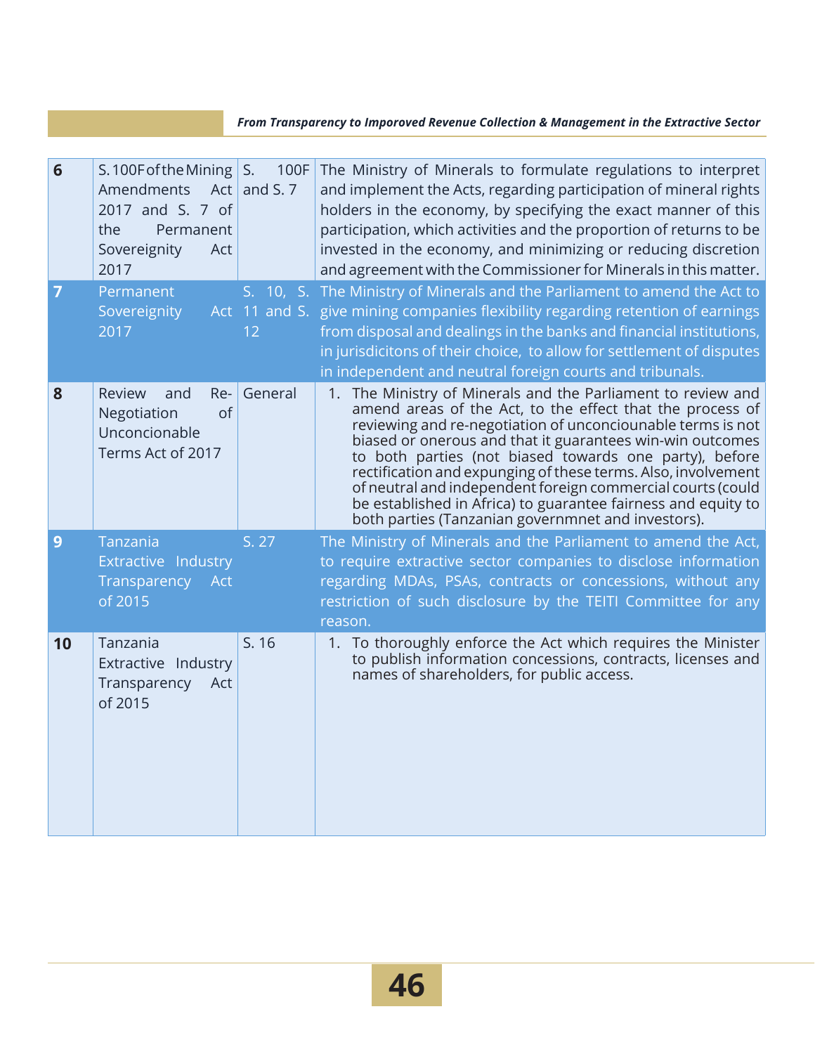| | | | |
|---|---|---|---|
| **6** | S. 100F of the Mining Amendments Act 2017 and S. 7 of the Permanent Sovereignity Act 2017 | S. 100F and S. 7 | The Ministry of Minerals to formulate regulations to interpret and implement the Acts, regarding participation of mineral rights holders in the economy, by specifying the exact manner of this participation, which activities and the proportion of returns to be invested in the economy, and minimizing or reducing discretion and agreement with the Commissioner for Minerals in this matter. |
| **7** | Permanent Sovereignity Act 2017 | S. 10, S. 11 and S. 12 | The Ministry of Minerals and the Parliament to amend the Act to give mining companies flexibility regarding retention of earnings from disposal and dealings in the banks and financial institutions, in jurisdicitons of their choice, to allow for settlement of disputes in independent and neutral foreign courts and tribunals. |
| **8** | Review and Re-Negotiation of Unconcionable Terms Act of 2017 | General | 1. The Ministry of Minerals and the Parliament to review and amend areas of the Act, to the effect that the process of reviewing and re-negotiation of unconciounable terms is not biased or onerous and that it guarantees win-win outcomes to both parties (not biased towards one party), before rectification and expunging of these terms. Also, involvement of neutral and independent foreign commercial courts (could be established in Africa) to guarantee fairness and equity to both parties (Tanzanian governmnet and investors). |
| **9** | Tanzania Extractive Industry Transparency Act of 2015 | S. 27 | The Ministry of Minerals and the Parliament to amend the Act, to require extractive sector companies to disclose information regarding MDAs, PSAs, contracts or concessions, without any restriction of such disclosure by the TEITI Committee for any reason. |
| **10** | Tanzania Extractive Industry Transparency Act of 2015 | S. 16 | 1. To thoroughly enforce the Act which requires the Minister to publish information concessions, contracts, licenses and names of shareholders, for public access. |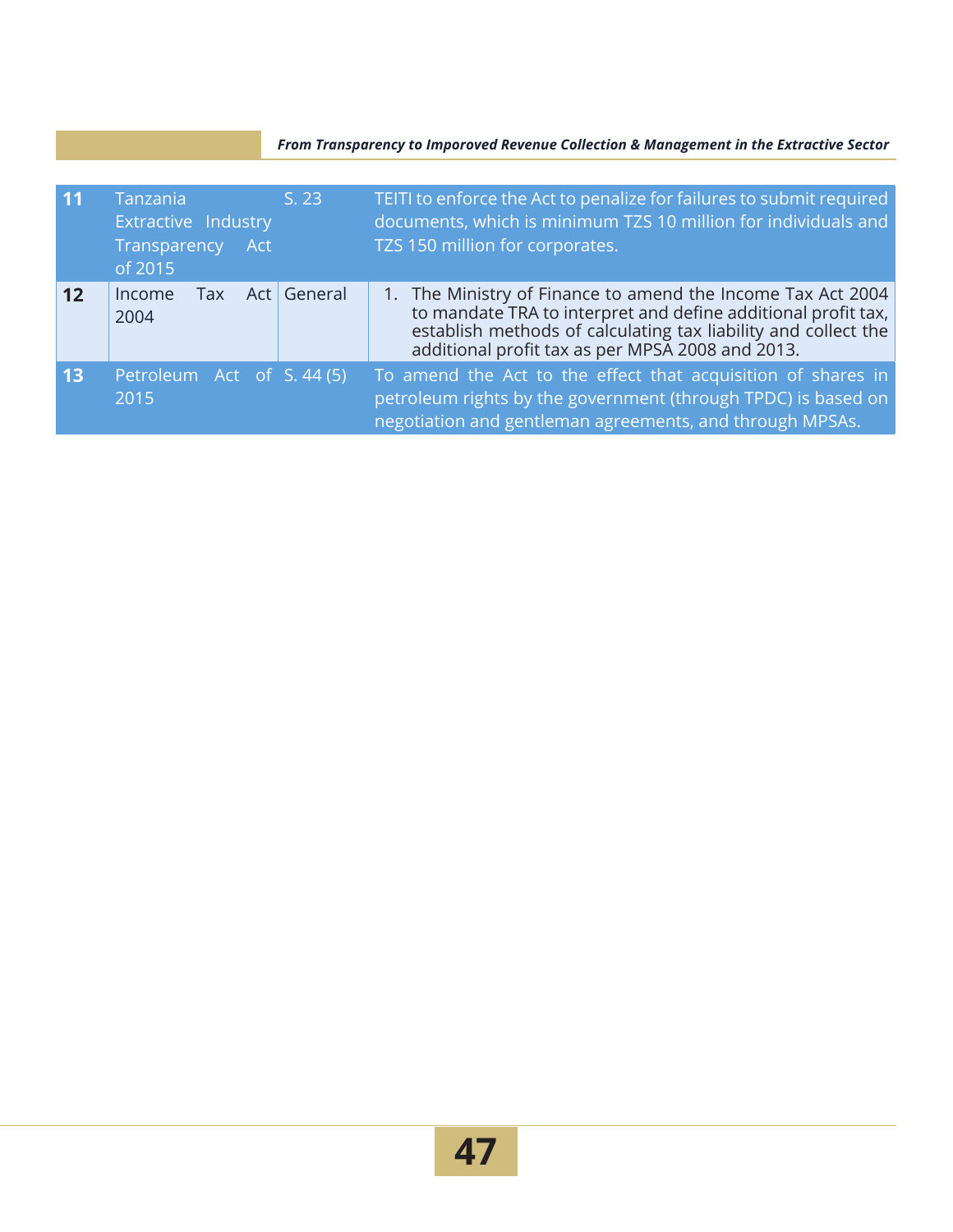| 11 | Tanzania Extractive Industry Transparency Act of 2015 | S. 23 | TEITI to enforce the Act to penalize for failures to submit required documents, which is minimum TZS 10 million for individuals and TZS 150 million for corporates. |
|---|---|---|---|
| 12 | Income Tax Act 2004 | General | 1. The Ministry of Finance to amend the Income Tax Act 2004 to mandate TRA to interpret and define additional profit tax, establish methods of calculating tax liability and collect the additional profit tax as per MPSA 2008 and 2013. |
| 13 | Petroleum Act of 2015 | S. 44 (5) | To amend the Act to the effect that acquisition of shares in petroleum rights by the government (through TPDC) is based on negotiation and gentleman agreements, and through MPSAs. |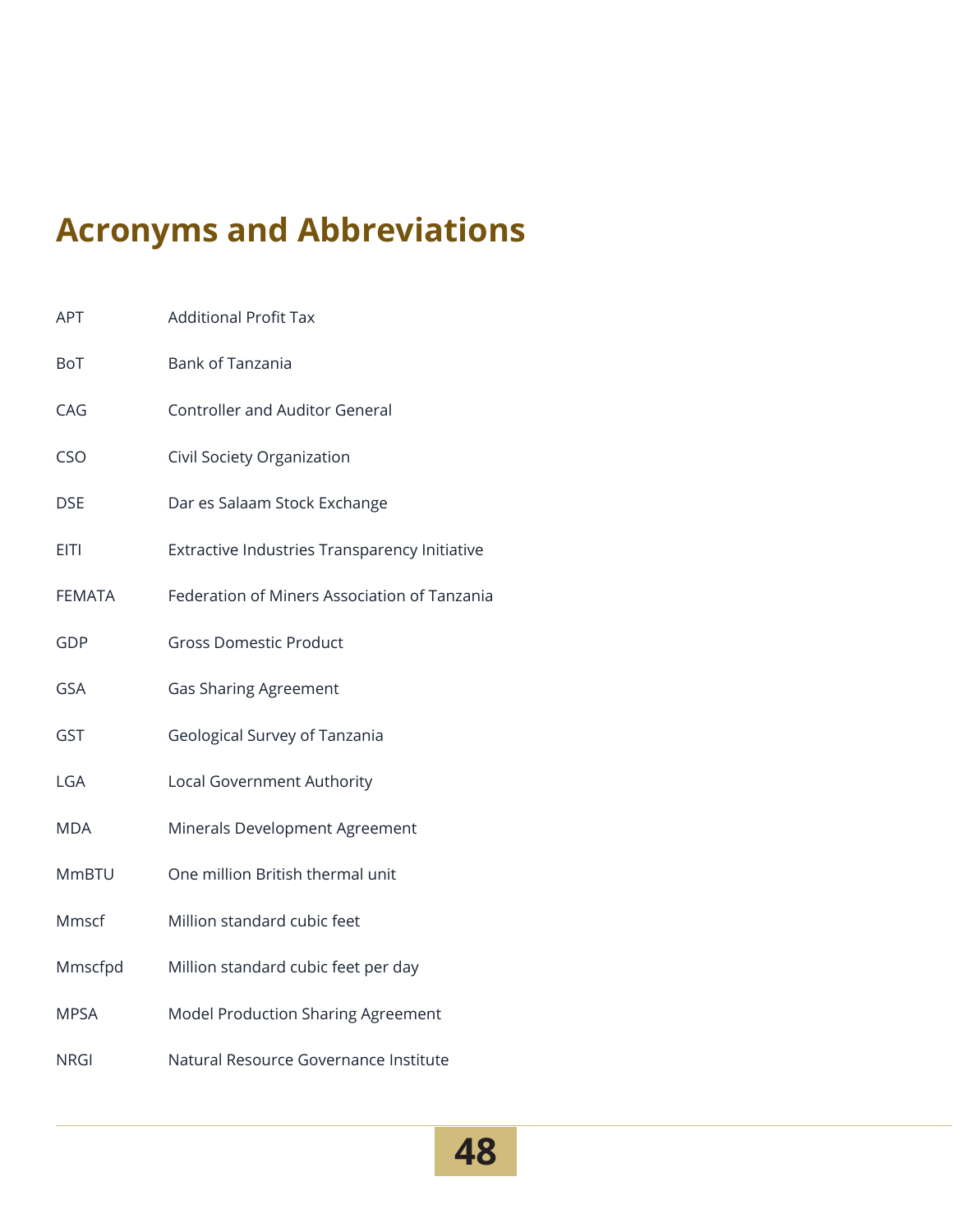# Acronyms and Abbreviations

| | |
|---|---|
| APT | Additional Profit Tax |
| BoT | Bank of Tanzania |
| CAG | Controller and Auditor General |
| CSO | Civil Society Organization |
| DSE | Dar es Salaam Stock Exchange |
| EITI | Extractive Industries Transparency Initiative |
| FEMATA | Federation of Miners Association of Tanzania |
| GDP | Gross Domestic Product |
| GSA | Gas Sharing Agreement |
| GST | Geological Survey of Tanzania |
| LGA | Local Government Authority |
| MDA | Minerals Development Agreement |
| MmBTU | One million British thermal unit |
| Mmscf | Million standard cubic feet |
| Mmscfpd | Million standard cubic feet per day |
| MPSA | Model Production Sharing Agreement |
| NRGI | Natural Resource Governance Institute |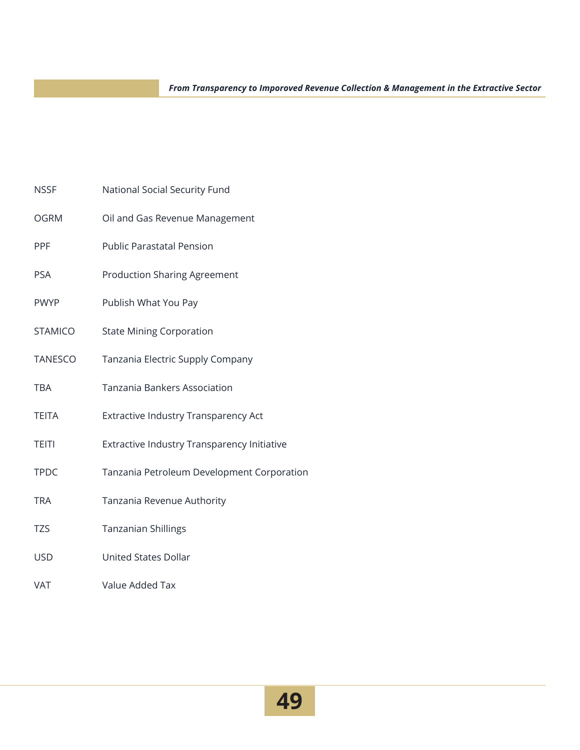| | |
|---|---|
| NSSF | National Social Security Fund |
| OGRM | Oil and Gas Revenue Management |
| PPF | Public Parastatal Pension |
| PSA | Production Sharing Agreement |
| PWYP | Publish What You Pay |
| STAMICO | State Mining Corporation |
| TANESCO | Tanzania Electric Supply Company |
| TBA | Tanzania Bankers Association |
| TEITA | Extractive Industry Transparency Act |
| TEITI | Extractive Industry Transparency Initiative |
| TPDC | Tanzania Petroleum Development Corporation |
| TRA | Tanzania Revenue Authority |
| TZS | Tanzanian Shillings |
| USD | United States Dollar |
| VAT | Value Added Tax |